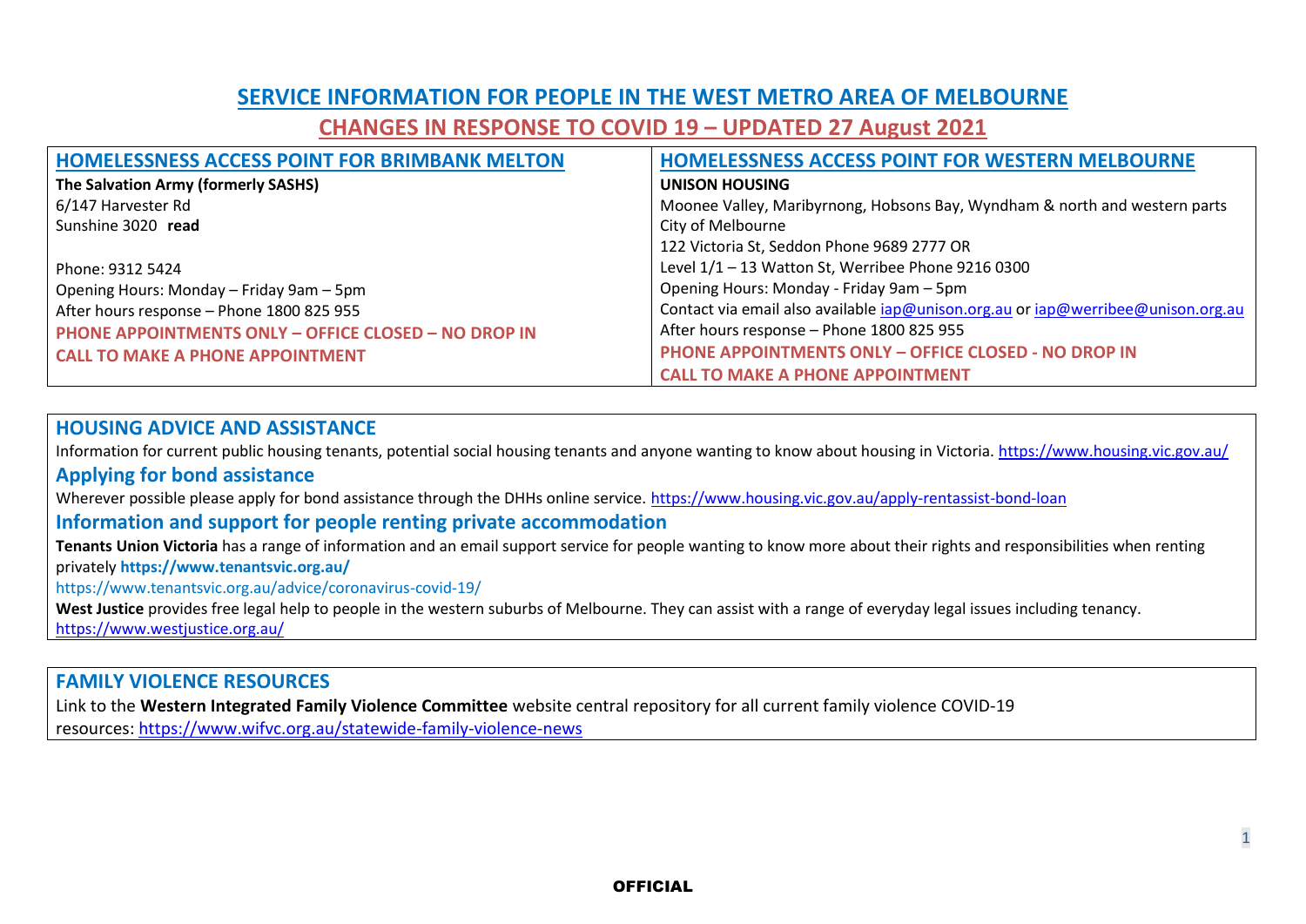# SERVICE INFORMATION FOR PEOPLE IN THE WEST METRO AREA OF MELBOURNE

## CHANGES IN RESPONSE TO COVID 19 – UPDATED 27 August 2021

| HOMELESSNESS ACCESS POINT FOR BRIMBANK MELTON | HOMELESSNESS ACCESS POINT FOR WESTERN MELBOURNE |
|---|---|
| **The Salvation Army (formerly SASHS)**<br>6/147 Harvester Rd<br>Sunshine 3020 **read**<br><br>Phone: 9312 5424<br>Opening Hours: Monday – Friday 9am – 5pm<br>After hours response – Phone 1800 825 955<br>**PHONE APPOINTMENTS ONLY – OFFICE CLOSED – NO DROP IN**<br>**CALL TO MAKE A PHONE APPOINTMENT** | **UNISON HOUSING**<br>Moonee Valley, Maribyrnong, Hobsons Bay, Wyndham & north and western parts City of Melbourne<br>122 Victoria St, Seddon Phone 9689 2777 OR<br>Level 1/1 – 13 Watton St, Werribee Phone 9216 0300<br>Opening Hours: Monday - Friday 9am – 5pm<br>Contact via email also available iap@unison.org.au or iap@werribee@unison.org.au<br>After hours response – Phone 1800 825 955<br>**PHONE APPOINTMENTS ONLY – OFFICE CLOSED - NO DROP IN**<br>**CALL TO MAKE A PHONE APPOINTMENT** |

## HOUSING ADVICE AND ASSISTANCE

Information for current public housing tenants, potential social housing tenants and anyone wanting to know about housing in Victoria. https://www.housing.vic.gov.au/

### Applying for bond assistance

Wherever possible please apply for bond assistance through the DHHs online service. https://www.housing.vic.gov.au/apply-rentassist-bond-loan

### Information and support for people renting private accommodation

**Tenants Union Victoria** has a range of information and an email support service for people wanting to know more about their rights and responsibilities when renting privately **https://www.tenantsvic.org.au/**

https://www.tenantsvic.org.au/advice/coronavirus-covid-19/

**West Justice** provides free legal help to people in the western suburbs of Melbourne. They can assist with a range of everyday legal issues including tenancy.
https://www.westjustice.org.au/

## FAMILY VIOLENCE RESOURCES

Link to the **Western Integrated Family Violence Committee** website central repository for all current family violence COVID-19 resources: https://www.wifvc.org.au/statewide-family-violence-news

OFFICIAL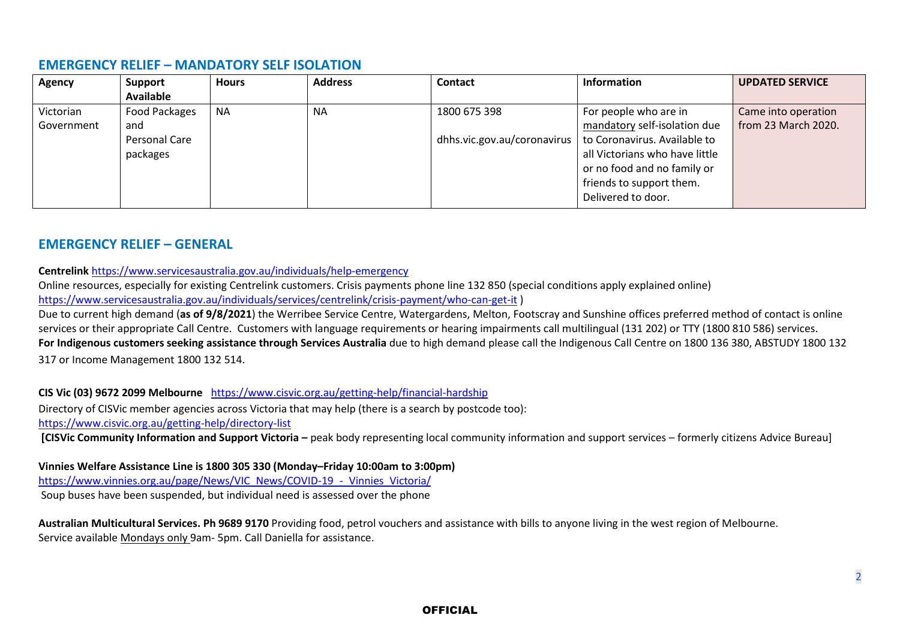## EMERGENCY RELIEF – MANDATORY SELF ISOLATION

| Agency | Support Available | Hours | Address | Contact | Information | UPDATED SERVICE |
|---|---|---|---|---|---|---|
| Victorian Government | Food Packages and Personal Care packages | NA | NA | 1800 675 398<br><br>dhhs.vic.gov.au/coronavirus | For people who are in mandatory self-isolation due to Coronavirus. Available to all Victorians who have little or no food and no family or friends to support them. Delivered to door. | Came into operation from 23 March 2020. |

## EMERGENCY RELIEF – GENERAL

**Centrelink** https://www.servicesaustralia.gov.au/individuals/help-emergency
Online resources, especially for existing Centrelink customers. Crisis payments phone line 132 850 (special conditions apply explained online) https://www.servicesaustralia.gov.au/individuals/services/centrelink/crisis-payment/who-can-get-it )
Due to current high demand (**as of 9/8/2021**) the Werribee Service Centre, Watergardens, Melton, Footscray and Sunshine offices preferred method of contact is online services or their appropriate Call Centre. Customers with language requirements or hearing impairments call multilingual (131 202) or TTY (1800 810 586) services.
**For Indigenous customers seeking assistance through Services Australia** due to high demand please call the Indigenous Call Centre on 1800 136 380, ABSTUDY 1800 132 317 or Income Management 1800 132 514.

**CIS Vic (03) 9672 2099 Melbourne** https://www.cisvic.org.au/getting-help/financial-hardship
Directory of CISVic member agencies across Victoria that may help (there is a search by postcode too):
https://www.cisvic.org.au/getting-help/directory-list
**[CISVic Community Information and Support Victoria –** peak body representing local community information and support services – formerly citizens Advice Bureau]

**Vinnies Welfare Assistance Line is 1800 305 330 (Monday–Friday 10:00am to 3:00pm)**
https://www.vinnies.org.au/page/News/VIC_News/COVID-19_-_Vinnies_Victoria/
Soup buses have been suspended, but individual need is assessed over the phone

**Australian Multicultural Services. Ph 9689 9170** Providing food, petrol vouchers and assistance with bills to anyone living in the west region of Melbourne.
Service available Mondays only 9am- 5pm. Call Daniella for assistance.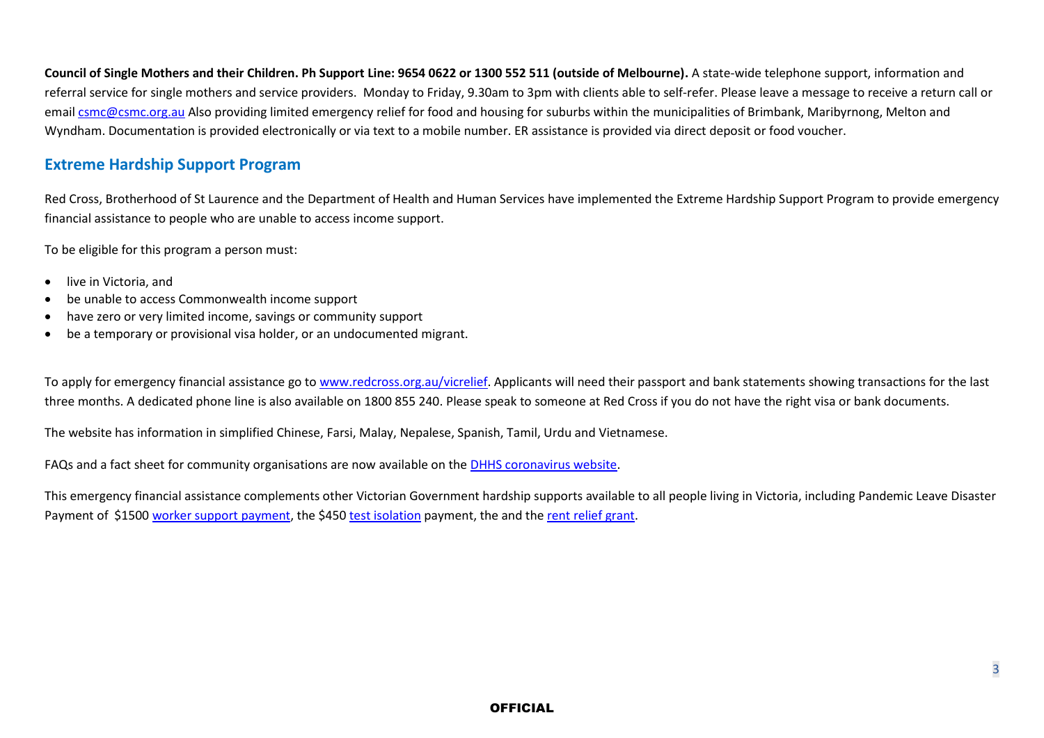**Council of Single Mothers and their Children. Ph Support Line: 9654 0622 or 1300 552 511 (outside of Melbourne).** A state-wide telephone support, information and referral service for single mothers and service providers. Monday to Friday, 9.30am to 3pm with clients able to self-refer. Please leave a message to receive a return call or email csmc@csmc.org.au Also providing limited emergency relief for food and housing for suburbs within the municipalities of Brimbank, Maribyrnong, Melton and Wyndham. Documentation is provided electronically or via text to a mobile number. ER assistance is provided via direct deposit or food voucher.

## Extreme Hardship Support Program

Red Cross, Brotherhood of St Laurence and the Department of Health and Human Services have implemented the Extreme Hardship Support Program to provide emergency financial assistance to people who are unable to access income support.

To be eligible for this program a person must:

- live in Victoria, and
- be unable to access Commonwealth income support
- have zero or very limited income, savings or community support
- be a temporary or provisional visa holder, or an undocumented migrant.

To apply for emergency financial assistance go to www.redcross.org.au/vicrelief. Applicants will need their passport and bank statements showing transactions for the last three months. A dedicated phone line is also available on 1800 855 240. Please speak to someone at Red Cross if you do not have the right visa or bank documents.

The website has information in simplified Chinese, Farsi, Malay, Nepalese, Spanish, Tamil, Urdu and Vietnamese.

FAQs and a fact sheet for community organisations are now available on the DHHS coronavirus website.

This emergency financial assistance complements other Victorian Government hardship supports available to all people living in Victoria, including Pandemic Leave Disaster Payment of $1500 worker support payment, the $450 test isolation payment, the and the rent relief grant.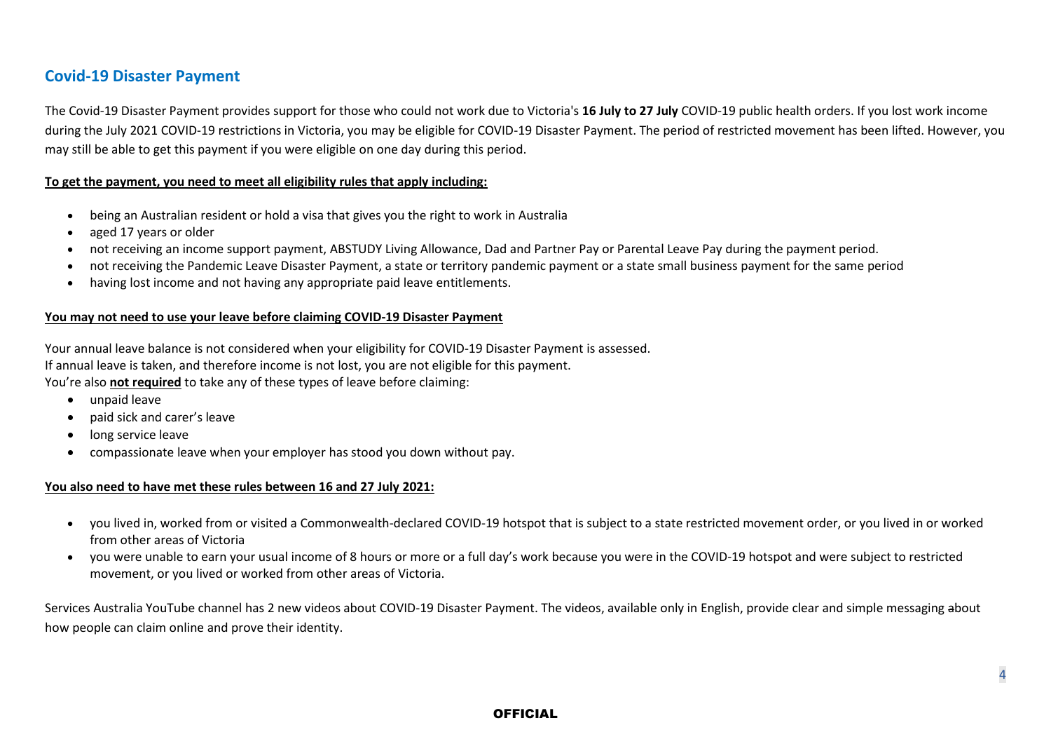## Covid-19 Disaster Payment

The Covid-19 Disaster Payment provides support for those who could not work due to Victoria's **16 July to 27 July** COVID-19 public health orders. If you lost work income during the July 2021 COVID-19 restrictions in Victoria, you may be eligible for COVID-19 Disaster Payment. The period of restricted movement has been lifted. However, you may still be able to get this payment if you were eligible on one day during this period.

**<u>To get the payment, you need to meet all eligibility rules that apply including:</u>**

- being an Australian resident or hold a visa that gives you the right to work in Australia
- aged 17 years or older
- not receiving an income support payment, ABSTUDY Living Allowance, Dad and Partner Pay or Parental Leave Pay during the payment period.
- not receiving the Pandemic Leave Disaster Payment, a state or territory pandemic payment or a state small business payment for the same period
- having lost income and not having any appropriate paid leave entitlements.

**<u>You may not need to use your leave before claiming COVID-19 Disaster Payment</u>**

Your annual leave balance is not considered when your eligibility for COVID-19 Disaster Payment is assessed.
If annual leave is taken, and therefore income is not lost, you are not eligible for this payment.
You're also **<u>not required</u>** to take any of these types of leave before claiming:

- unpaid leave
- paid sick and carer's leave
- long service leave
- compassionate leave when your employer has stood you down without pay.

**<u>You also need to have met these rules between 16 and 27 July 2021:</u>**

- you lived in, worked from or visited a Commonwealth-declared COVID-19 hotspot that is subject to a state restricted movement order, or you lived in or worked from other areas of Victoria
- you were unable to earn your usual income of 8 hours or more or a full day's work because you were in the COVID-19 hotspot and were subject to restricted movement, or you lived or worked from other areas of Victoria.

Services Australia YouTube channel has 2 new videos about COVID-19 Disaster Payment. The videos, available only in English, provide clear and simple messaging about how people can claim online and prove their identity.

OFFICIAL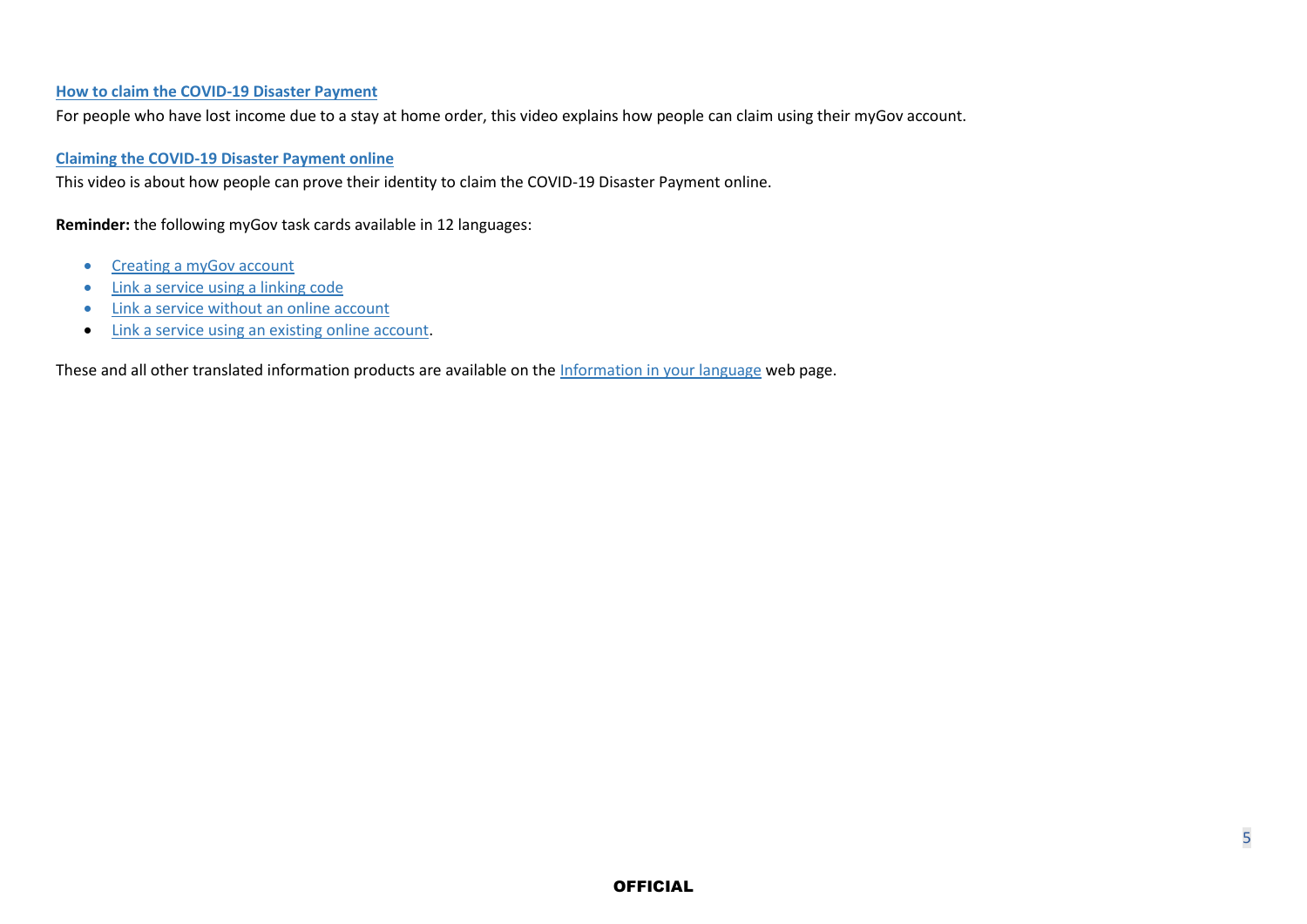**How to claim the COVID-19 Disaster Payment**

For people who have lost income due to a stay at home order, this video explains how people can claim using their myGov account.

**Claiming the COVID-19 Disaster Payment online**

This video is about how people can prove their identity to claim the COVID-19 Disaster Payment online.

**Reminder:** the following myGov task cards available in 12 languages:

- Creating a myGov account
- Link a service using a linking code
- Link a service without an online account
- Link a service using an existing online account.

These and all other translated information products are available on the Information in your language web page.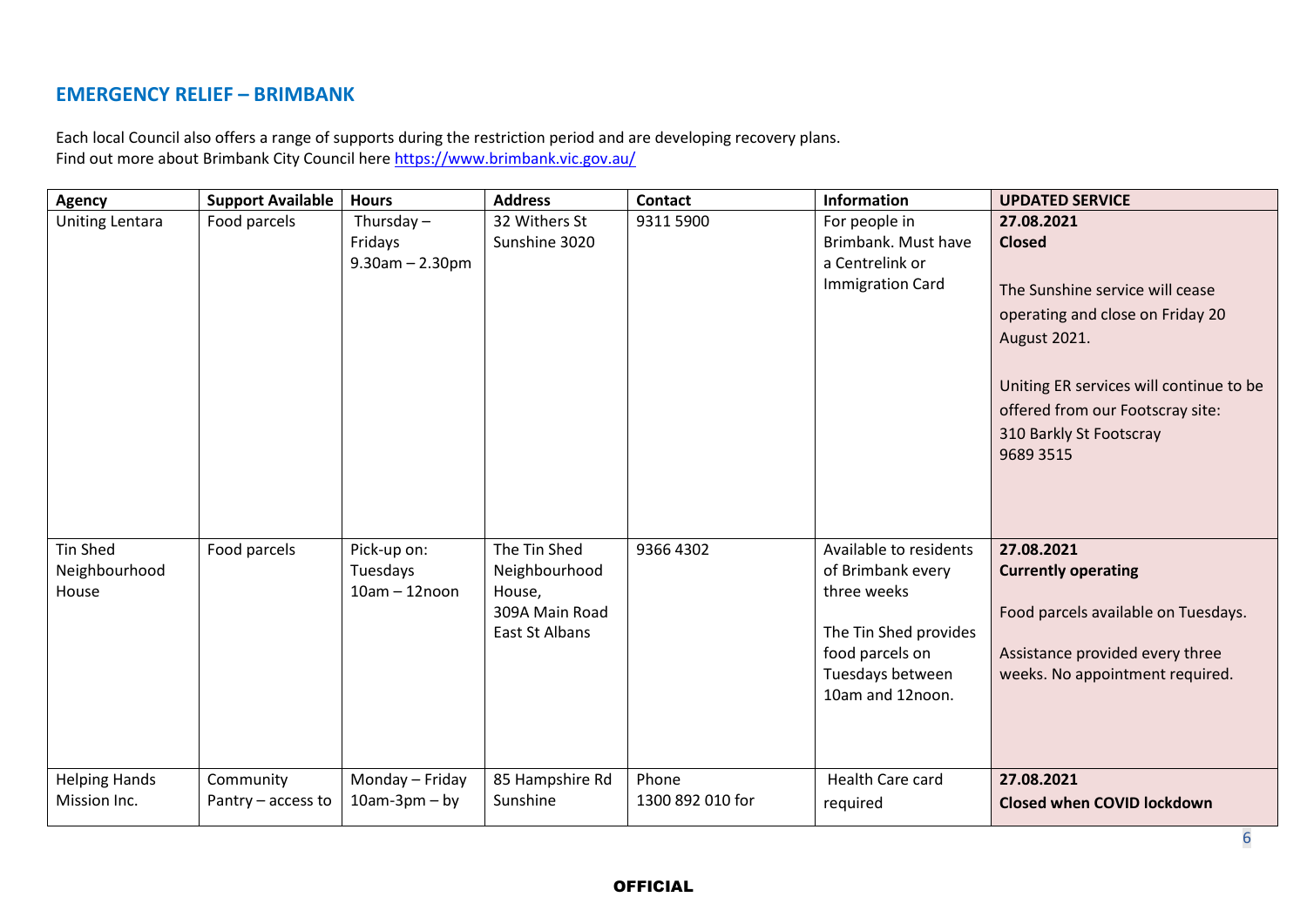## EMERGENCY RELIEF – BRIMBANK

Each local Council also offers a range of supports during the restriction period and are developing recovery plans.
Find out more about Brimbank City Council here https://www.brimbank.vic.gov.au/

| Agency | Support Available | Hours | Address | Contact | Information | UPDATED SERVICE |
|---|---|---|---|---|---|---|
| Uniting Lentara | Food parcels | Thursday – Fridays 9.30am – 2.30pm | 32 Withers St Sunshine 3020 | 9311 5900 | For people in Brimbank. Must have a Centrelink or Immigration Card | **27.08.2021** **Closed** The Sunshine service will cease operating and close on Friday 20 August 2021. Uniting ER services will continue to be offered from our Footscray site: 310 Barkly St Footscray 9689 3515 |
| Tin Shed Neighbourhood House | Food parcels | Pick-up on: Tuesdays 10am – 12noon | The Tin Shed Neighbourhood House, 309A Main Road East St Albans | 9366 4302 | Available to residents of Brimbank every three weeks The Tin Shed provides food parcels on Tuesdays between 10am and 12noon. | **27.08.2021** **Currently operating** Food parcels available on Tuesdays. Assistance provided every three weeks. No appointment required. |
| Helping Hands Mission Inc. | Community Pantry – access to | Monday – Friday 10am-3pm – by | 85 Hampshire Rd Sunshine | Phone 1300 892 010 for | Health Care card required | **27.08.2021** **Closed when COVID lockdown** |

**OFFICIAL**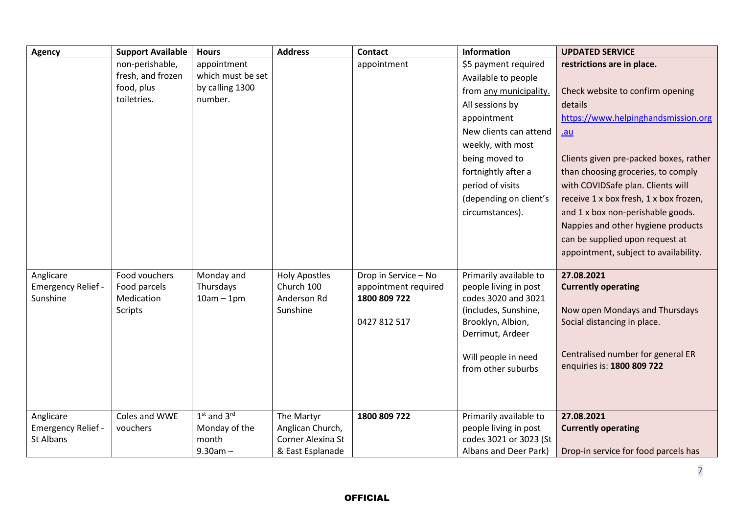| Agency | Support Available | Hours | Address | Contact | Information | UPDATED SERVICE |
|---|---|---|---|---|---|---|
| | non-perishable, fresh, and frozen food, plus toiletries. | appointment which must be set by calling 1300 number. | | appointment | $5 payment required<br>Available to people from any municipality.<br>All sessions by appointment<br>New clients can attend weekly, with most being moved to fortnightly after a period of visits (depending on client's circumstances). | **restrictions are in place.**<br><br>Check website to confirm opening details<br>https://www.helpinghandsmission.org.au<br><br>Clients given pre-packed boxes, rather than choosing groceries, to comply with COVIDSafe plan. Clients will receive 1 x box fresh, 1 x box frozen, and 1 x box non-perishable goods. Nappies and other hygiene products can be supplied upon request at appointment, subject to availability. |
| Anglicare Emergency Relief - Sunshine | Food vouchers<br>Food parcels<br>Medication Scripts | Monday and Thursdays<br>10am – 1pm | Holy Apostles Church 100 Anderson Rd Sunshine | Drop in Service – No appointment required<br>**1800 809 722**<br><br>0427 812 517 | Primarily available to people living in post codes 3020 and 3021 (includes, Sunshine, Brooklyn, Albion, Derrimut, Ardeer<br><br>Will people in need from other suburbs | **27.08.2021**<br>**Currently operating**<br><br>Now open Mondays and Thursdays<br>Social distancing in place.<br><br>Centralised number for general ER enquiries is: **1800 809 722** |
| Anglicare Emergency Relief - St Albans | Coles and WWE vouchers | 1st and 3rd Monday of the month<br>9.30am – | The Martyr Anglican Church, Corner Alexina St & East Esplanade | **1800 809 722** | Primarily available to people living in post codes 3021 or 3023 (St Albans and Deer Park) | **27.08.2021**<br>**Currently operating**<br><br>Drop-in service for food parcels has |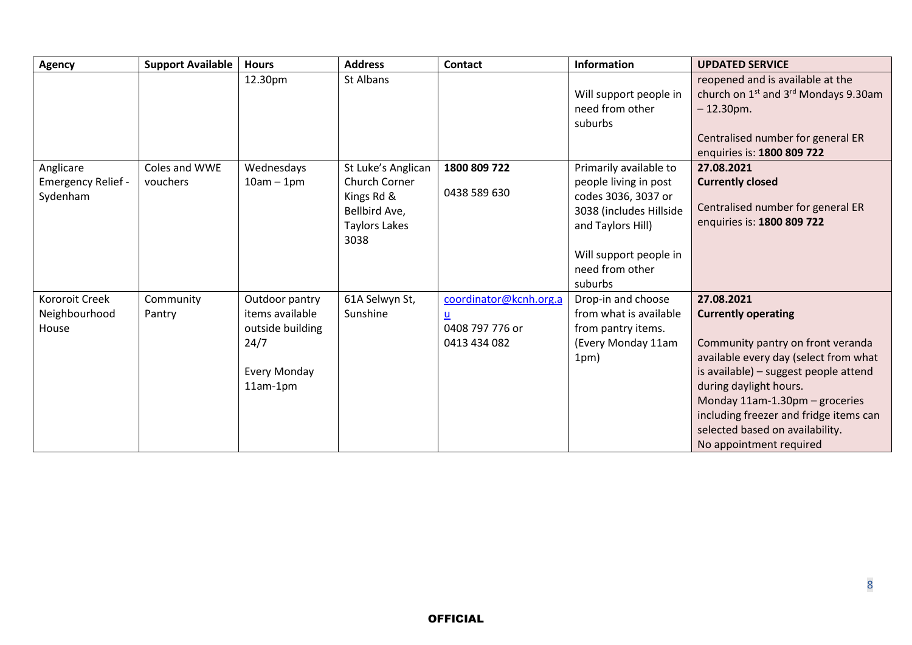| Agency | Support Available | Hours | Address | Contact | Information | UPDATED SERVICE |
|---|---|---|---|---|---|---|
| | | 12.30pm | St Albans | | Will support people in need from other suburbs | reopened and is available at the church on 1st and 3rd Mondays 9.30am – 12.30pm.<br><br>Centralised number for general ER enquiries is: **1800 809 722** |
| Anglicare Emergency Relief - Sydenham | Coles and WWE vouchers | Wednesdays 10am – 1pm | St Luke's Anglican Church Corner Kings Rd & Bellbird Ave, Taylors Lakes 3038 | **1800 809 722**<br><br>0438 589 630 | Primarily available to people living in post codes 3036, 3037 or 3038 (includes Hillside and Taylors Hill)<br><br>Will support people in need from other suburbs | **27.08.2021**<br>**Currently closed**<br><br>Centralised number for general ER enquiries is: **1800 809 722** |
| Kororoit Creek Neighbourhood House | Community Pantry | Outdoor pantry items available outside building 24/7<br><br>Every Monday 11am-1pm | 61A Selwyn St, Sunshine | coordinator@kcnh.org.au<br>0408 797 776 or<br>0413 434 082 | Drop-in and choose from what is available from pantry items. (Every Monday 11am 1pm) | **27.08.2021**<br>**Currently operating**<br><br>Community pantry on front veranda available every day (select from what is available) – suggest people attend during daylight hours.<br>Monday 11am-1.30pm – groceries including freezer and fridge items can selected based on availability.<br>No appointment required |

OFFICIAL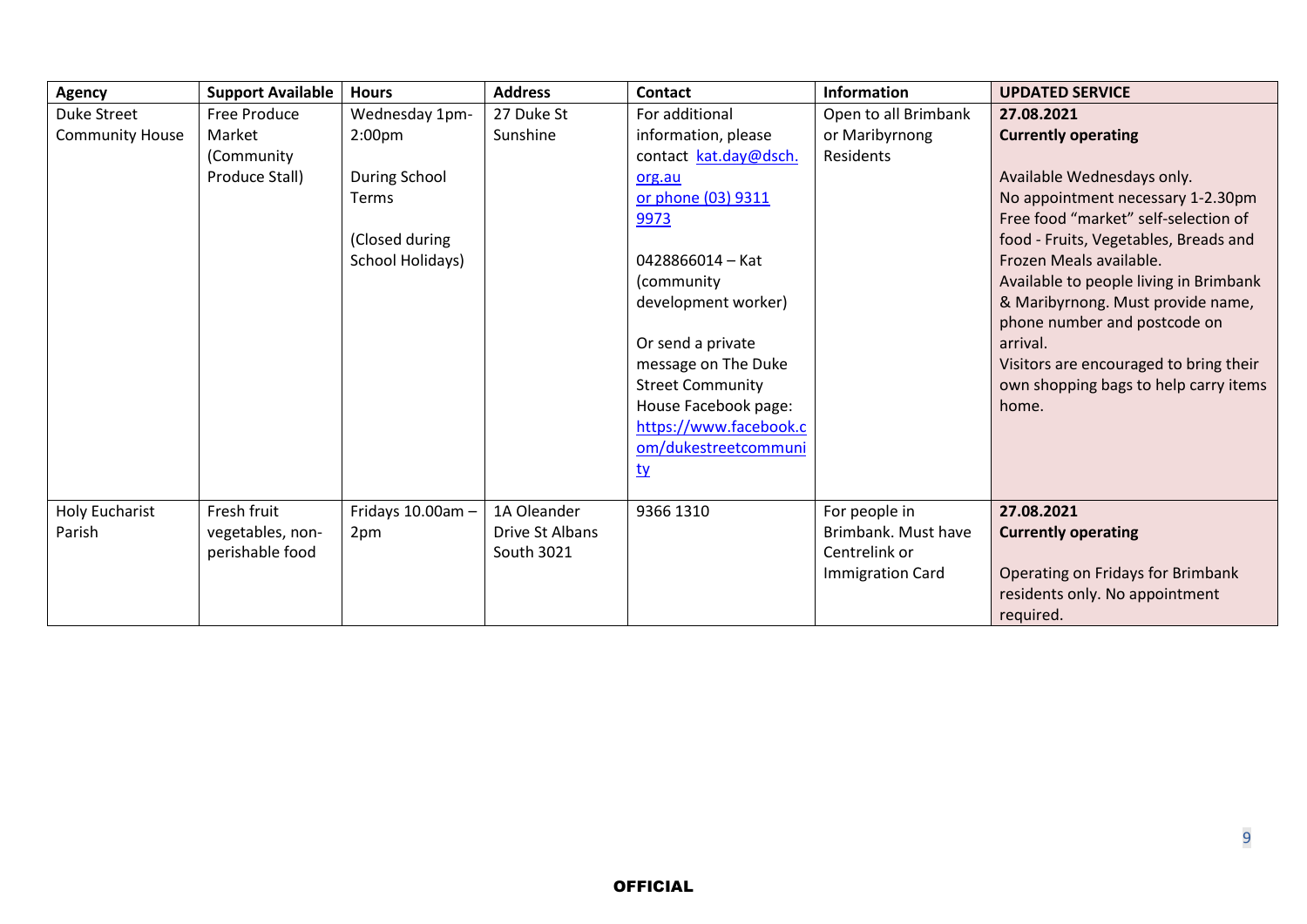| Agency | Support Available | Hours | Address | Contact | Information | UPDATED SERVICE |
|---|---|---|---|---|---|---|
| Duke Street Community House | Free Produce Market (Community Produce Stall) | Wednesday 1pm-2:00pm<br><br>During School Terms<br><br>(Closed during School Holidays) | 27 Duke St Sunshine | For additional information, please contact kat.day@dsch.org.au or phone (03) 9311 9973<br><br>0428866014 – Kat (community development worker)<br><br>Or send a private message on The Duke Street Community House Facebook page: https://www.facebook.com/dukestreetcommunity | Open to all Brimbank or Maribyrnong Residents | **27.08.2021**<br>**Currently operating**<br><br>Available Wednesdays only.<br>No appointment necessary 1-2.30pm<br>Free food "market" self-selection of food - Fruits, Vegetables, Breads and Frozen Meals available.<br>Available to people living in Brimbank & Maribyrnong. Must provide name, phone number and postcode on arrival.<br>Visitors are encouraged to bring their own shopping bags to help carry items home. |
| Holy Eucharist Parish | Fresh fruit vegetables, non-perishable food | Fridays 10.00am – 2pm | 1A Oleander Drive St Albans South 3021 | 9366 1310 | For people in Brimbank. Must have Centrelink or Immigration Card | **27.08.2021**<br>**Currently operating**<br><br>Operating on Fridays for Brimbank residents only. No appointment required. |

OFFICIAL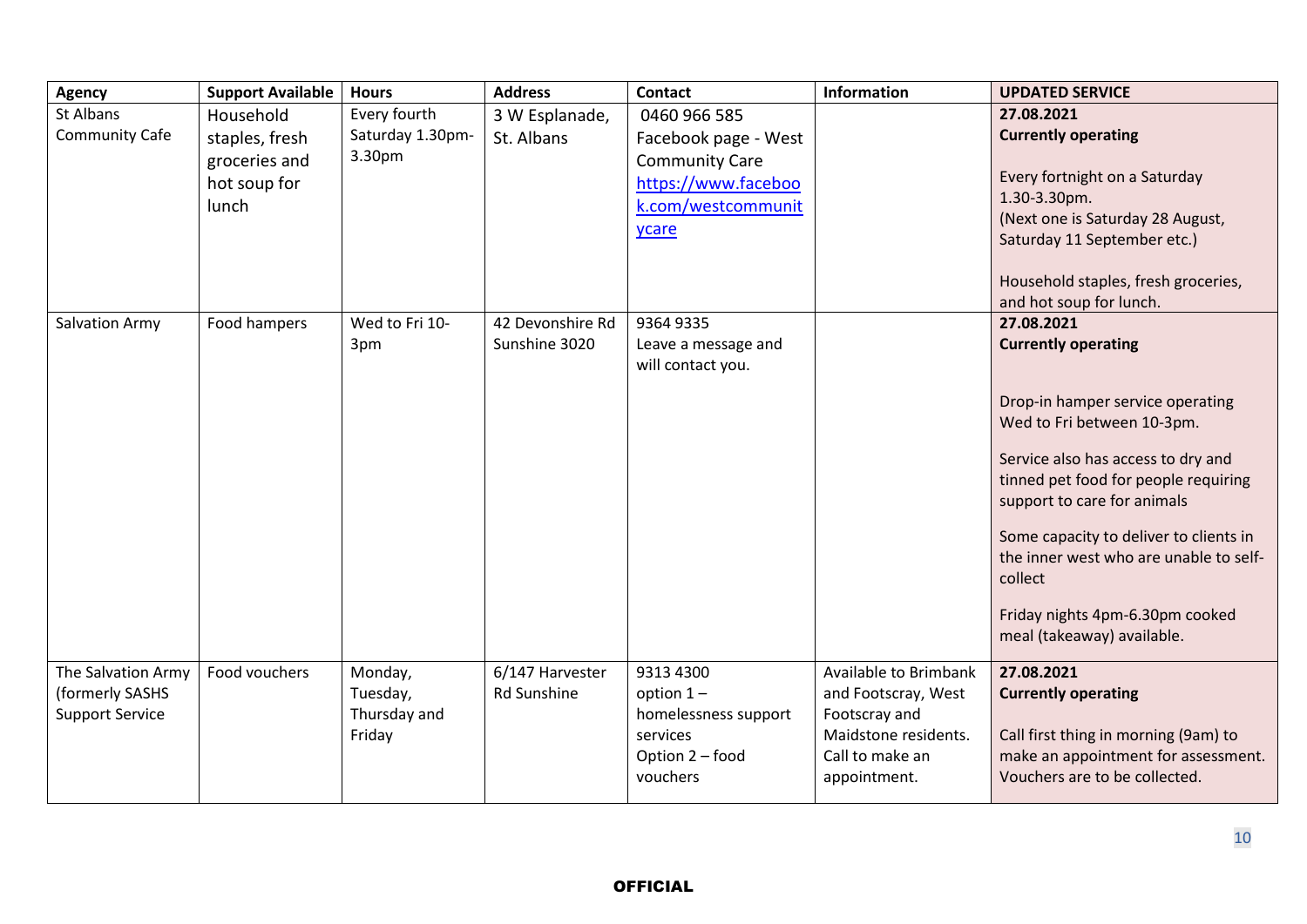| Agency | Support Available | Hours | Address | Contact | Information | UPDATED SERVICE |
|---|---|---|---|---|---|---|
| St Albans Community Cafe | Household staples, fresh groceries and hot soup for lunch | Every fourth Saturday 1.30pm-3.30pm | 3 W Esplanade, St. Albans | 0460 966 585<br>Facebook page - West Community Care<br>[https://www.facebook.com/westcommunitycare](https://www.facebook.com/westcommunitycare) | | **27.08.2021**<br>**Currently operating**<br><br>Every fortnight on a Saturday 1.30-3.30pm.<br>(Next one is Saturday 28 August, Saturday 11 September etc.)<br><br>Household staples, fresh groceries, and hot soup for lunch. |
| Salvation Army | Food hampers | Wed to Fri 10-3pm | 42 Devonshire Rd Sunshine 3020 | 9364 9335<br>Leave a message and will contact you. | | **27.08.2021**<br>**Currently operating**<br><br>Drop-in hamper service operating Wed to Fri between 10-3pm.<br><br>Service also has access to dry and tinned pet food for people requiring support to care for animals<br><br>Some capacity to deliver to clients in the inner west who are unable to self-collect<br><br>Friday nights 4pm-6.30pm cooked meal (takeaway) available. |
| The Salvation Army (formerly SASHS Support Service | Food vouchers | Monday, Tuesday, Thursday and Friday | 6/147 Harvester Rd Sunshine | 9313 4300<br>option 1 – homelessness support services<br>Option 2 – food vouchers | Available to Brimbank and Footscray, West Footscray and Maidstone residents. Call to make an appointment. | **27.08.2021**<br>**Currently operating**<br><br>Call first thing in morning (9am) to make an appointment for assessment. Vouchers are to be collected. |

**OFFICIAL**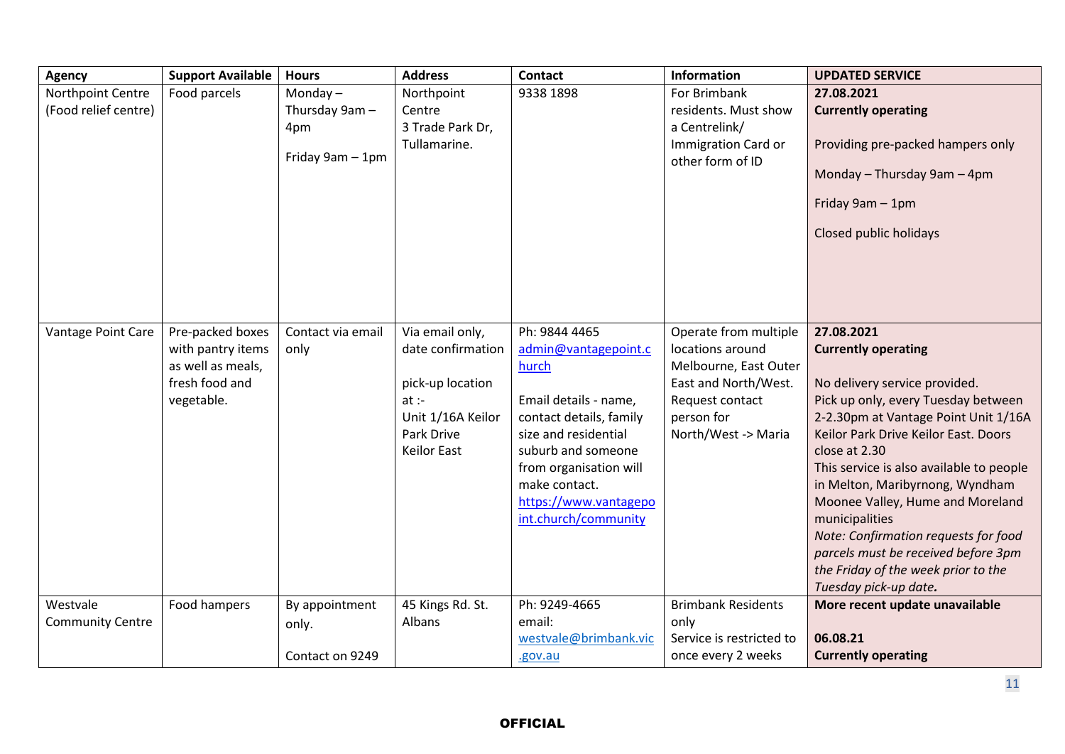| Agency | Support Available | Hours | Address | Contact | Information | UPDATED SERVICE |
|---|---|---|---|---|---|---|
| Northpoint Centre (Food relief centre) | Food parcels | Monday – Thursday 9am – 4pm<br><br>Friday 9am – 1pm | Northpoint Centre<br>3 Trade Park Dr, Tullamarine. | 9338 1898 | For Brimbank residents. Must show a Centrelink/ Immigration Card or other form of ID | **27.08.2021**<br>**Currently operating**<br><br>Providing pre-packed hampers only<br><br>Monday – Thursday 9am – 4pm<br><br>Friday 9am – 1pm<br><br>Closed public holidays |
| Vantage Point Care | Pre-packed boxes with pantry items as well as meals, fresh food and vegetable. | Contact via email only | Via email only, date confirmation<br><br>pick-up location at :-<br>Unit 1/16A Keilor Park Drive<br>Keilor East | Ph: 9844 4465<br>admin@vantagepoint.church<br><br>Email details - name, contact details, family size and residential suburb and someone from organisation will make contact.<br>https://www.vantagepoint.church/community | Operate from multiple locations around Melbourne, East Outer East and North/West. Request contact person for North/West -> Maria | **27.08.2021**<br>**Currently operating**<br><br>No delivery service provided.<br>Pick up only, every Tuesday between 2-2.30pm at Vantage Point Unit 1/16A Keilor Park Drive Keilor East. Doors close at 2.30<br>This service is also available to people in Melton, Maribyrnong, Wyndham Moonee Valley, Hume and Moreland municipalities<br>*Note: Confirmation requests for food parcels must be received before 3pm the Friday of the week prior to the Tuesday pick-up date.* |
| Westvale Community Centre | Food hampers | By appointment only.<br><br>Contact on 9249 | 45 Kings Rd. St. Albans | Ph: 9249-4665<br>email:<br>westvale@brimbank.vic.gov.au | Brimbank Residents only<br>Service is restricted to once every 2 weeks | **More recent update unavailable**<br><br>**06.08.21**<br>**Currently operating** |

**OFFICIAL**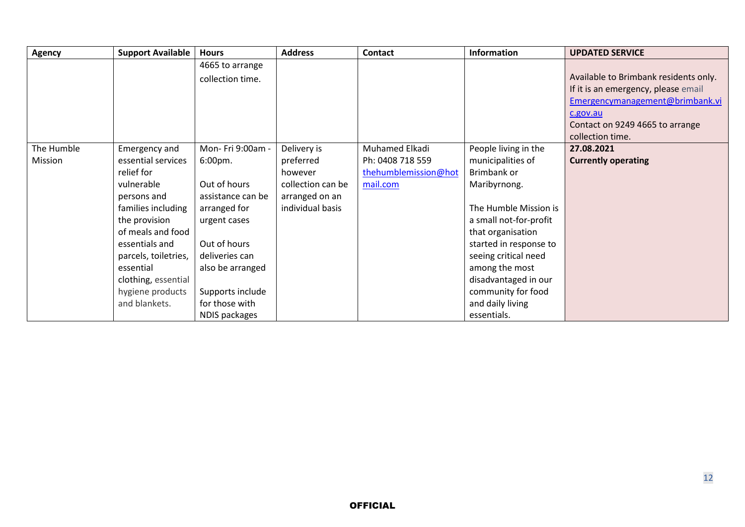| Agency | Support Available | Hours | Address | Contact | Information | UPDATED SERVICE |
|---|---|---|---|---|---|---|
| | | 4665 to arrange collection time. | | | | Available to Brimbank residents only. If it is an emergency, please email Emergencymanagement@brimbank.vic.gov.au Contact on 9249 4665 to arrange collection time. |
| The Humble Mission | Emergency and essential services relief for vulnerable persons and families including the provision of meals and food essentials and parcels, toiletries, essential clothing, essential hygiene products and blankets. | Mon- Fri 9:00am - 6:00pm.<br><br>Out of hours assistance can be arranged for urgent cases<br><br>Out of hours deliveries can also be arranged<br><br>Supports include for those with NDIS packages | Delivery is preferred however collection can be arranged on an individual basis | Muhamed Elkadi<br>Ph: 0408 718 559<br>thehumblemission@hotmail.com | People living in the municipalities of Brimbank or Maribyrnong.<br><br>The Humble Mission is a small not-for-profit that organisation started in response to seeing critical need among the most disadvantaged in our community for food and daily living essentials. | **27.08.2021**<br>**Currently operating** |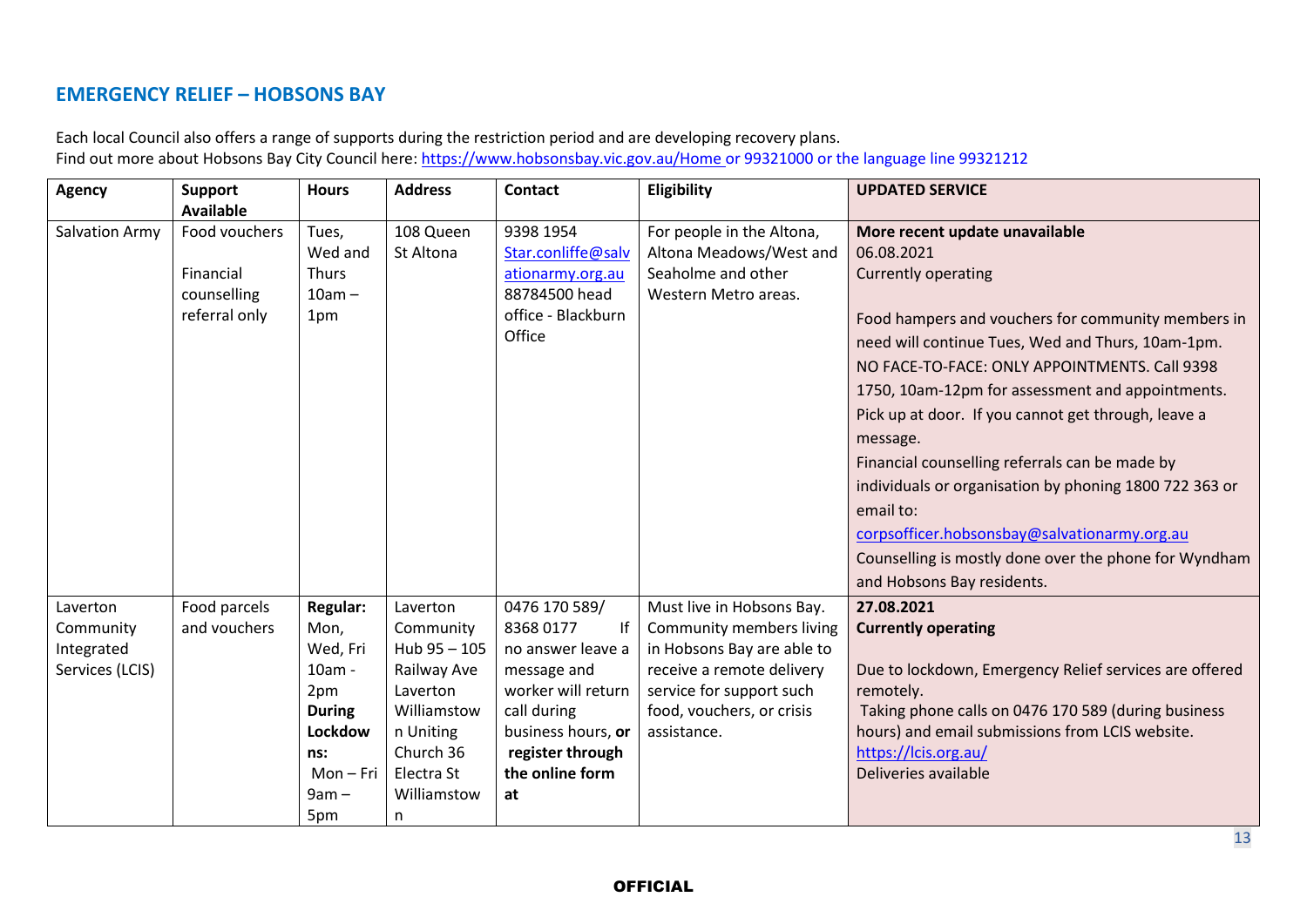## EMERGENCY RELIEF – HOBSONS BAY

Each local Council also offers a range of supports during the restriction period and are developing recovery plans.
Find out more about Hobsons Bay City Council here: https://www.hobsonsbay.vic.gov.au/Home or 99321000 or the language line 99321212

| Agency | Support Available | Hours | Address | Contact | Eligibility | UPDATED SERVICE |
|---|---|---|---|---|---|---|
| Salvation Army | Food vouchers<br><br>Financial counselling referral only | Tues, Wed and Thurs 10am – 1pm | 108 Queen St Altona | 9398 1954 Star.conliffe@salvationarmy.org.au 88784500 head office - Blackburn Office | For people in the Altona, Altona Meadows/West and Seaholme and other Western Metro areas. | **More recent update unavailable**<br>06.08.2021<br>Currently operating<br><br>Food hampers and vouchers for community members in need will continue Tues, Wed and Thurs, 10am-1pm. NO FACE-TO-FACE: ONLY APPOINTMENTS. Call 9398 1750, 10am-12pm for assessment and appointments. Pick up at door. If you cannot get through, leave a message.<br>Financial counselling referrals can be made by individuals or organisation by phoning 1800 722 363 or email to: corpsofficer.hobsonsbay@salvationarmy.org.au<br>Counselling is mostly done over the phone for Wyndham and Hobsons Bay residents. |
| Laverton Community Integrated Services (LCIS) | Food parcels and vouchers | **Regular:** Mon, Wed, Fri 10am - 2pm<br>**During Lockdowns:** Mon – Fri 9am – 5pm | Laverton Community Hub 95 – 105 Railway Ave Laverton Williamstown Uniting Church 36 Electra St Williamstown | 0476 170 589/ 8368 0177 If no answer leave a message and worker will return call during business hours, **or register through the online form at** | Must live in Hobsons Bay. Community members living in Hobsons Bay are able to receive a remote delivery service for support such food, vouchers, or crisis assistance. | **27.08.2021**<br>**Currently operating**<br><br>Due to lockdown, Emergency Relief services are offered remotely.<br>Taking phone calls on 0476 170 589 (during business hours) and email submissions from LCIS website.<br>https://lcis.org.au/<br>Deliveries available |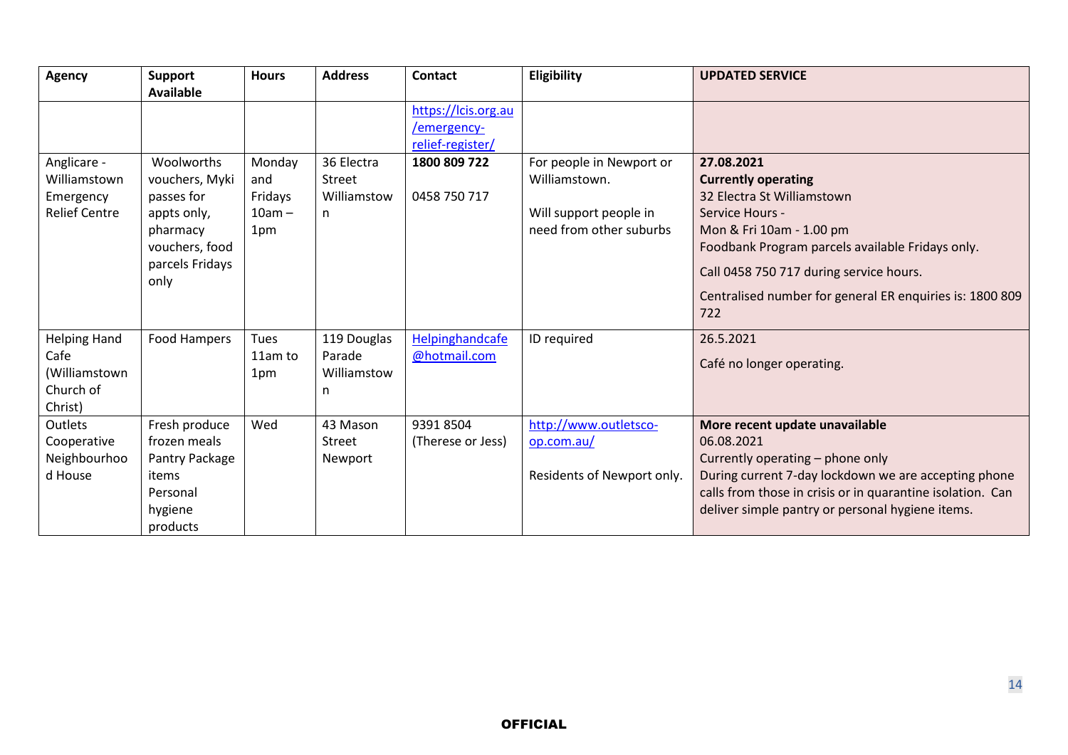| Agency | Support Available | Hours | Address | Contact | Eligibility | UPDATED SERVICE |
|---|---|---|---|---|---|---|
| | | | | https://lcis.org.au/emergency-relief-register/ | | |
| Anglicare - Williamstown Emergency Relief Centre | Woolworths vouchers, Myki passes for appts only, pharmacy vouchers, food parcels Fridays only | Monday and Fridays 10am – 1pm | 36 Electra Street Williamstown | **1800 809 722**<br><br>0458 750 717 | For people in Newport or Williamstown.<br><br>Will support people in need from other suburbs | **27.08.2021**<br>**Currently operating**<br>32 Electra St Williamstown<br>Service Hours -<br>Mon & Fri 10am - 1.00 pm<br>Foodbank Program parcels available Fridays only.<br>Call 0458 750 717 during service hours.<br>Centralised number for general ER enquiries is: 1800 809 722 |
| Helping Hand Cafe (Williamstown Church of Christ) | Food Hampers | Tues 11am to 1pm | 119 Douglas Parade Williamstown | Helpinghandcafe@hotmail.com | ID required | 26.5.2021<br><br>Café no longer operating. |
| Outlets Cooperative Neighbourhood House | Fresh produce frozen meals Pantry Package items Personal hygiene products | Wed | 43 Mason Street Newport | 9391 8504 (Therese or Jess) | http://www.outletsco-op.com.au/<br><br>Residents of Newport only. | **More recent update unavailable**<br>06.08.2021<br>Currently operating – phone only<br>During current 7-day lockdown we are accepting phone calls from those in crisis or in quarantine isolation. Can deliver simple pantry or personal hygiene items. |

**OFFICIAL**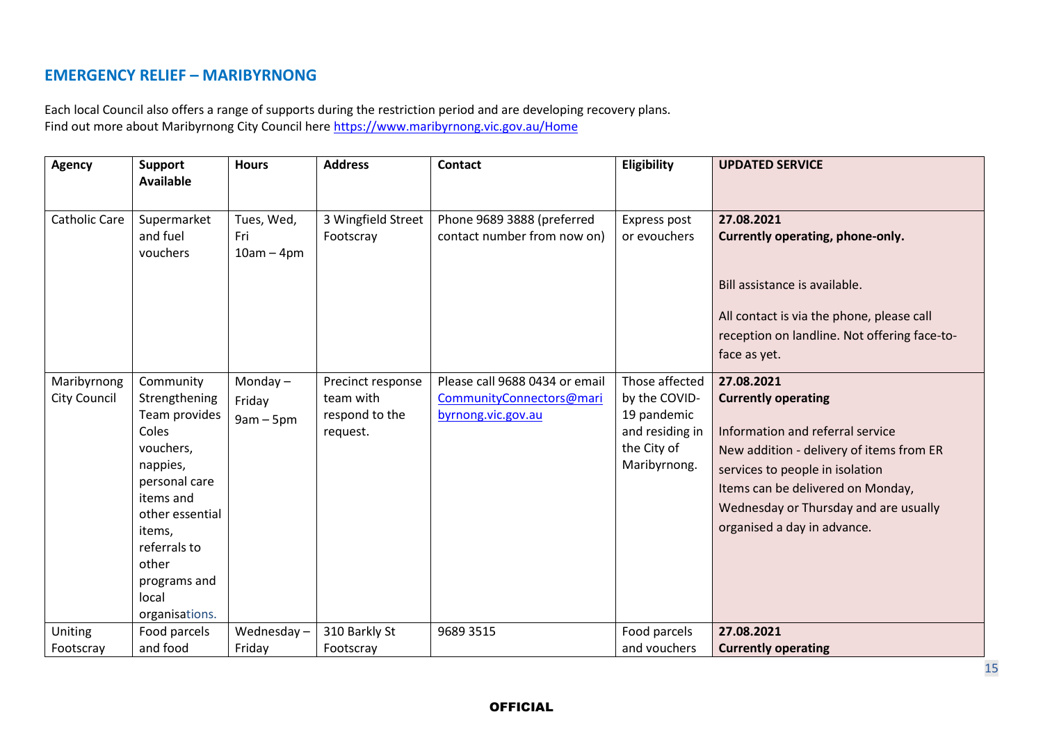## EMERGENCY RELIEF – MARIBYRNONG

Each local Council also offers a range of supports during the restriction period and are developing recovery plans.
Find out more about Maribyrnong City Council here https://www.maribyrnong.vic.gov.au/Home

| Agency | Support Available | Hours | Address | Contact | Eligibility | UPDATED SERVICE |
|---|---|---|---|---|---|---|
| Catholic Care | Supermarket and fuel vouchers | Tues, Wed, Fri 10am – 4pm | 3 Wingfield Street Footscray | Phone 9689 3888 (preferred contact number from now on) | Express post or evouchers | **27.08.2021** **Currently operating, phone-only.** Bill assistance is available. All contact is via the phone, please call reception on landline. Not offering face-to-face as yet. |
| Maribyrnong City Council | Community Strengthening Team provides Coles vouchers, nappies, personal care items and other essential items, referrals to other programs and local organisations. | Monday – Friday 9am – 5pm | Precinct response team with respond to the request. | Please call 9688 0434 or email CommunityConnectors@maribyrnong.vic.gov.au | Those affected by the COVID-19 pandemic and residing in the City of Maribyrnong. | **27.08.2021** **Currently operating** Information and referral service New addition - delivery of items from ER services to people in isolation Items can be delivered on Monday, Wednesday or Thursday and are usually organised a day in advance. |
| Uniting Footscray | Food parcels and food | Wednesday – Friday | 310 Barkly St Footscray | 9689 3515 | Food parcels and vouchers | **27.08.2021** **Currently operating** |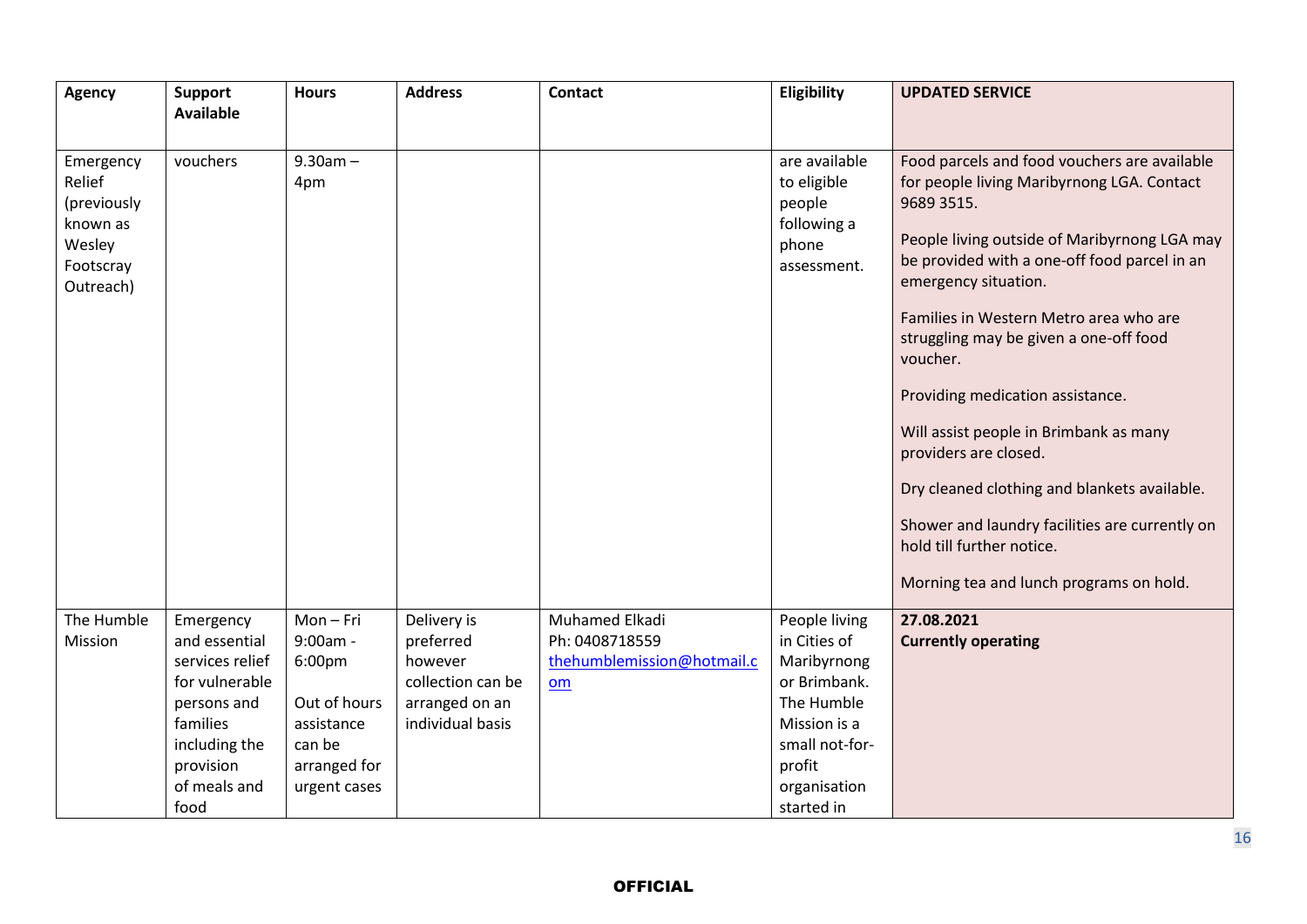| Agency | Support Available | Hours | Address | Contact | Eligibility | UPDATED SERVICE |
|---|---|---|---|---|---|---|
| Emergency Relief (previously known as Wesley Footscray Outreach) | vouchers | 9.30am – 4pm | | | are available to eligible people following a phone assessment. | Food parcels and food vouchers are available for people living Maribyrnong LGA. Contact 9689 3515.<br><br>People living outside of Maribyrnong LGA may be provided with a one-off food parcel in an emergency situation.<br><br>Families in Western Metro area who are struggling may be given a one-off food voucher.<br><br>Providing medication assistance.<br><br>Will assist people in Brimbank as many providers are closed.<br><br>Dry cleaned clothing and blankets available.<br><br>Shower and laundry facilities are currently on hold till further notice.<br><br>Morning tea and lunch programs on hold. |
| The Humble Mission | Emergency and essential services relief for vulnerable persons and families including the provision of meals and food | Mon – Fri 9:00am - 6:00pm<br><br>Out of hours assistance can be arranged for urgent cases | Delivery is preferred however collection can be arranged on an individual basis | Muhamed Elkadi<br>Ph: 0408718559<br>thehumblemission@hotmail.com | People living in Cities of Maribyrnong or Brimbank. The Humble Mission is a small not-for-profit organisation started in | **27.08.2021**<br>**Currently operating** |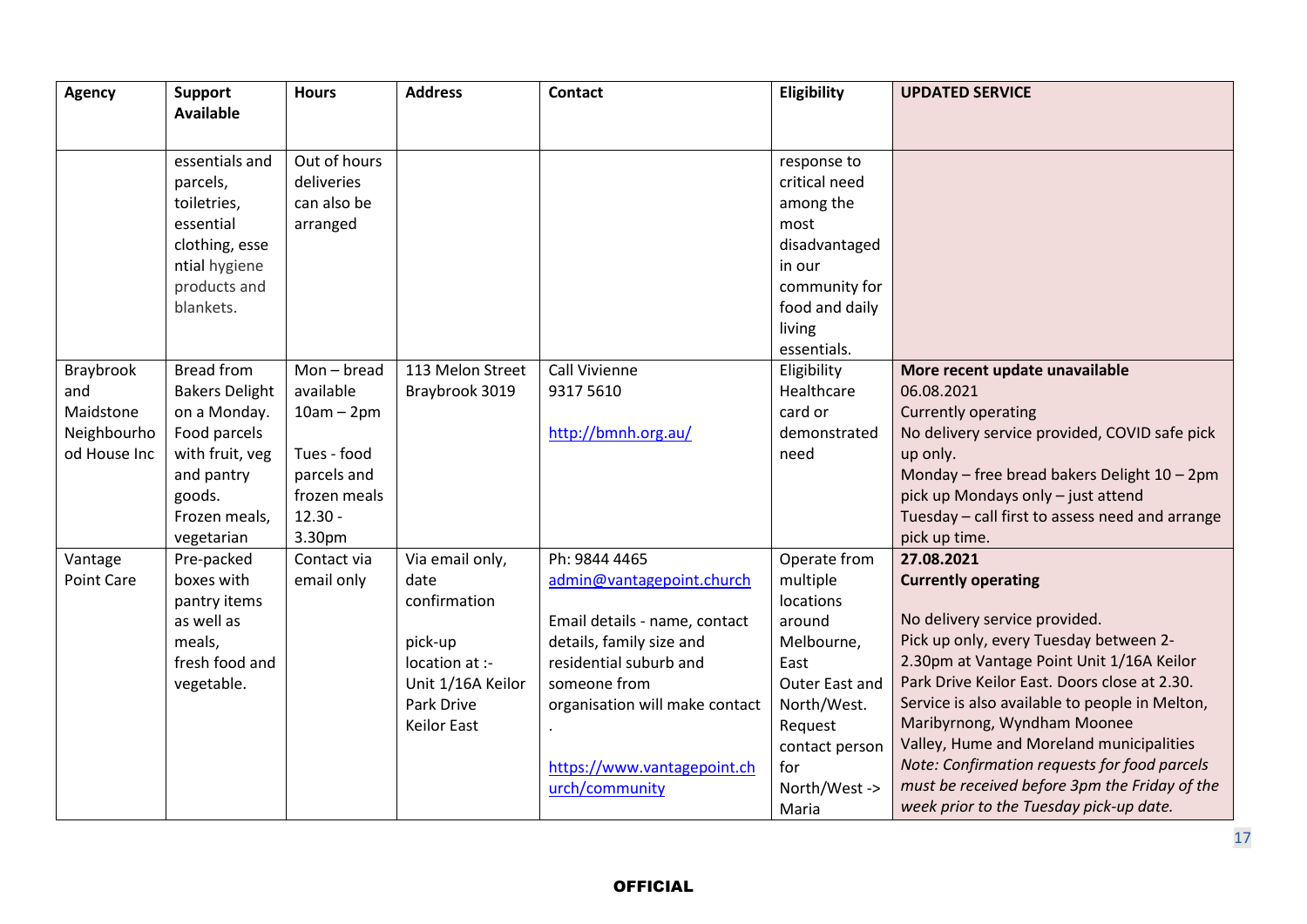| Agency | Support Available | Hours | Address | Contact | Eligibility | UPDATED SERVICE |
|---|---|---|---|---|---|---|
| | essentials and parcels, toiletries, essential clothing, essential hygiene products and blankets. | Out of hours deliveries can also be arranged | | | response to critical need among the most disadvantaged in our community for food and daily living essentials. | |
| Braybrook and Maidstone Neighbourhood House Inc | Bread from Bakers Delight on a Monday. Food parcels with fruit, veg and pantry goods. Frozen meals, vegetarian | Mon – bread available 10am – 2pm<br><br>Tues - food parcels and frozen meals 12.30 - 3.30pm | 113 Melon Street Braybrook 3019 | Call Vivienne 9317 5610<br><br>http://bmnh.org.au/ | Eligibility Healthcare card or demonstrated need | **More recent update unavailable**<br>06.08.2021<br>Currently operating<br>No delivery service provided, COVID safe pick up only.<br>Monday – free bread bakers Delight 10 – 2pm pick up Mondays only – just attend<br>Tuesday – call first to assess need and arrange pick up time. |
| Vantage Point Care | Pre-packed boxes with pantry items as well as meals, fresh food and vegetable. | Contact via email only | Via email only, date confirmation<br><br>pick-up location at :- Unit 1/16A Keilor Park Drive Keilor East | Ph: 9844 4465<br>admin@vantagepoint.church<br><br>Email details - name, contact details, family size and residential suburb and someone from organisation will make contact .<br><br>https://www.vantagepoint.church/community | Operate from multiple locations around Melbourne, East Outer East and North/West. Request contact person for North/West -> Maria | **27.08.2021**<br>**Currently operating**<br><br>No delivery service provided.<br>Pick up only, every Tuesday between 2-2.30pm at Vantage Point Unit 1/16A Keilor Park Drive Keilor East. Doors close at 2.30.<br>Service is also available to people in Melton, Maribyrnong, Wyndham Moonee Valley, Hume and Moreland municipalities<br>*Note: Confirmation requests for food parcels must be received before 3pm the Friday of the week prior to the Tuesday pick-up date.* |

OFFICIAL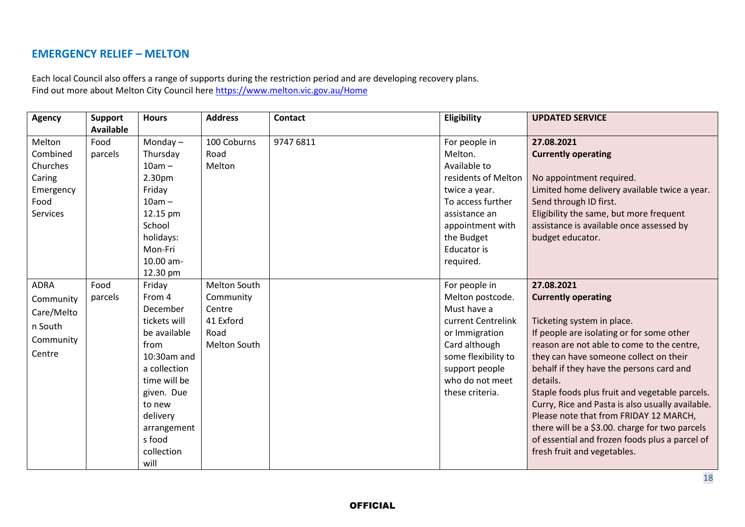## EMERGENCY RELIEF – MELTON

Each local Council also offers a range of supports during the restriction period and are developing recovery plans.
Find out more about Melton City Council here https://www.melton.vic.gov.au/Home

| Agency | Support Available | Hours | Address | Contact | Eligibility | UPDATED SERVICE |
|---|---|---|---|---|---|---|
| Melton Combined Churches Caring Emergency Food Services | Food parcels | Monday – Thursday 10am – 2.30pm Friday 10am – 12.15 pm School holidays: Mon-Fri 10.00 am-12.30 pm | 100 Coburns Road Melton | 9747 6811 | For people in Melton. Available to residents of Melton twice a year. To access further assistance an appointment with the Budget Educator is required. | **27.08.2021** **Currently operating** No appointment required. Limited home delivery available twice a year. Send through ID first. Eligibility the same, but more frequent assistance is available once assessed by budget educator. |
| ADRA Community Care/Melton South Community Centre | Food parcels | Friday From 4 December tickets will be available from 10:30am and a collection time will be given. Due to new delivery arrangements food collection will | Melton South Community Centre 41 Exford Road Melton South | | For people in Melton postcode. Must have a current Centrelink or Immigration Card although some flexibility to support people who do not meet these criteria. | **27.08.2021** **Currently operating** Ticketing system in place. If people are isolating or for some other reason are not able to come to the centre, they can have someone collect on their behalf if they have the persons card and details. Staple foods plus fruit and vegetable parcels. Curry, Rice and Pasta is also usually available. Please note that from FRIDAY 12 MARCH, there will be a $3.00. charge for two parcels of essential and frozen foods plus a parcel of fresh fruit and vegetables. |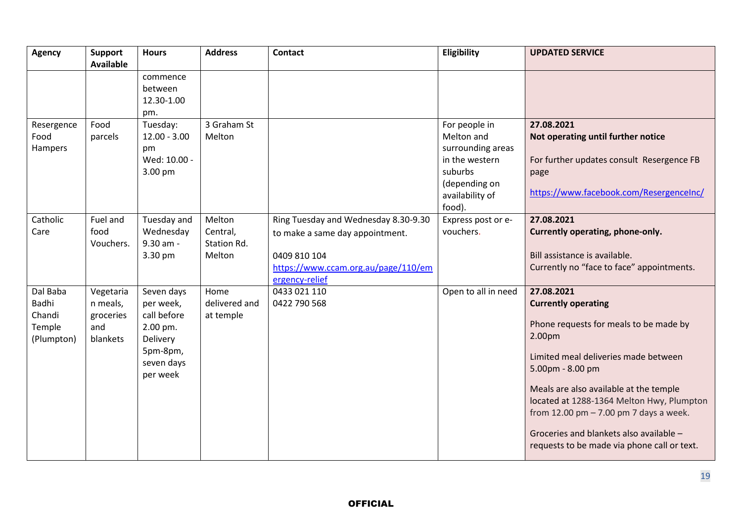| Agency | Support Available | Hours | Address | Contact | Eligibility | UPDATED SERVICE |
|---|---|---|---|---|---|---|
| | | commence between 12.30-1.00 pm. | | | | |
| Resergence Food Hampers | Food parcels | Tuesday: 12.00 - 3.00 pm<br>Wed: 10.00 - 3.00 pm | 3 Graham St Melton | | For people in Melton and surrounding areas in the western suburbs (depending on availability of food). | **27.08.2021**<br>**Not operating until further notice**<br><br>For further updates consult Resergence FB page<br><br>https://www.facebook.com/ResergenceInc/ |
| Catholic Care | Fuel and food Vouchers. | Tuesday and Wednesday 9.30 am - 3.30 pm | Melton Central, Station Rd. Melton | Ring Tuesday and Wednesday 8.30-9.30 to make a same day appointment.<br><br>0409 810 104<br>https://www.ccam.org.au/page/110/emergency-relief | Express post or e-vouchers. | **27.08.2021**<br>**Currently operating, phone-only.**<br><br>Bill assistance is available.<br>Currently no "face to face" appointments. |
| Dal Baba Badhi Chandi Temple (Plumpton) | Vegetarian meals, groceries and blankets | Seven days per week, call before 2.00 pm. Delivery 5pm-8pm, seven days per week | Home delivered and at temple | 0433 021 110<br>0422 790 568 | Open to all in need | **27.08.2021**<br>**Currently operating**<br><br>Phone requests for meals to be made by 2.00pm<br><br>Limited meal deliveries made between 5.00pm - 8.00 pm<br><br>Meals are also available at the temple located at 1288-1364 Melton Hwy, Plumpton from 12.00 pm – 7.00 pm 7 days a week.<br><br>Groceries and blankets also available – requests to be made via phone call or text. |

**OFFICIAL**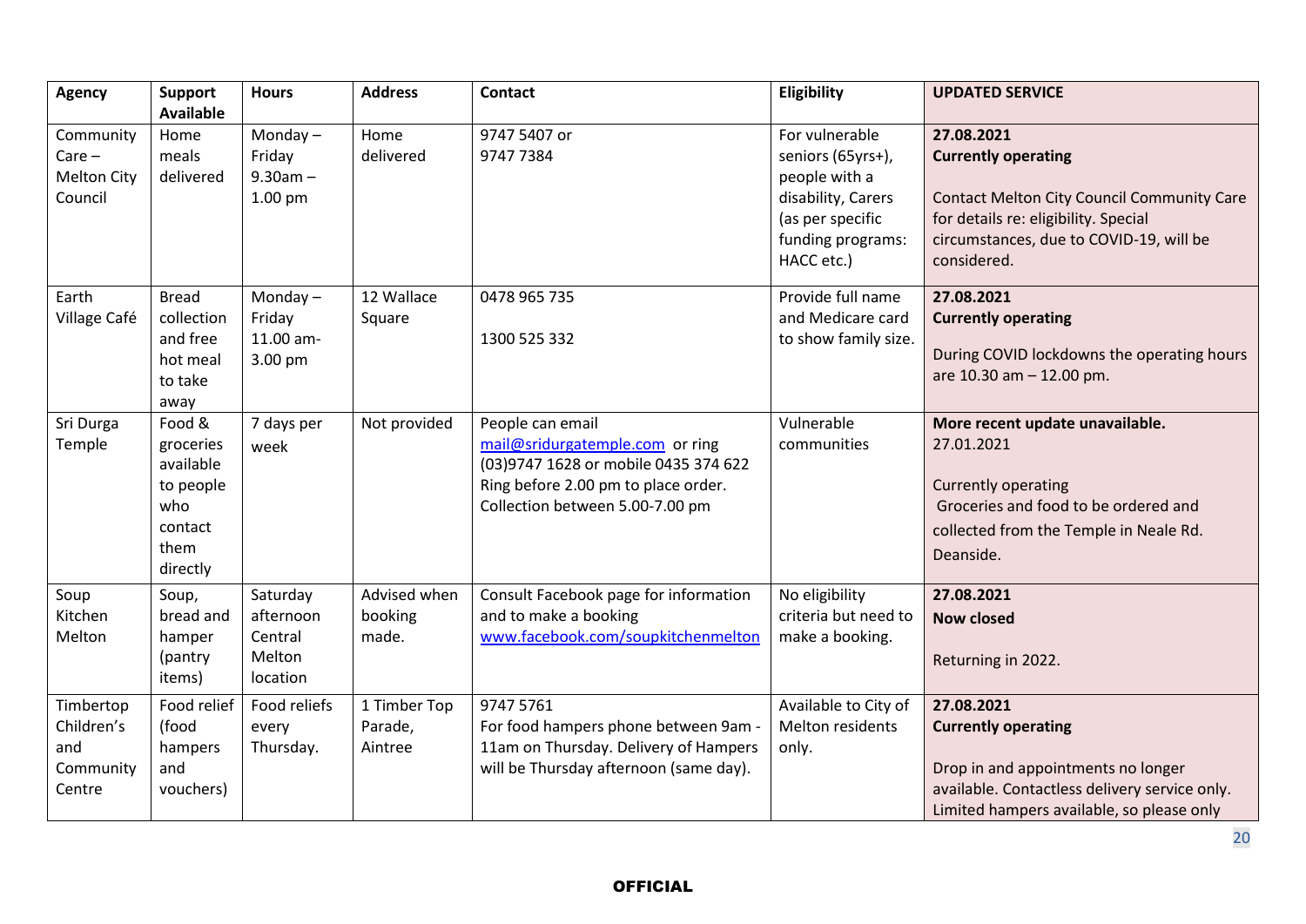| Agency | Support Available | Hours | Address | Contact | Eligibility | UPDATED SERVICE |
|---|---|---|---|---|---|---|
| Community Care – Melton City Council | Home meals delivered | Monday – Friday 9.30am – 1.00 pm | Home delivered | 9747 5407 or 9747 7384 | For vulnerable seniors (65yrs+), people with a disability, Carers (as per specific funding programs: HACC etc.) | **27.08.2021** **Currently operating** Contact Melton City Council Community Care for details re: eligibility. Special circumstances, due to COVID-19, will be considered. |
| Earth Village Café | Bread collection and free hot meal to take away | Monday – Friday 11.00 am-3.00 pm | 12 Wallace Square | 0478 965 735 1300 525 332 | Provide full name and Medicare card to show family size. | **27.08.2021** **Currently operating** During COVID lockdowns the operating hours are 10.30 am – 12.00 pm. |
| Sri Durga Temple | Food & groceries available to people who contact them directly | 7 days per week | Not provided | People can email mail@sridurgatemple.com or ring (03)9747 1628 or mobile 0435 374 622 Ring before 2.00 pm to place order. Collection between 5.00-7.00 pm | Vulnerable communities | **More recent update unavailable.** 27.01.2021 Currently operating Groceries and food to be ordered and collected from the Temple in Neale Rd. Deanside. |
| Soup Kitchen Melton | Soup, bread and hamper (pantry items) | Saturday afternoon Central Melton location | Advised when booking made. | Consult Facebook page for information and to make a booking www.facebook.com/soupkitchenmelton | No eligibility criteria but need to make a booking. | **27.08.2021** **Now closed** Returning in 2022. |
| Timbertop Children's and Community Centre | Food relief (food hampers and vouchers) | Food reliefs every Thursday. | 1 Timber Top Parade, Aintree | 9747 5761 For food hampers phone between 9am - 11am on Thursday. Delivery of Hampers will be Thursday afternoon (same day). | Available to City of Melton residents only. | **27.08.2021** **Currently operating** Drop in and appointments no longer available. Contactless delivery service only. Limited hampers available, so please only |

OFFICIAL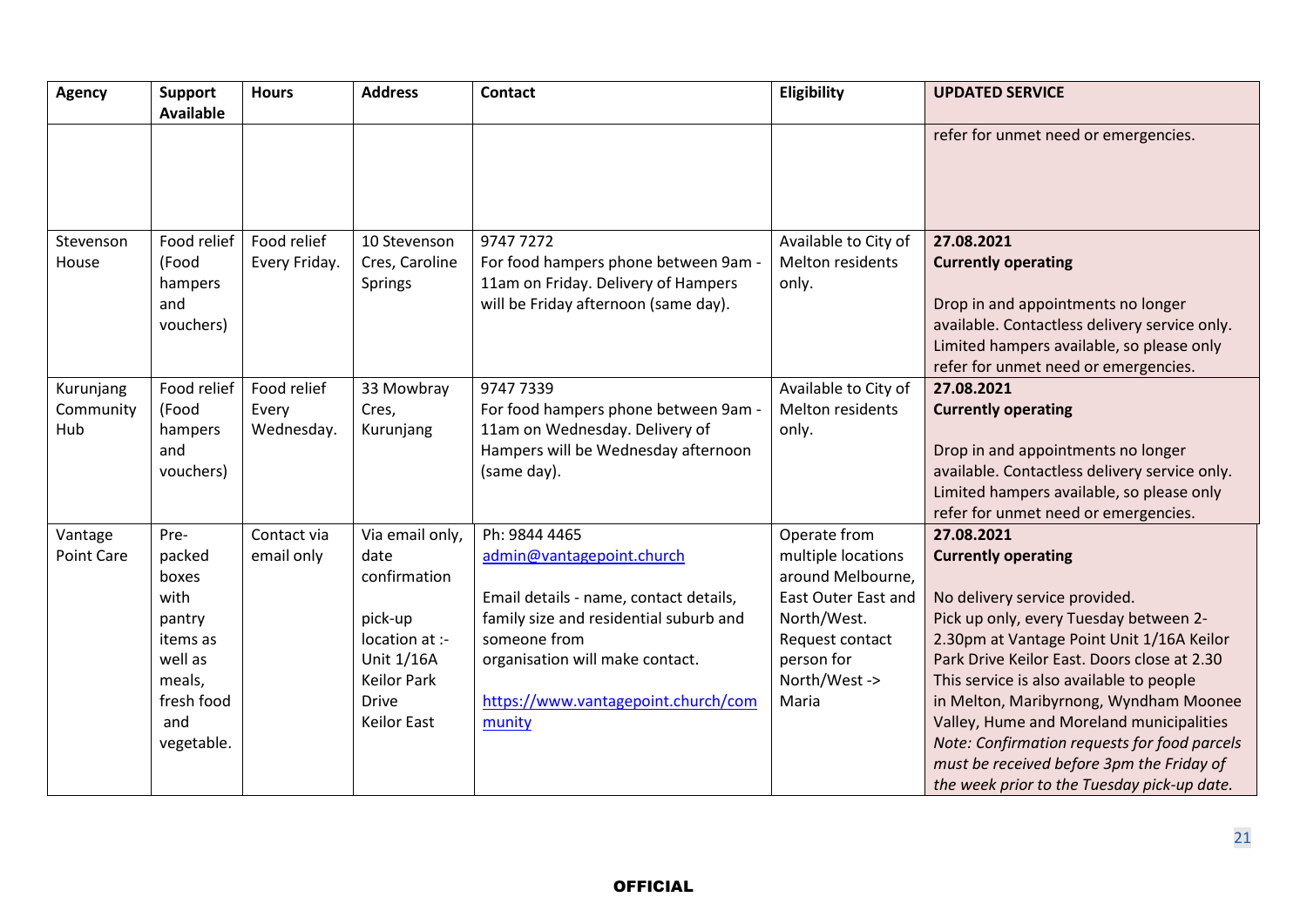| Agency | Support Available | Hours | Address | Contact | Eligibility | UPDATED SERVICE |
|---|---|---|---|---|---|---|
| | | | | | | refer for unmet need or emergencies. |
| Stevenson House | Food relief (Food hampers and vouchers) | Food relief Every Friday. | 10 Stevenson Cres, Caroline Springs | 9747 7272<br>For food hampers phone between 9am - 11am on Friday. Delivery of Hampers will be Friday afternoon (same day). | Available to City of Melton residents only. | 27.08.2021<br>**Currently operating**<br><br>Drop in and appointments no longer available. Contactless delivery service only. Limited hampers available, so please only refer for unmet need or emergencies. |
| Kurunjang Community Hub | Food relief (Food hampers and vouchers) | Food relief Every Wednesday. | 33 Mowbray Cres, Kurunjang | 9747 7339<br>For food hampers phone between 9am - 11am on Wednesday. Delivery of Hampers will be Wednesday afternoon (same day). | Available to City of Melton residents only. | 27.08.2021<br>**Currently operating**<br><br>Drop in and appointments no longer available. Contactless delivery service only. Limited hampers available, so please only refer for unmet need or emergencies. |
| Vantage Point Care | Pre-packed boxes with pantry items as well as meals, fresh food and vegetable. | Contact via email only | Via email only, date confirmation<br><br>pick-up location at :- Unit 1/16A Keilor Park Drive Keilor East | Ph: 9844 4465<br>admin@vantagepoint.church<br><br>Email details - name, contact details, family size and residential suburb and someone from organisation will make contact.<br><br>https://www.vantagepoint.church/community | Operate from multiple locations around Melbourne, East Outer East and North/West. Request contact person for North/West -> Maria | 27.08.2021<br>**Currently operating**<br><br>No delivery service provided.<br>Pick up only, every Tuesday between 2-2.30pm at Vantage Point Unit 1/16A Keilor Park Drive Keilor East. Doors close at 2.30<br>This service is also available to people in Melton, Maribyrnong, Wyndham Moonee Valley, Hume and Moreland municipalities<br>*Note: Confirmation requests for food parcels must be received before 3pm the Friday of the week prior to the Tuesday pick-up date.* |

OFFICIAL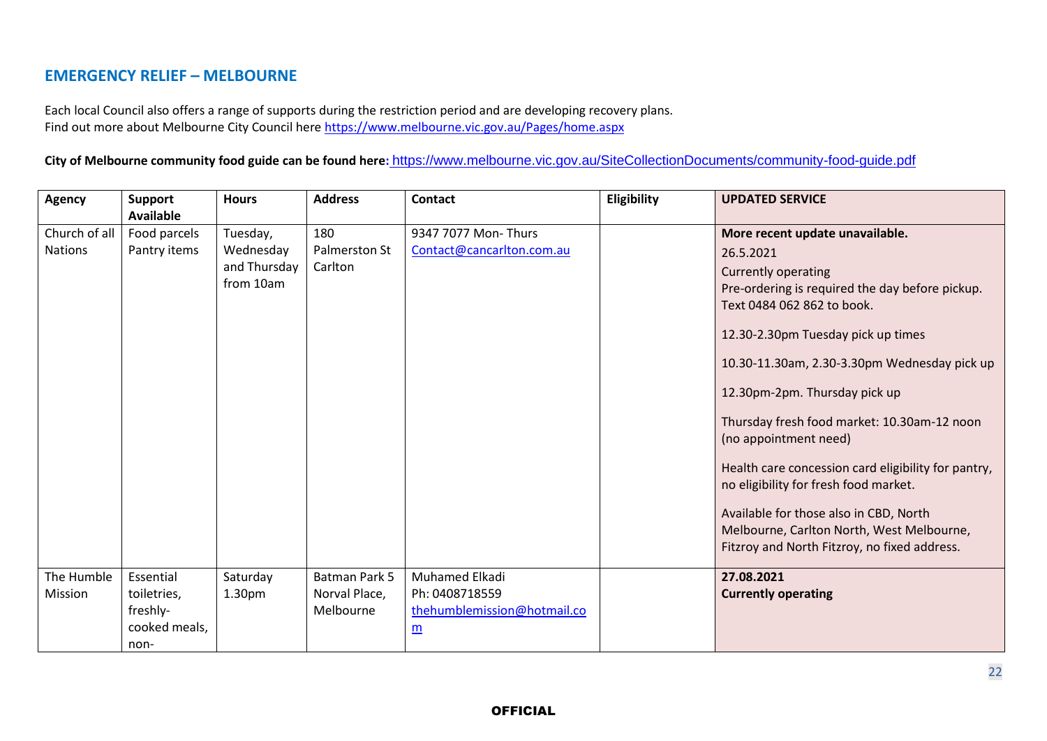## EMERGENCY RELIEF – MELBOURNE

Each local Council also offers a range of supports during the restriction period and are developing recovery plans.
Find out more about Melbourne City Council here https://www.melbourne.vic.gov.au/Pages/home.aspx

**City of Melbourne community food guide can be found here:** https://www.melbourne.vic.gov.au/SiteCollectionDocuments/community-food-guide.pdf

| Agency | Support Available | Hours | Address | Contact | Eligibility | UPDATED SERVICE |
|---|---|---|---|---|---|---|
| Church of all Nations | Food parcels<br>Pantry items | Tuesday, Wednesday and Thursday from 10am | 180 Palmerston St Carlton | 9347 7077 Mon- Thurs<br>Contact@cancarlton.com.au | | **More recent update unavailable.**<br>26.5.2021<br>Currently operating<br>Pre-ordering is required the day before pickup. Text 0484 062 862 to book.<br>12.30-2.30pm Tuesday pick up times<br>10.30-11.30am, 2.30-3.30pm Wednesday pick up<br>12.30pm-2pm. Thursday pick up<br>Thursday fresh food market: 10.30am-12 noon (no appointment need)<br>Health care concession card eligibility for pantry, no eligibility for fresh food market.<br>Available for those also in CBD, North Melbourne, Carlton North, West Melbourne, Fitzroy and North Fitzroy, no fixed address. |
| The Humble Mission | Essential toiletries, freshly-cooked meals, non- | Saturday 1.30pm | Batman Park 5 Norval Place, Melbourne | Muhamed Elkadi<br>Ph: 0408718559<br>thehumblemission@hotmail.com | | **27.08.2021**<br>**Currently operating** |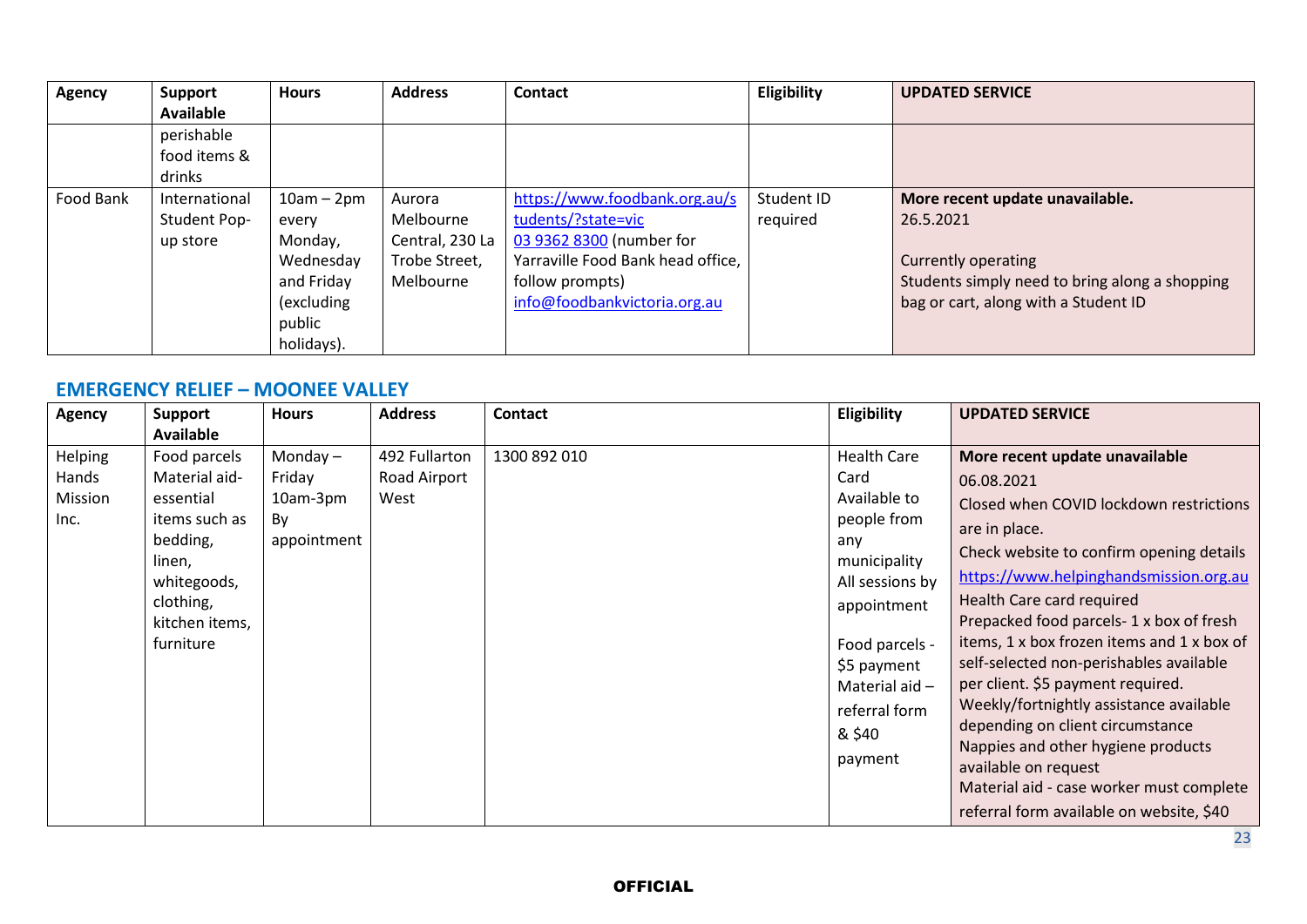| Agency | Support Available | Hours | Address | Contact | Eligibility | UPDATED SERVICE |
|---|---|---|---|---|---|---|
| | perishable food items & drinks | | | | | |
| Food Bank | International Student Pop-up store | 10am – 2pm every Monday, Wednesday and Friday (excluding public holidays). | Aurora Melbourne Central, 230 La Trobe Street, Melbourne | https://www.foodbank.org.au/students/?state=vic<br>03 9362 8300 (number for Yarraville Food Bank head office, follow prompts)<br>info@foodbankvictoria.org.au | Student ID required | **More recent update unavailable.**<br>26.5.2021<br><br>Currently operating<br>Students simply need to bring along a shopping bag or cart, along with a Student ID |

## EMERGENCY RELIEF – MOONEE VALLEY

| Agency | Support Available | Hours | Address | Contact | Eligibility | UPDATED SERVICE |
|---|---|---|---|---|---|---|
| Helping Hands Mission Inc. | Food parcels<br>Material aid- essential items such as bedding, linen, whitegoods, clothing, kitchen items, furniture | Monday – Friday<br>10am-3pm<br>By appointment | 492 Fullarton Road Airport West | 1300 892 010 | Health Care Card<br>Available to people from any municipality<br>All sessions by appointment<br><br>Food parcels - $5 payment<br>Material aid – referral form & $40 payment | **More recent update unavailable**<br>06.08.2021<br>Closed when COVID lockdown restrictions are in place.<br>Check website to confirm opening details<br>https://www.helpinghandsmission.org.au<br>Health Care card required<br>Prepacked food parcels- 1 x box of fresh items, 1 x box frozen items and 1 x box of self-selected non-perishables available per client. $5 payment required.<br>Weekly/fortnightly assistance available depending on client circumstance<br>Nappies and other hygiene products available on request<br>Material aid - case worker must complete referral form available on website, $40 |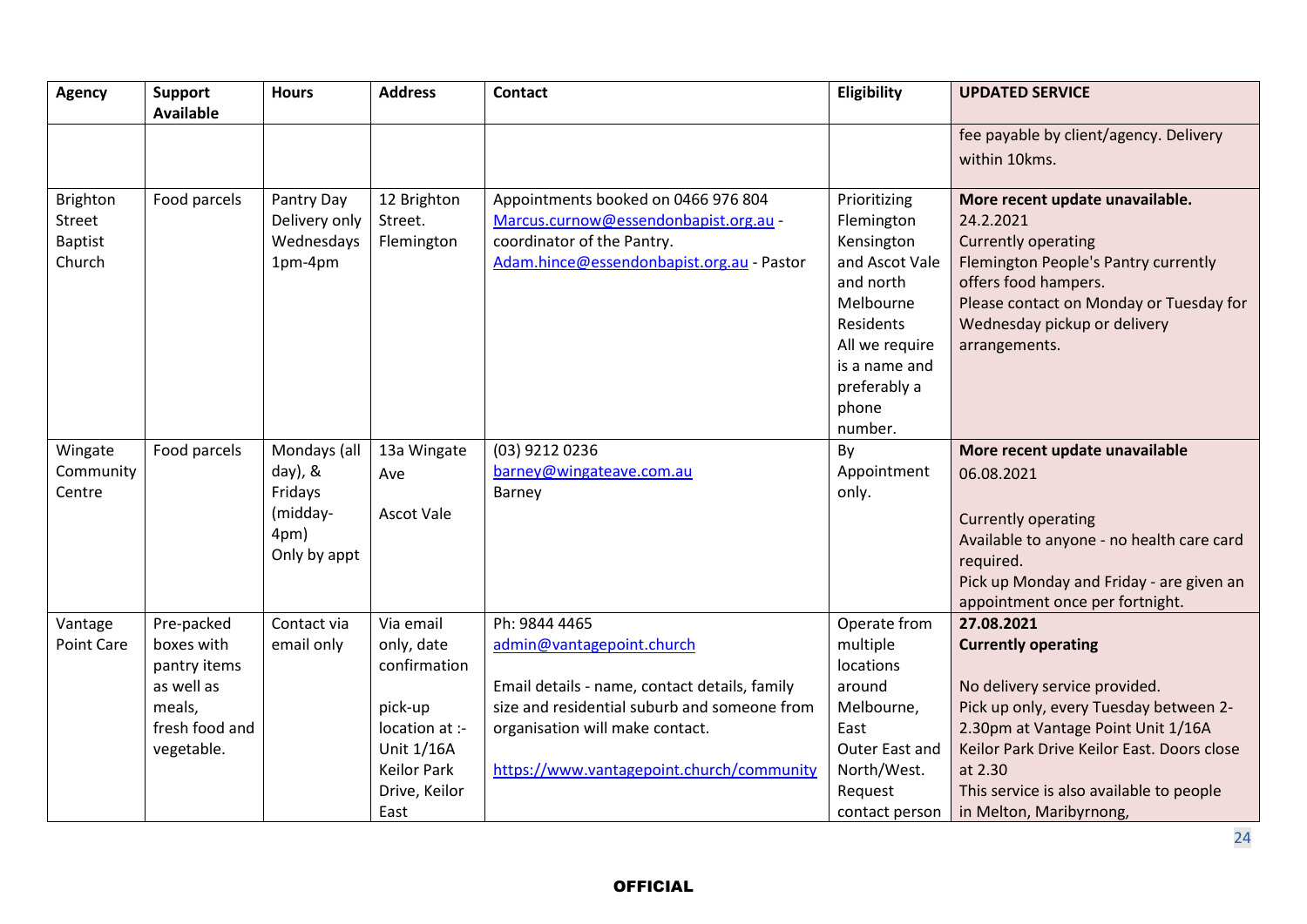| Agency | Support Available | Hours | Address | Contact | Eligibility | UPDATED SERVICE |
|---|---|---|---|---|---|---|
| | | | | | | fee payable by client/agency. Delivery within 10kms. |
| Brighton Street Baptist Church | Food parcels | Pantry Day Delivery only Wednesdays 1pm-4pm | 12 Brighton Street. Flemington | Appointments booked on 0466 976 804 Marcus.curnow@essendonbapist.org.au - coordinator of the Pantry. Adam.hince@essendonbapist.org.au - Pastor | Prioritizing Flemington Kensington and Ascot Vale and north Melbourne Residents All we require is a name and preferably a phone number. | **More recent update unavailable.** 24.2.2021 Currently operating Flemington People's Pantry currently offers food hampers. Please contact on Monday or Tuesday for Wednesday pickup or delivery arrangements. |
| Wingate Community Centre | Food parcels | Mondays (all day), & Fridays (midday-4pm) Only by appt | 13a Wingate Ave Ascot Vale | (03) 9212 0236 barney@wingateave.com.au Barney | By Appointment only. | **More recent update unavailable** 06.08.2021 Currently operating Available to anyone - no health care card required. Pick up Monday and Friday - are given an appointment once per fortnight. |
| Vantage Point Care | Pre-packed boxes with pantry items as well as meals, fresh food and vegetable. | Contact via email only | Via email only, date confirmation pick-up location at :- Unit 1/16A Keilor Park Drive, Keilor East | Ph: 9844 4465 admin@vantagepoint.church Email details - name, contact details, family size and residential suburb and someone from organisation will make contact. https://www.vantagepoint.church/community | Operate from multiple locations around Melbourne, East Outer East and North/West. Request contact person | **27.08.2021** **Currently operating** No delivery service provided. Pick up only, every Tuesday between 2-2.30pm at Vantage Point Unit 1/16A Keilor Park Drive Keilor East. Doors close at 2.30 This service is also available to people in Melton, Maribyrnong, |

OFFICIAL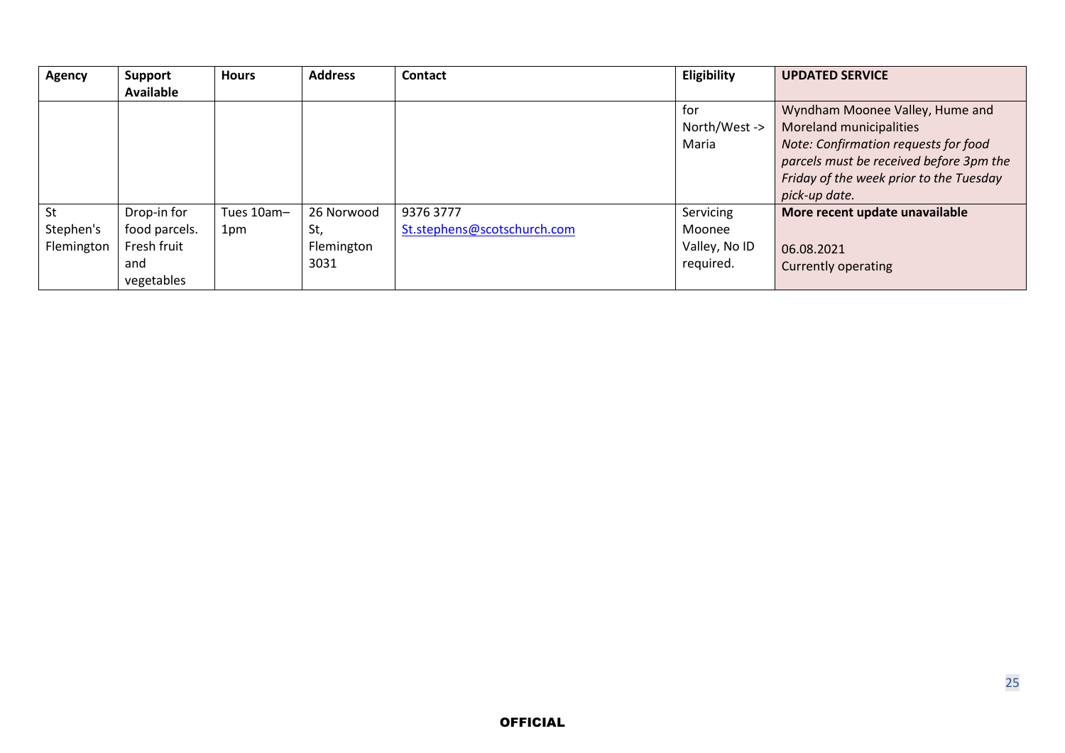| Agency | Support Available | Hours | Address | Contact | Eligibility | UPDATED SERVICE |
|---|---|---|---|---|---|---|
| | | | | | for North/West -> Maria | Wyndham Moonee Valley, Hume and Moreland municipalities *Note: Confirmation requests for food parcels must be received before 3pm the Friday of the week prior to the Tuesday pick-up date.* |
| St Stephen's Flemington | Drop-in for food parcels. Fresh fruit and vegetables | Tues 10am–1pm | 26 Norwood St, Flemington 3031 | 9376 3777 St.stephens@scotschurch.com | Servicing Moonee Valley, No ID required. | **More recent update unavailable** 06.08.2021 Currently operating |

**OFFICIAL**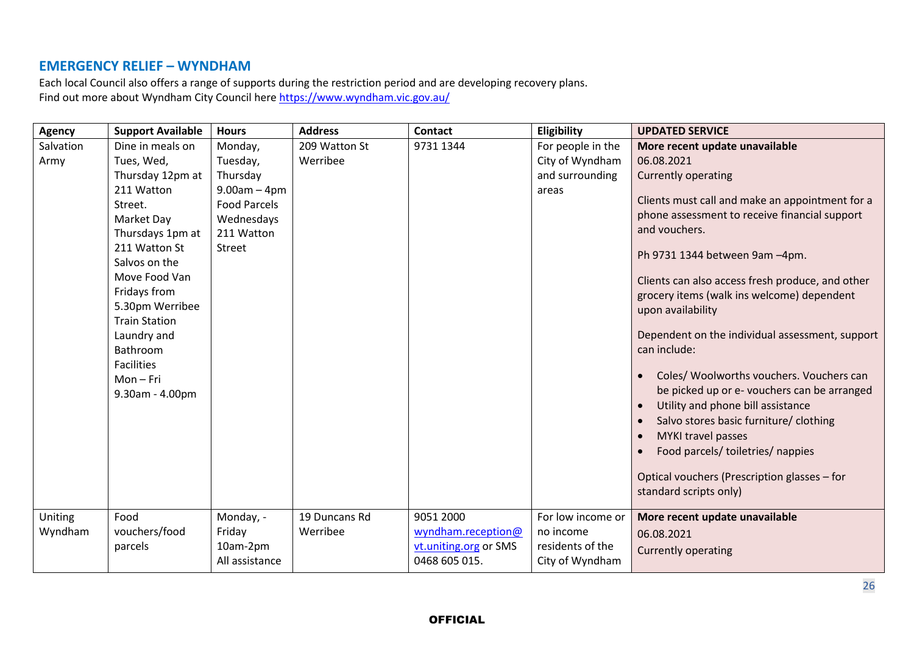## EMERGENCY RELIEF – WYNDHAM

Each local Council also offers a range of supports during the restriction period and are developing recovery plans.
Find out more about Wyndham City Council here https://www.wyndham.vic.gov.au/

| Agency | Support Available | Hours | Address | Contact | Eligibility | UPDATED SERVICE |
|---|---|---|---|---|---|---|
| Salvation Army | Dine in meals on Tues, Wed, Thursday 12pm at 211 Watton Street.<br>Market Day Thursdays 1pm at 211 Watton St<br>Salvos on the Move Food Van Fridays from 5.30pm Werribee Train Station<br>Laundry and Bathroom Facilities Mon – Fri 9.30am - 4.00pm | Monday, Tuesday, Thursday 9.00am – 4pm<br>Food Parcels Wednesdays 211 Watton Street | 209 Watton St Werribee | 9731 1344 | For people in the City of Wyndham and surrounding areas | **More recent update unavailable**<br>06.08.2021<br>Currently operating<br><br>Clients must call and make an appointment for a phone assessment to receive financial support and vouchers.<br><br>Ph 9731 1344 between 9am –4pm.<br><br>Clients can also access fresh produce, and other grocery items (walk ins welcome) dependent upon availability<br><br>Dependent on the individual assessment, support can include:<br>• Coles/ Woolworths vouchers. Vouchers can be picked up or e- vouchers can be arranged<br>• Utility and phone bill assistance<br>• Salvo stores basic furniture/ clothing<br>• MYKI travel passes<br>• Food parcels/ toiletries/ nappies<br><br>Optical vouchers (Prescription glasses – for standard scripts only) |
| Uniting Wyndham | Food vouchers/food parcels | Monday, - Friday 10am-2pm All assistance | 19 Duncans Rd Werribee | 9051 2000<br>wyndham.reception@vt.uniting.org or SMS 0468 605 015. | For low income or no income residents of the City of Wyndham | **More recent update unavailable**<br>06.08.2021<br>Currently operating |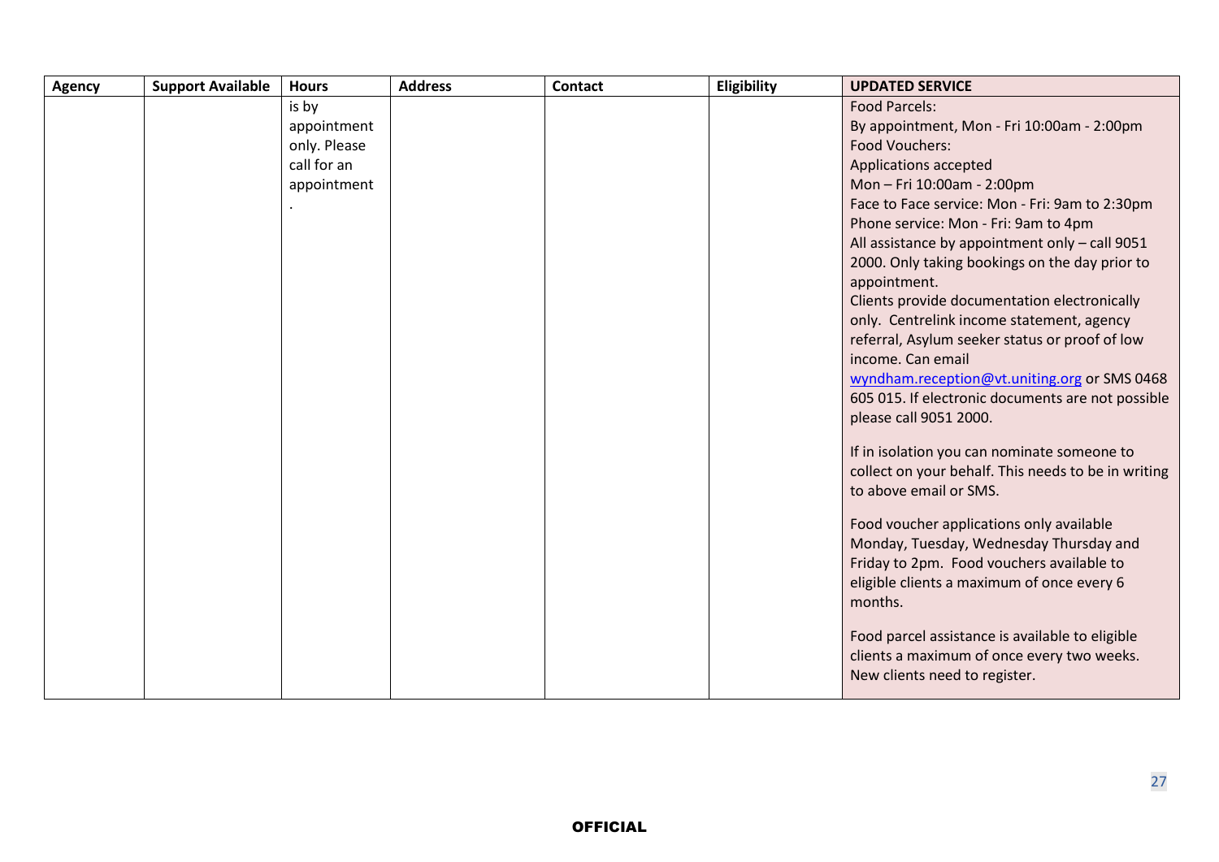| Agency | Support Available | Hours | Address | Contact | Eligibility | UPDATED SERVICE |
|---|---|---|---|---|---|---|
| | | is by appointment only. Please call for an appointment. | | | | Food Parcels:<br>By appointment, Mon - Fri 10:00am - 2:00pm<br>Food Vouchers:<br>Applications accepted<br>Mon – Fri 10:00am - 2:00pm<br>Face to Face service: Mon - Fri: 9am to 2:30pm<br>Phone service: Mon - Fri: 9am to 4pm<br>All assistance by appointment only – call 9051 2000. Only taking bookings on the day prior to appointment.<br>Clients provide documentation electronically only. Centrelink income statement, agency referral, Asylum seeker status or proof of low income. Can email wyndham.reception@vt.uniting.org or SMS 0468 605 015. If electronic documents are not possible please call 9051 2000.<br><br>If in isolation you can nominate someone to collect on your behalf. This needs to be in writing to above email or SMS.<br><br>Food voucher applications only available Monday, Tuesday, Wednesday Thursday and Friday to 2pm. Food vouchers available to eligible clients a maximum of once every 6 months.<br><br>Food parcel assistance is available to eligible clients a maximum of once every two weeks. New clients need to register. |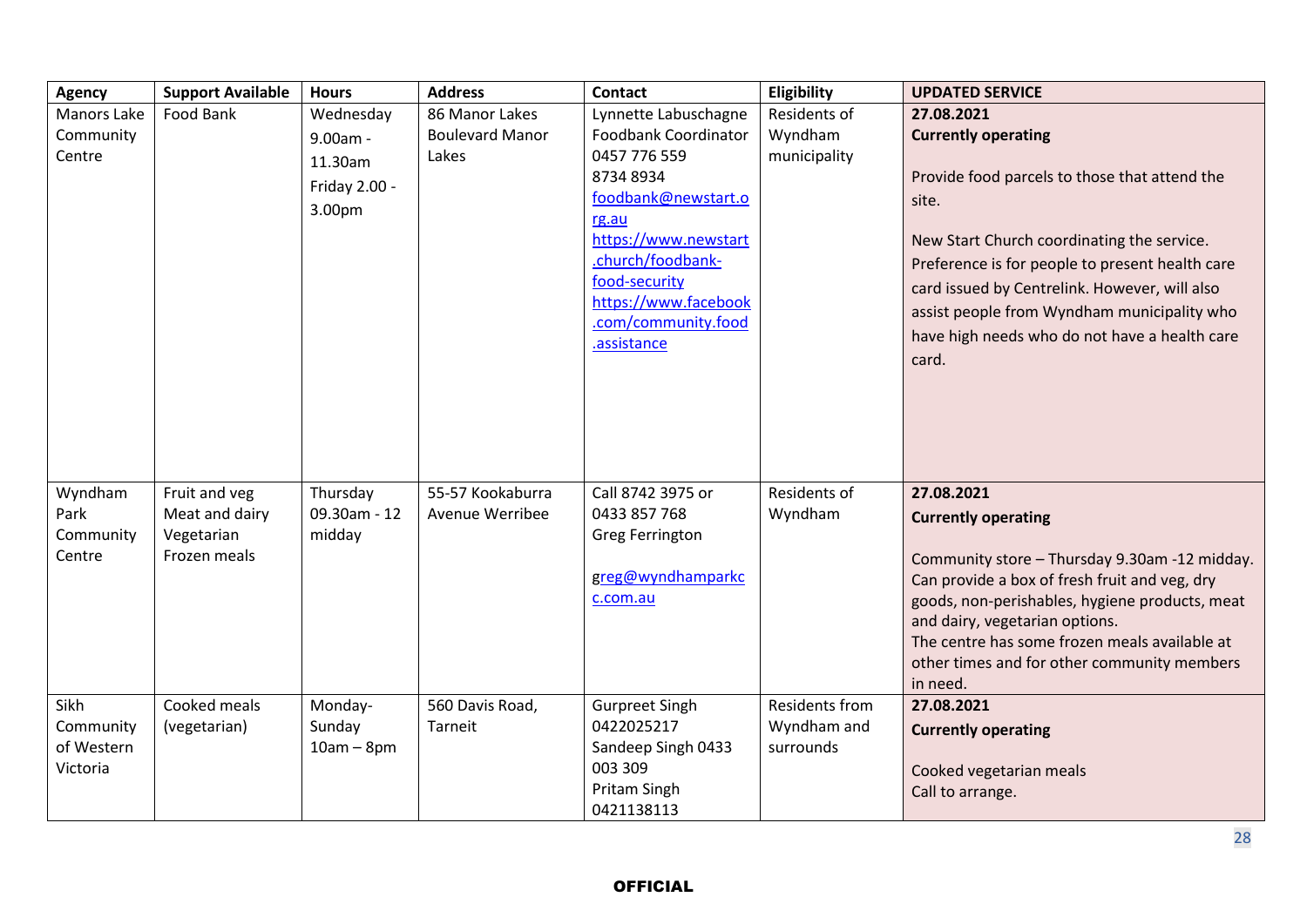| Agency | Support Available | Hours | Address | Contact | Eligibility | UPDATED SERVICE |
|---|---|---|---|---|---|---|
| Manors Lake Community Centre | Food Bank | Wednesday 9.00am - 11.30am<br>Friday 2.00 - 3.00pm | 86 Manor Lakes Boulevard Manor Lakes | Lynnette Labuschagne<br>Foodbank Coordinator<br>0457 776 559<br>8734 8934<br>foodbank@newstart.org.au<br>https://www.newstart.church/foodbank-food-security<br>https://www.facebook.com/community.food.assistance | Residents of Wyndham municipality | **27.08.2021**<br>**Currently operating**<br><br>Provide food parcels to those that attend the site.<br><br>New Start Church coordinating the service. Preference is for people to present health care card issued by Centrelink. However, will also assist people from Wyndham municipality who have high needs who do not have a health care card. |
| Wyndham Park Community Centre | Fruit and veg<br>Meat and dairy<br>Vegetarian<br>Frozen meals | Thursday 09.30am - 12 midday | 55-57 Kookaburra Avenue Werribee | Call 8742 3975 or 0433 857 768<br>Greg Ferrington<br><br>greg@wyndhamparkcc.com.au | Residents of Wyndham | **27.08.2021**<br>**Currently operating**<br><br>Community store – Thursday 9.30am -12 midday. Can provide a box of fresh fruit and veg, dry goods, non-perishables, hygiene products, meat and dairy, vegetarian options.<br>The centre has some frozen meals available at other times and for other community members in need. |
| Sikh Community of Western Victoria | Cooked meals (vegetarian) | Monday-Sunday 10am – 8pm | 560 Davis Road, Tarneit | Gurpreet Singh<br>0422025217<br>Sandeep Singh 0433 003 309<br>Pritam Singh<br>0421138113 | Residents from Wyndham and surrounds | **27.08.2021**<br>**Currently operating**<br><br>Cooked vegetarian meals<br>Call to arrange. |

**OFFICIAL**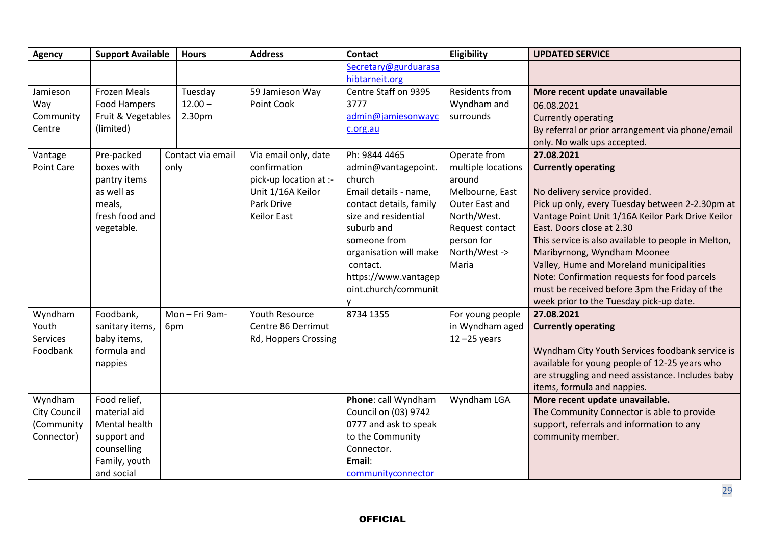| Agency | Support Available | Hours | Address | Contact | Eligibility | UPDATED SERVICE |
|---|---|---|---|---|---|---|
| | | | | Secretary@gurduarasahibtarneit.org | | |
| Jamieson Way Community Centre | Frozen Meals<br>Food Hampers<br>Fruit & Vegetables (limited) | Tuesday 12.00 – 2.30pm | 59 Jamieson Way Point Cook | Centre Staff on 9395 3777<br>admin@jamiesonwaycc.org.au | Residents from Wyndham and surrounds | **More recent update unavailable**<br>06.08.2021<br>Currently operating<br>By referral or prior arrangement via phone/email only. No walk ups accepted. |
| Vantage Point Care | Pre-packed boxes with pantry items as well as meals, fresh food and vegetable. | Contact via email only | Via email only, date confirmation pick-up location at :- Unit 1/16A Keilor Park Drive Keilor East | Ph: 9844 4465<br>admin@vantagepoint.church<br>Email details - name, contact details, family size and residential suburb and someone from organisation will make contact.<br>https://www.vantagepoint.church/community | Operate from multiple locations around Melbourne, East Outer East and North/West. Request contact person for North/West -> Maria | **27.08.2021**<br>**Currently operating**<br><br>No delivery service provided.<br>Pick up only, every Tuesday between 2-2.30pm at Vantage Point Unit 1/16A Keilor Park Drive Keilor East. Doors close at 2.30<br>This service is also available to people in Melton, Maribyrnong, Wyndham Moonee Valley, Hume and Moreland municipalities<br>Note: Confirmation requests for food parcels must be received before 3pm the Friday of the week prior to the Tuesday pick-up date. |
| Wyndham Youth Services Foodbank | Foodbank, sanitary items, baby items, formula and nappies | Mon – Fri 9am-6pm | Youth Resource Centre 86 Derrimut Rd, Hoppers Crossing | 8734 1355 | For young people in Wyndham aged 12 –25 years | **27.08.2021**<br>**Currently operating**<br><br>Wyndham City Youth Services foodbank service is available for young people of 12-25 years who are struggling and need assistance. Includes baby items, formula and nappies. |
| Wyndham City Council (Community Connector) | Food relief, material aid<br>Mental health support and counselling<br>Family, youth and social | | | **Phone**: call Wyndham Council on (03) 9742 0777 and ask to speak to the Community Connector.<br>**Email**: communityconnector | Wyndham LGA | **More recent update unavailable.**<br>The Community Connector is able to provide support, referrals and information to any community member. |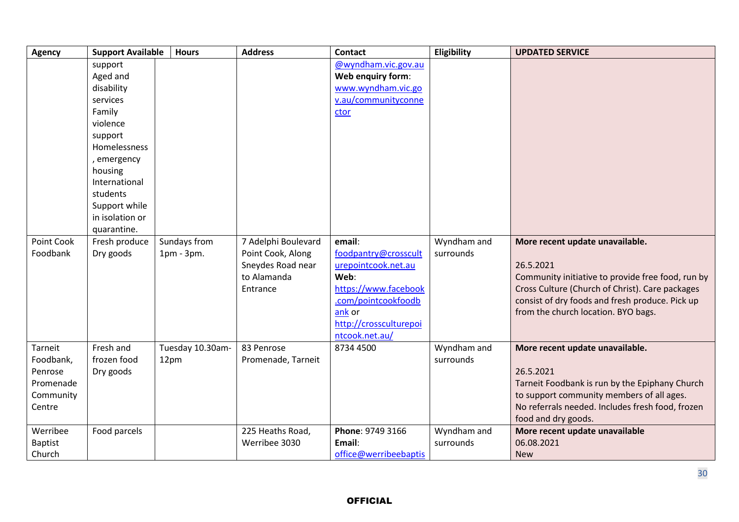| Agency | Support Available | Hours | Address | Contact | Eligibility | UPDATED SERVICE |
|---|---|---|---|---|---|---|
| | support<br>Aged and disability services<br>Family violence support<br>Homelessness, emergency housing<br>International students<br>Support while in isolation or quarantine. | | | @wyndham.vic.gov.au<br>**Web enquiry form**: www.wyndham.vic.gov.au/communityconnector | | |
| Point Cook Foodbank | Fresh produce<br>Dry goods | Sundays from 1pm - 3pm. | 7 Adelphi Boulevard Point Cook, Along Sneydes Road near to Alamanda Entrance | **email**: foodpantry@crossculturepointcook.net.au<br>**Web**: https://www.facebook.com/pointcookfoodbank or http://crossculturepointcook.net.au/ | Wyndham and surrounds | **More recent update unavailable.**<br><br>26.5.2021<br>Community initiative to provide free food, run by Cross Culture (Church of Christ). Care packages consist of dry foods and fresh produce. Pick up from the church location. BYO bags. |
| Tarneit Foodbank, Penrose Promenade Community Centre | Fresh and frozen food<br>Dry goods | Tuesday 10.30am-12pm | 83 Penrose Promenade, Tarneit | 8734 4500 | Wyndham and surrounds | **More recent update unavailable.**<br><br>26.5.2021<br>Tarneit Foodbank is run by the Epiphany Church to support community members of all ages.<br>No referrals needed. Includes fresh food, frozen food and dry goods. |
| Werribee Baptist Church | Food parcels | | 225 Heaths Road, Werribee 3030 | **Phone**: 9749 3166<br>**Email**: office@werribeebaptis | Wyndham and surrounds | **More recent update unavailable**<br>06.08.2021<br>New |

**OFFICIAL**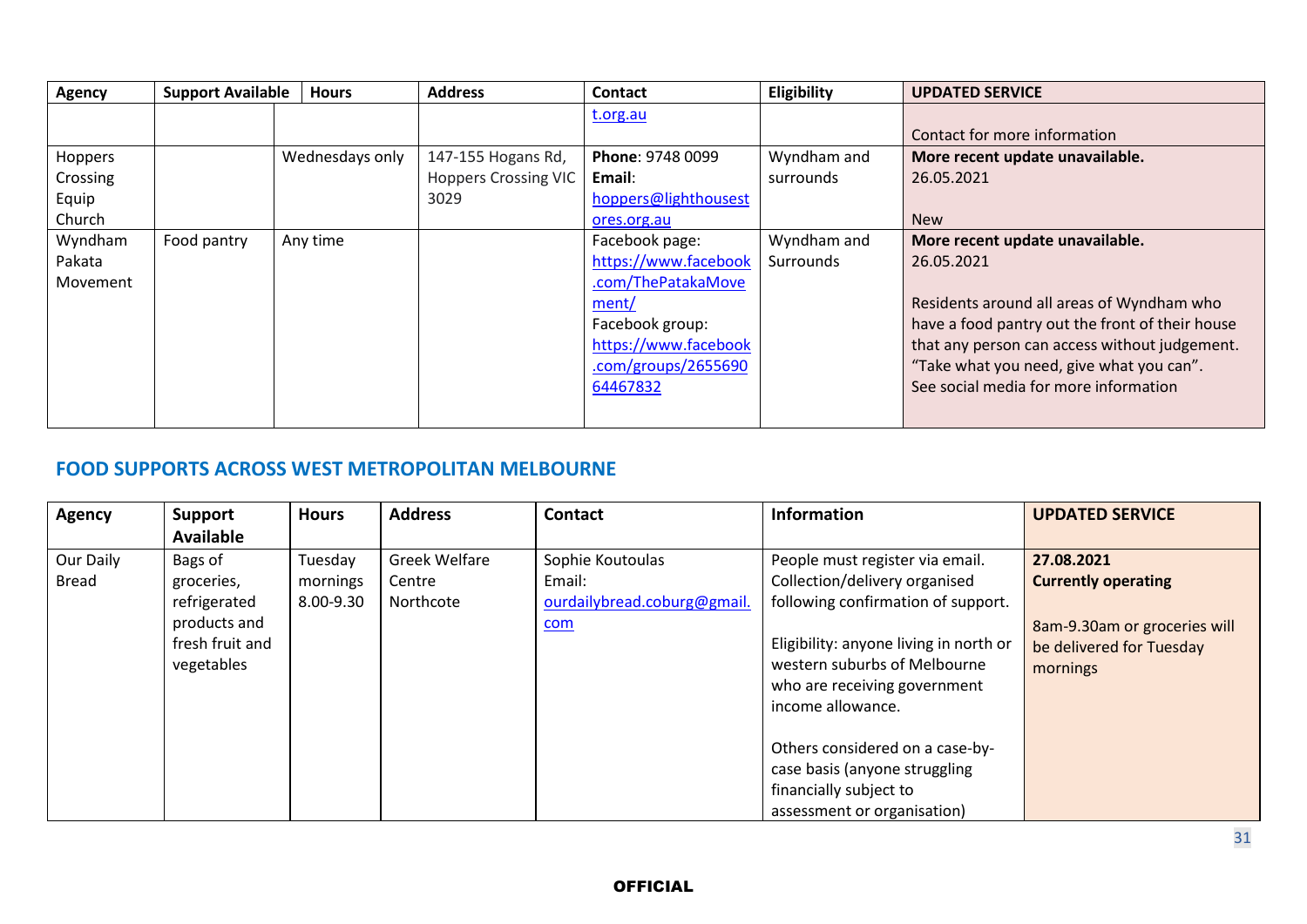| Agency | Support Available | Hours | Address | Contact | Eligibility | UPDATED SERVICE |
|---|---|---|---|---|---|---|
| | | | | t.org.au | | Contact for more information |
| Hoppers Crossing Equip Church | | Wednesdays only | 147-155 Hogans Rd, Hoppers Crossing VIC 3029 | **Phone**: 9748 0099 **Email**: hoppers@lighthousestores.org.au | Wyndham and surrounds | **More recent update unavailable.** 26.05.2021<br><br>New |
| Wyndham Pakata Movement | Food pantry | Any time | | Facebook page: https://www.facebook.com/ThePatakaMovement/ Facebook group: https://www.facebook.com/groups/265569064467832 | Wyndham and Surrounds | **More recent update unavailable.** 26.05.2021<br><br>Residents around all areas of Wyndham who have a food pantry out the front of their house that any person can access without judgement. "Take what you need, give what you can". See social media for more information |

## FOOD SUPPORTS ACROSS WEST METROPOLITAN MELBOURNE

| Agency | Support Available | Hours | Address | Contact | Information | UPDATED SERVICE |
|---|---|---|---|---|---|---|
| Our Daily Bread | Bags of groceries, refrigerated products and fresh fruit and vegetables | Tuesday mornings 8.00-9.30 | Greek Welfare Centre Northcote | Sophie Koutoulas Email: ourdailybread.coburg@gmail.com | People must register via email. Collection/delivery organised following confirmation of support.<br><br>Eligibility: anyone living in north or western suburbs of Melbourne who are receiving government income allowance.<br><br>Others considered on a case-by-case basis (anyone struggling financially subject to assessment or organisation) | **27.08.2021**<br>**Currently operating**<br><br>8am-9.30am or groceries will be delivered for Tuesday mornings |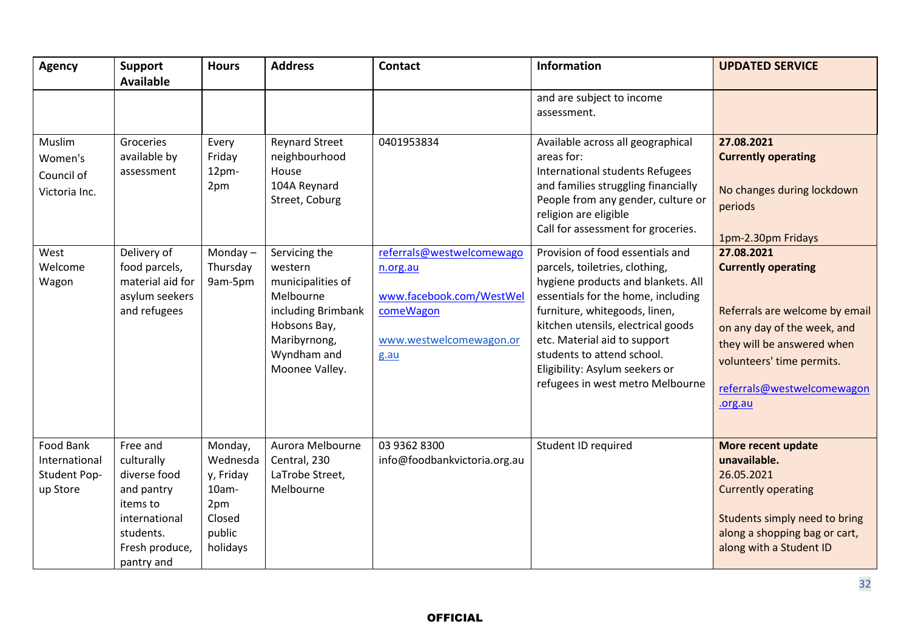| Agency | Support Available | Hours | Address | Contact | Information | UPDATED SERVICE |
|---|---|---|---|---|---|---|
| | | | | | and are subject to income assessment. | |
| Muslim Women's Council of Victoria Inc. | Groceries available by assessment | Every Friday 12pm-2pm | Reynard Street neighbourhood House 104A Reynard Street, Coburg | 0401953834 | Available across all geographical areas for: International students Refugees and families struggling financially People from any gender, culture or religion are eligible Call for assessment for groceries. | **27.08.2021** **Currently operating** No changes during lockdown periods 1pm-2.30pm Fridays |
| West Welcome Wagon | Delivery of food parcels, material aid for asylum seekers and refugees | Monday – Thursday 9am-5pm | Servicing the western municipalities of Melbourne including Brimbank Hobsons Bay, Maribyrnong, Wyndham and Moonee Valley. | referrals@westwelcomewagon.org.au www.facebook.com/WestWelcomeWagon www.westwelcomewagon.org.au | Provision of food essentials and parcels, toiletries, clothing, hygiene products and blankets. All essentials for the home, including furniture, whitegoods, linen, kitchen utensils, electrical goods etc. Material aid to support students to attend school. Eligibility: Asylum seekers or refugees in west metro Melbourne | **27.08.2021** **Currently operating** Referrals are welcome by email on any day of the week, and they will be answered when volunteers' time permits. referrals@westwelcomewagon.org.au |
| Food Bank International Student Pop-up Store | Free and culturally diverse food and pantry items to international students. Fresh produce, pantry and | Monday, Wednesday, Friday 10am-2pm Closed public holidays | Aurora Melbourne Central, 230 LaTrobe Street, Melbourne | 03 9362 8300 info@foodbankvictoria.org.au | Student ID required | **More recent update unavailable.** 26.05.2021 Currently operating Students simply need to bring along a shopping bag or cart, along with a Student ID |

**OFFICIAL**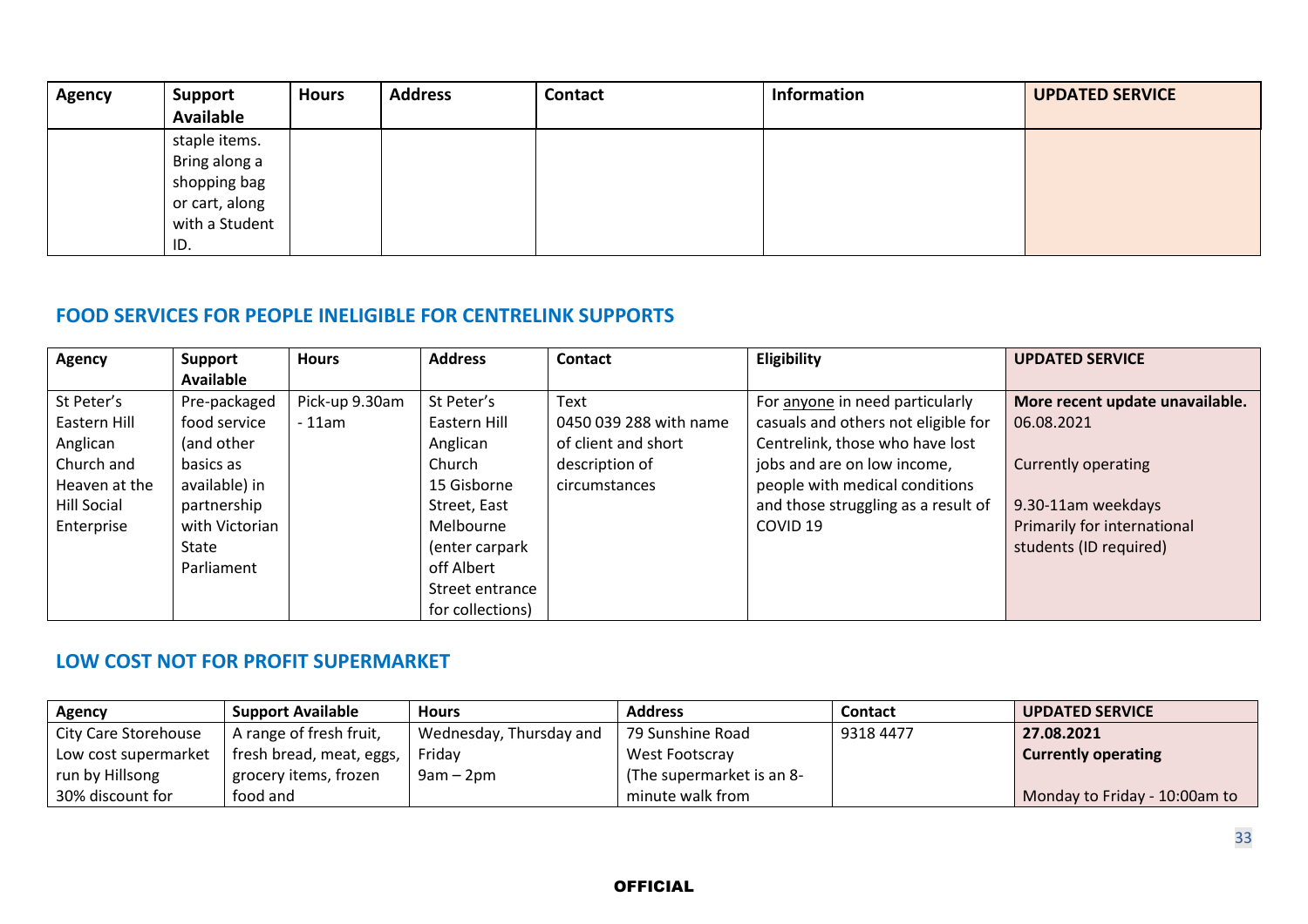| Agency | Support Available | Hours | Address | Contact | Information | UPDATED SERVICE |
|---|---|---|---|---|---|---|
| | staple items. Bring along a shopping bag or cart, along with a Student ID. | | | | | |

## FOOD SERVICES FOR PEOPLE INELIGIBLE FOR CENTRELINK SUPPORTS

| Agency | Support Available | Hours | Address | Contact | Eligibility | UPDATED SERVICE |
|---|---|---|---|---|---|---|
| St Peter's Eastern Hill Anglican Church and Heaven at the Hill Social Enterprise | Pre-packaged food service (and other basics as available) in partnership with Victorian State Parliament | Pick-up 9.30am - 11am | St Peter's Eastern Hill Anglican Church 15 Gisborne Street, East Melbourne (enter carpark off Albert Street entrance for collections) | Text 0450 039 288 with name of client and short description of circumstances | For anyone in need particularly casuals and others not eligible for Centrelink, those who have lost jobs and are on low income, people with medical conditions and those struggling as a result of COVID 19 | **More recent update unavailable.** 06.08.2021<br><br>Currently operating<br><br>9.30-11am weekdays Primarily for international students (ID required) |

## LOW COST NOT FOR PROFIT SUPERMARKET

| Agency | Support Available | Hours | Address | Contact | UPDATED SERVICE |
|---|---|---|---|---|---|
| City Care Storehouse Low cost supermarket run by Hillsong 30% discount for | A range of fresh fruit, fresh bread, meat, eggs, grocery items, frozen food and | Wednesday, Thursday and Friday 9am – 2pm | 79 Sunshine Road West Footscray (The supermarket is an 8-minute walk from | 9318 4477 | **27.08.2021**<br>**Currently operating**<br><br>Monday to Friday - 10:00am to |

OFFICIAL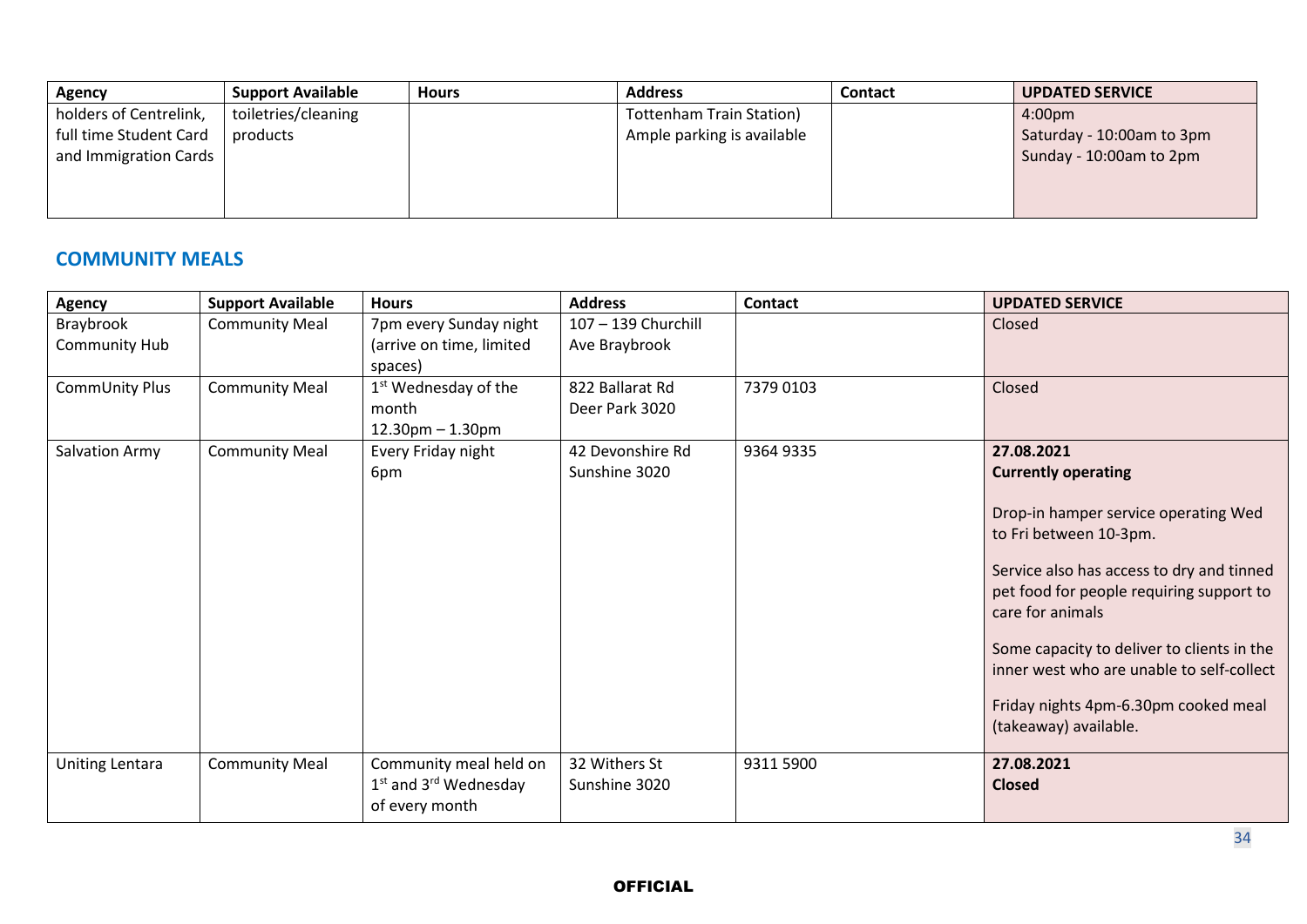| Agency | Support Available | Hours | Address | Contact | UPDATED SERVICE |
| --- | --- | --- | --- | --- | --- |
| holders of Centrelink, full time Student Card and Immigration Cards | toiletries/cleaning products | | Tottenham Train Station) Ample parking is available | | 4:00pm<br>Saturday - 10:00am to 3pm<br>Sunday - 10:00am to 2pm |

## COMMUNITY MEALS

| Agency | Support Available | Hours | Address | Contact | UPDATED SERVICE |
| --- | --- | --- | --- | --- | --- |
| Braybrook Community Hub | Community Meal | 7pm every Sunday night (arrive on time, limited spaces) | 107 – 139 Churchill Ave Braybrook | | Closed |
| CommUnity Plus | Community Meal | 1st Wednesday of the month<br>12.30pm – 1.30pm | 822 Ballarat Rd Deer Park 3020 | 7379 0103 | Closed |
| Salvation Army | Community Meal | Every Friday night<br>6pm | 42 Devonshire Rd Sunshine 3020 | 9364 9335 | **27.08.2021**<br>**Currently operating**<br><br>Drop-in hamper service operating Wed to Fri between 10-3pm.<br><br>Service also has access to dry and tinned pet food for people requiring support to care for animals<br><br>Some capacity to deliver to clients in the inner west who are unable to self-collect<br><br>Friday nights 4pm-6.30pm cooked meal (takeaway) available. |
| Uniting Lentara | Community Meal | Community meal held on 1st and 3rd Wednesday of every month | 32 Withers St Sunshine 3020 | 9311 5900 | **27.08.2021**<br>**Closed** |

**OFFICIAL**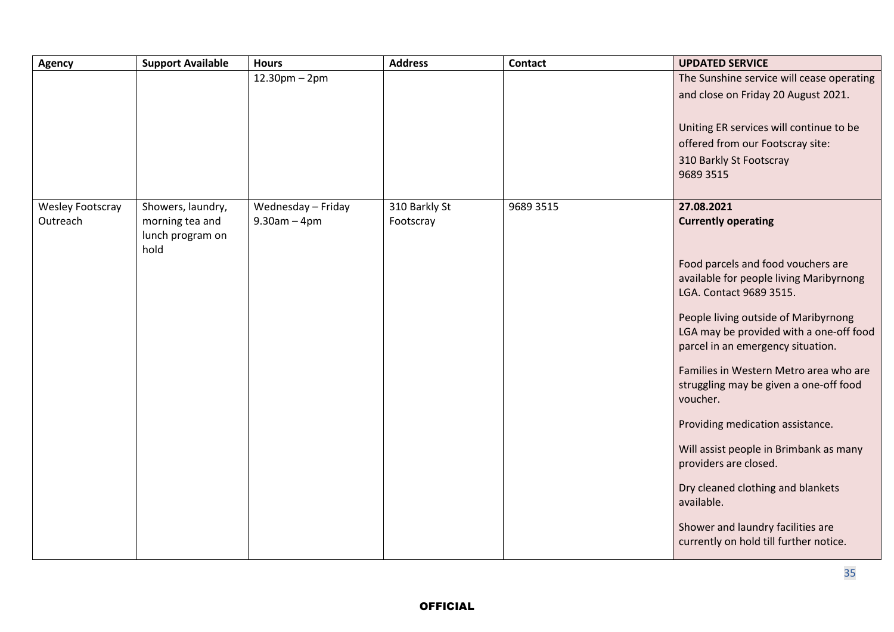| Agency | Support Available | Hours | Address | Contact | UPDATED SERVICE |
|---|---|---|---|---|---|
| | | 12.30pm – 2pm | | | The Sunshine service will cease operating and close on Friday 20 August 2021.<br><br>Uniting ER services will continue to be offered from our Footscray site:<br>310 Barkly St Footscray<br>9689 3515 |
| Wesley Footscray Outreach | Showers, laundry, morning tea and lunch program on hold | Wednesday – Friday 9.30am – 4pm | 310 Barkly St Footscray | 9689 3515 | **27.08.2021**<br>**Currently operating**<br><br>Food parcels and food vouchers are available for people living Maribyrnong LGA. Contact 9689 3515.<br><br>People living outside of Maribyrnong LGA may be provided with a one-off food parcel in an emergency situation.<br><br>Families in Western Metro area who are struggling may be given a one-off food voucher.<br><br>Providing medication assistance.<br><br>Will assist people in Brimbank as many providers are closed.<br><br>Dry cleaned clothing and blankets available.<br><br>Shower and laundry facilities are currently on hold till further notice. |

OFFICIAL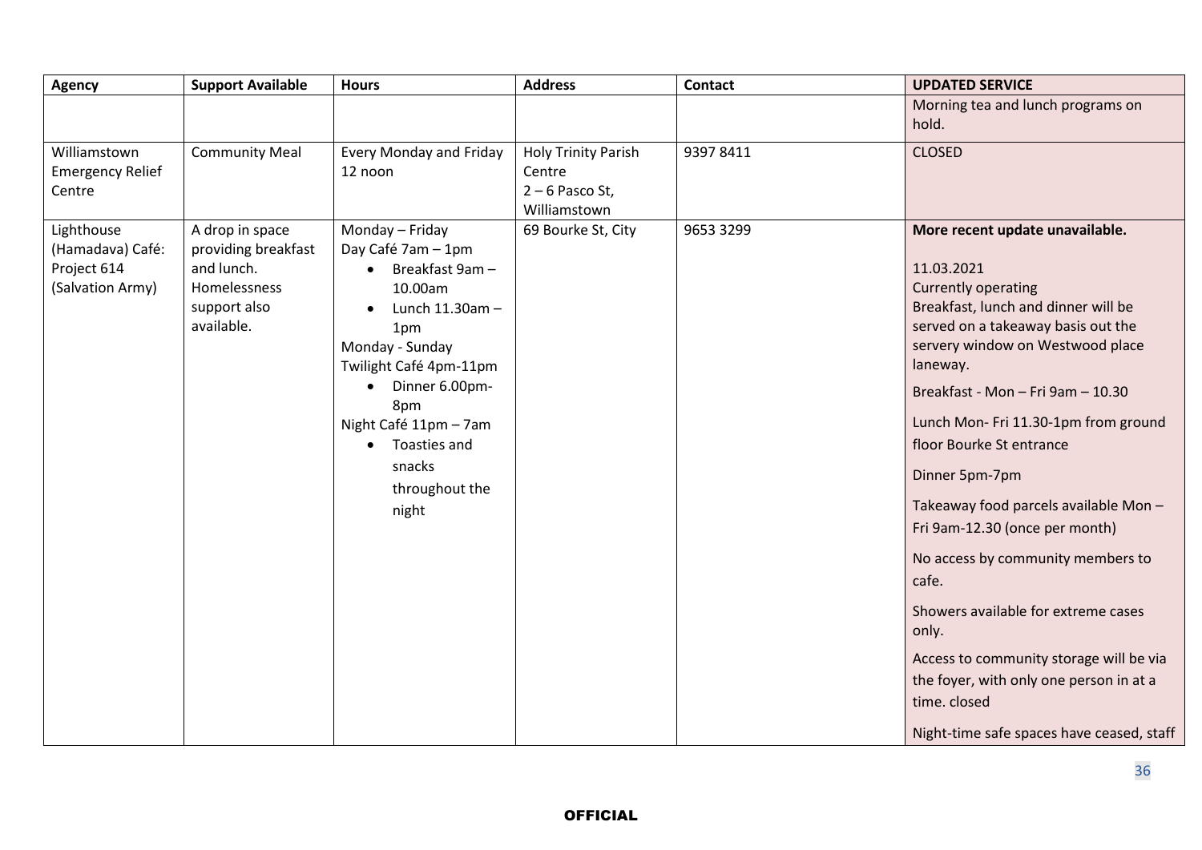| Agency | Support Available | Hours | Address | Contact | UPDATED SERVICE |
|---|---|---|---|---|---|
| | | | | | Morning tea and lunch programs on hold. |
| Williamstown Emergency Relief Centre | Community Meal | Every Monday and Friday 12 noon | Holy Trinity Parish Centre 2 – 6 Pasco St, Williamstown | 9397 8411 | CLOSED |
| Lighthouse (Hamadava) Café: Project 614 (Salvation Army) | A drop in space providing breakfast and lunch. Homelessness support also available. | Monday – Friday Day Café 7am – 1pm <br>• Breakfast 9am – 10.00am <br>• Lunch 11.30am – 1pm <br>Monday - Sunday Twilight Café 4pm-11pm <br>• Dinner 6.00pm-8pm <br>Night Café 11pm – 7am <br>• Toasties and snacks throughout the night | 69 Bourke St, City | 9653 3299 | **More recent update unavailable.** <br><br>11.03.2021 <br>Currently operating <br>Breakfast, lunch and dinner will be served on a takeaway basis out the servery window on Westwood place laneway. <br>Breakfast - Mon – Fri 9am – 10.30 <br>Lunch Mon- Fri 11.30-1pm from ground floor Bourke St entrance <br>Dinner 5pm-7pm <br>Takeaway food parcels available Mon – Fri 9am-12.30 (once per month) <br>No access by community members to cafe. <br>Showers available for extreme cases only. <br>Access to community storage will be via the foyer, with only one person in at a time. closed <br>Night-time safe spaces have ceased, staff |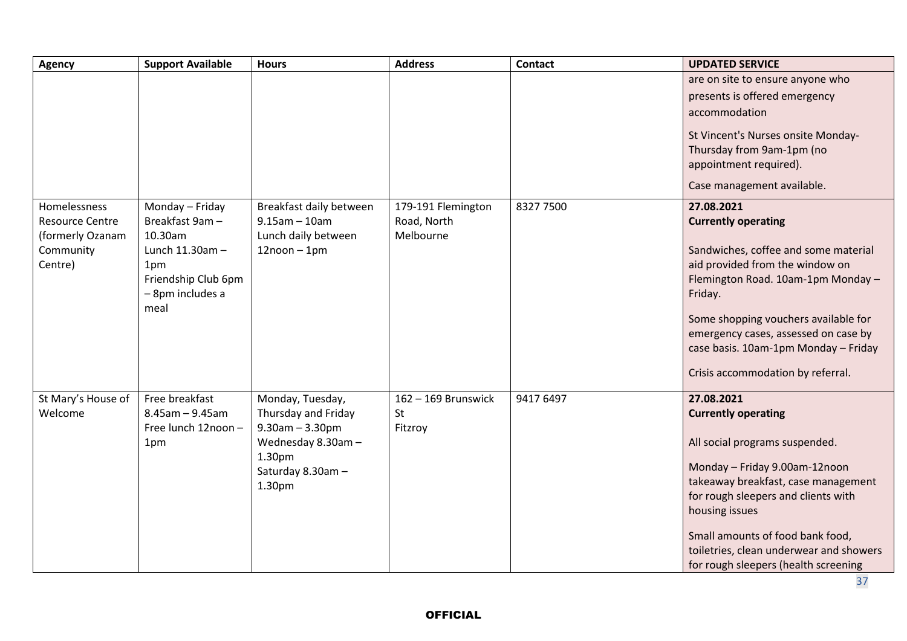| Agency | Support Available | Hours | Address | Contact | UPDATED SERVICE |
|---|---|---|---|---|---|
| | | | | | are on site to ensure anyone who presents is offered emergency accommodation<br><br>St Vincent's Nurses onsite Monday-Thursday from 9am-1pm (no appointment required).<br><br>Case management available. |
| Homelessness Resource Centre (formerly Ozanam Community Centre) | Monday – Friday Breakfast 9am – 10.30am<br>Lunch 11.30am – 1pm<br>Friendship Club 6pm – 8pm includes a meal | Breakfast daily between 9.15am – 10am<br>Lunch daily between 12noon – 1pm | 179-191 Flemington Road, North Melbourne | 8327 7500 | **27.08.2021**<br>**Currently operating**<br><br>Sandwiches, coffee and some material aid provided from the window on Flemington Road. 10am-1pm Monday – Friday.<br><br>Some shopping vouchers available for emergency cases, assessed on case by case basis. 10am-1pm Monday – Friday<br><br>Crisis accommodation by referral. |
| St Mary's House of Welcome | Free breakfast 8.45am – 9.45am<br>Free lunch 12noon – 1pm | Monday, Tuesday, Thursday and Friday 9.30am – 3.30pm<br>Wednesday 8.30am – 1.30pm<br>Saturday 8.30am – 1.30pm | 162 – 169 Brunswick St<br>Fitzroy | 9417 6497 | **27.08.2021**<br>**Currently operating**<br><br>All social programs suspended.<br><br>Monday – Friday 9.00am-12noon takeaway breakfast, case management for rough sleepers and clients with housing issues<br><br>Small amounts of food bank food, toiletries, clean underwear and showers for rough sleepers (health screening |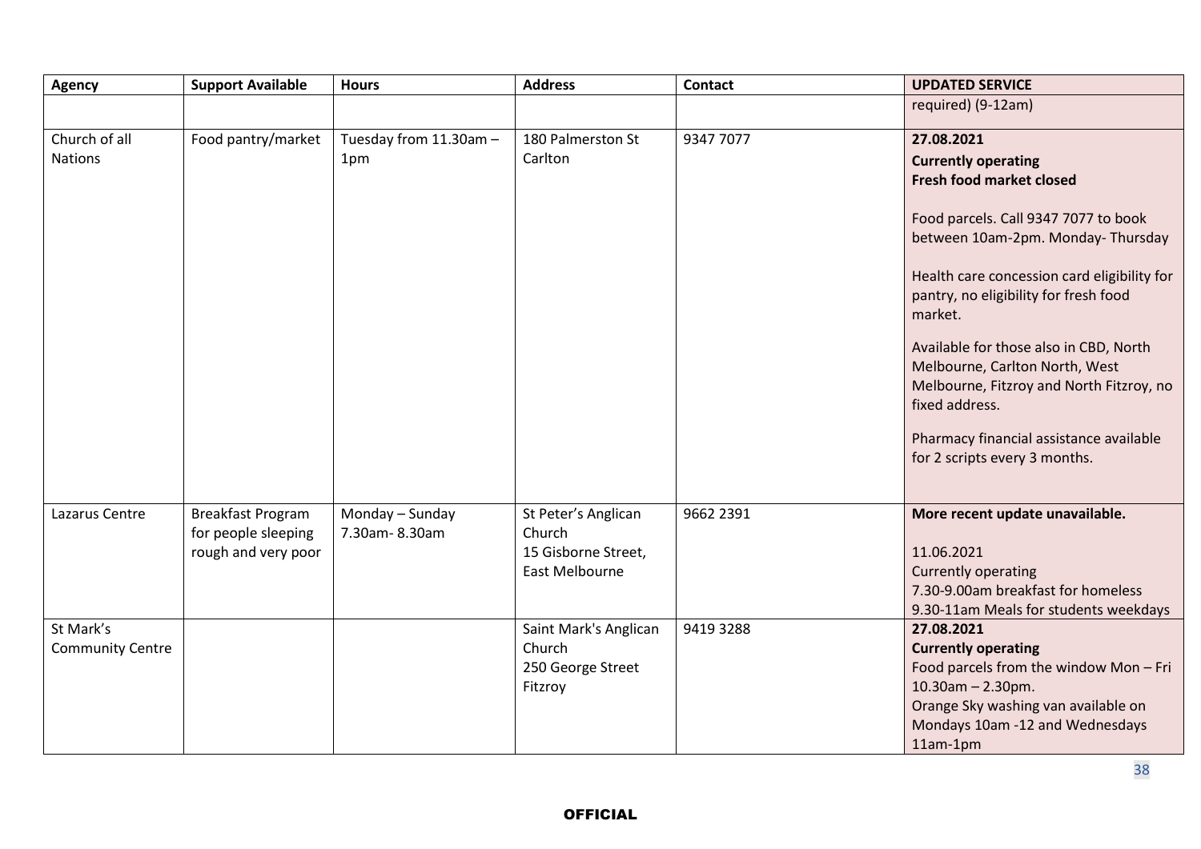| Agency | Support Available | Hours | Address | Contact | UPDATED SERVICE |
|---|---|---|---|---|---|
| | | | | | required) (9-12am) |
| Church of all Nations | Food pantry/market | Tuesday from 11.30am – 1pm | 180 Palmerston St Carlton | 9347 7077 | **27.08.2021**<br>**Currently operating**<br>**Fresh food market closed**<br><br>Food parcels. Call 9347 7077 to book between 10am-2pm. Monday- Thursday<br><br>Health care concession card eligibility for pantry, no eligibility for fresh food market.<br><br>Available for those also in CBD, North Melbourne, Carlton North, West Melbourne, Fitzroy and North Fitzroy, no fixed address.<br><br>Pharmacy financial assistance available for 2 scripts every 3 months. |
| Lazarus Centre | Breakfast Program for people sleeping rough and very poor | Monday – Sunday 7.30am- 8.30am | St Peter's Anglican Church 15 Gisborne Street, East Melbourne | 9662 2391 | **More recent update unavailable.**<br><br>11.06.2021<br>Currently operating<br>7.30-9.00am breakfast for homeless<br>9.30-11am Meals for students weekdays |
| St Mark's Community Centre | | | Saint Mark's Anglican Church 250 George Street Fitzroy | 9419 3288 | **27.08.2021**<br>**Currently operating**<br>Food parcels from the window Mon – Fri 10.30am – 2.30pm.<br>Orange Sky washing van available on Mondays 10am -12 and Wednesdays 11am-1pm |

OFFICIAL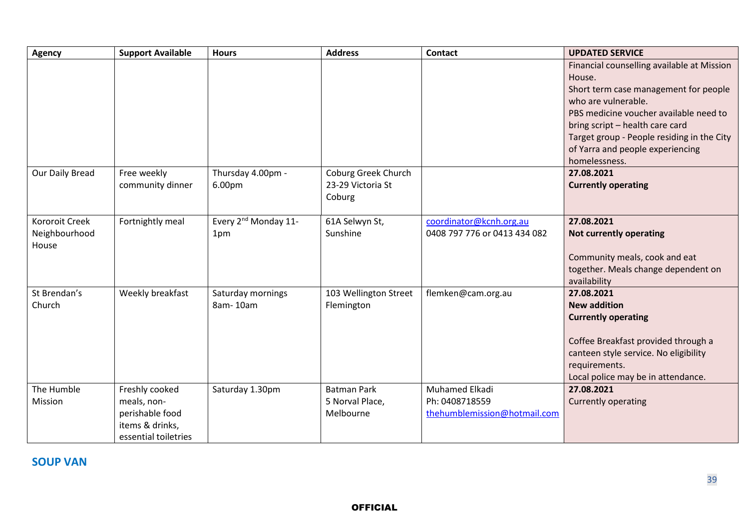| Agency | Support Available | Hours | Address | Contact | UPDATED SERVICE |
| --- | --- | --- | --- | --- | --- |
| | | | | | Financial counselling available at Mission House.<br>Short term case management for people who are vulnerable.<br>PBS medicine voucher available need to bring script – health care card<br>Target group - People residing in the City of Yarra and people experiencing homelessness. |
| Our Daily Bread | Free weekly community dinner | Thursday 4.00pm - 6.00pm | Coburg Greek Church 23-29 Victoria St Coburg | | **27.08.2021**<br>**Currently operating** |
| Kororoit Creek Neighbourhood House | Fortnightly meal | Every 2nd Monday 11-1pm | 61A Selwyn St, Sunshine | coordinator@kcnh.org.au<br>0408 797 776 or 0413 434 082 | **27.08.2021**<br>**Not currently operating**<br><br>Community meals, cook and eat together. Meals change dependent on availability |
| St Brendan's Church | Weekly breakfast | Saturday mornings 8am- 10am | 103 Wellington Street Flemington | flemken@cam.org.au | **27.08.2021**<br>**New addition**<br>**Currently operating**<br><br>Coffee Breakfast provided through a canteen style service. No eligibility requirements.<br>Local police may be in attendance. |
| The Humble Mission | Freshly cooked meals, non-perishable food items & drinks, essential toiletries | Saturday 1.30pm | Batman Park 5 Norval Place, Melbourne | Muhamed Elkadi<br>Ph: 0408718559<br>thehumblemission@hotmail.com | **27.08.2021**<br>Currently operating |

## SOUP VAN

OFFICIAL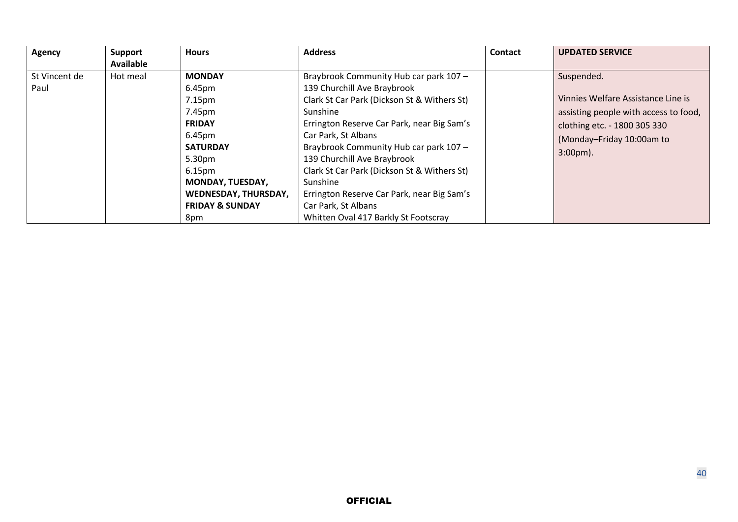| Agency | Support Available | Hours | Address | Contact | UPDATED SERVICE |
|---|---|---|---|---|---|
| St Vincent de Paul | Hot meal | **MONDAY**<br>6.45pm<br>7.15pm<br>7.45pm<br>**FRIDAY**<br>6.45pm<br>**SATURDAY**<br>5.30pm<br>6.15pm<br>**MONDAY, TUESDAY, WEDNESDAY, THURSDAY, FRIDAY & SUNDAY**<br>8pm | Braybrook Community Hub car park 107 – 139 Churchill Ave Braybrook<br>Clark St Car Park (Dickson St & Withers St) Sunshine<br>Errington Reserve Car Park, near Big Sam's Car Park, St Albans<br>Braybrook Community Hub car park 107 – 139 Churchill Ave Braybrook<br>Clark St Car Park (Dickson St & Withers St) Sunshine<br>Errington Reserve Car Park, near Big Sam's Car Park, St Albans<br>Whitten Oval 417 Barkly St Footscray | | Suspended.<br><br>Vinnies Welfare Assistance Line is assisting people with access to food, clothing etc. - 1800 305 330 (Monday–Friday 10:00am to 3:00pm). |

OFFICIAL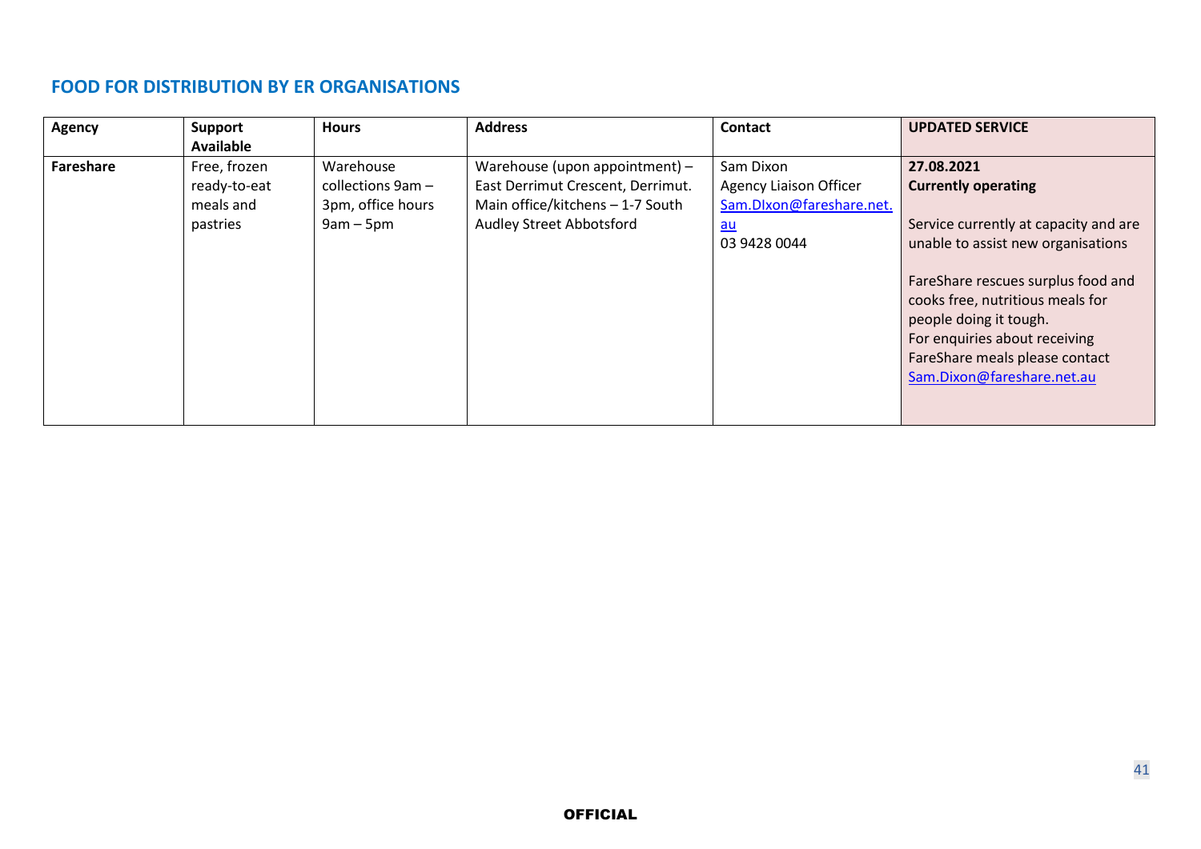## FOOD FOR DISTRIBUTION BY ER ORGANISATIONS

| Agency | Support Available | Hours | Address | Contact | UPDATED SERVICE |
|---|---|---|---|---|---|
| **Fareshare** | Free, frozen ready-to-eat meals and pastries | Warehouse collections 9am – 3pm, office hours 9am – 5pm | Warehouse (upon appointment) – East Derrimut Crescent, Derrimut. Main office/kitchens – 1-7 South Audley Street Abbotsford | Sam Dixon<br>Agency Liaison Officer<br>Sam.DIxon@fareshare.net.au<br>03 9428 0044 | **27.08.2021**<br>**Currently operating**<br><br>Service currently at capacity and are unable to assist new organisations<br><br>FareShare rescues surplus food and cooks free, nutritious meals for people doing it tough.<br>For enquiries about receiving FareShare meals please contact Sam.Dixon@fareshare.net.au |

**OFFICIAL**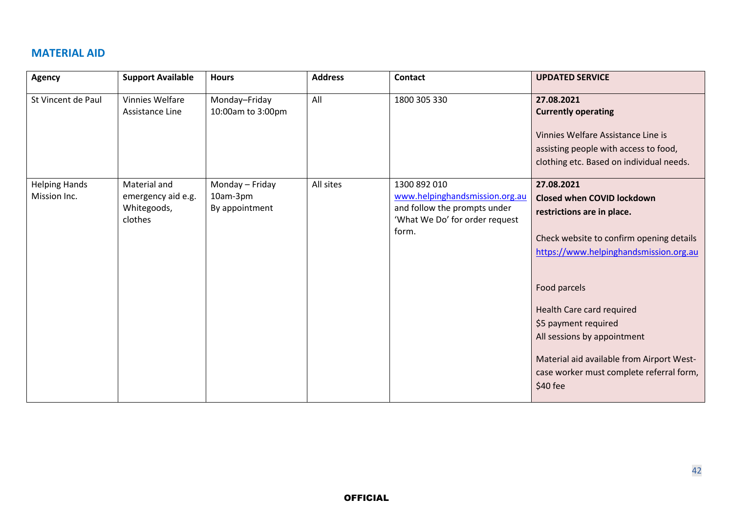## MATERIAL AID

| Agency | Support Available | Hours | Address | Contact | UPDATED SERVICE |
|---|---|---|---|---|---|
| St Vincent de Paul | Vinnies Welfare Assistance Line | Monday–Friday 10:00am to 3:00pm | All | 1800 305 330 | **27.08.2021** **Currently operating** Vinnies Welfare Assistance Line is assisting people with access to food, clothing etc. Based on individual needs. |
| Helping Hands Mission Inc. | Material and emergency aid e.g. Whitegoods, clothes | Monday – Friday 10am-3pm By appointment | All sites | 1300 892 010 www.helpinghandsmission.org.au and follow the prompts under 'What We Do' for order request form. | **27.08.2021** **Closed when COVID lockdown restrictions are in place.** Check website to confirm opening details https://www.helpinghandsmission.org.au Food parcels Health Care card required $5 payment required All sessions by appointment Material aid available from Airport West- case worker must complete referral form, $40 fee |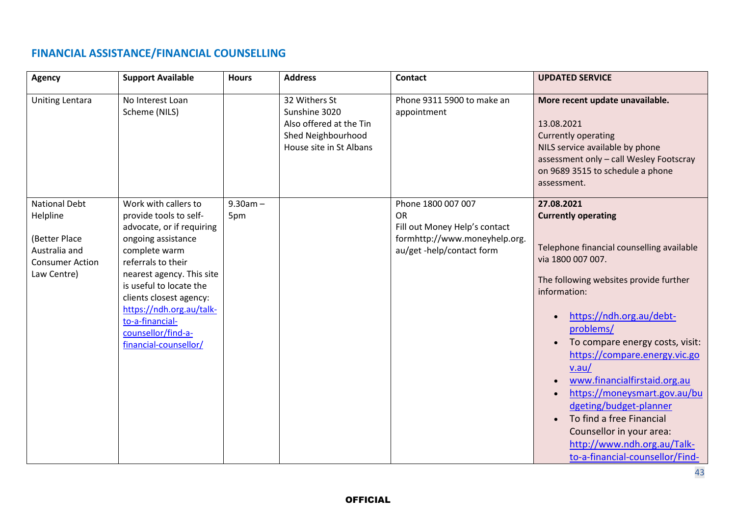## FINANCIAL ASSISTANCE/FINANCIAL COUNSELLING

| Agency | Support Available | Hours | Address | Contact | UPDATED SERVICE |
|---|---|---|---|---|---|
| Uniting Lentara | No Interest Loan Scheme (NILS) | | 32 Withers St Sunshine 3020<br>Also offered at the Tin Shed Neighbourhood House site in St Albans | Phone 9311 5900 to make an appointment | **More recent update unavailable.**<br><br>13.08.2021<br>Currently operating<br>NILS service available by phone assessment only – call Wesley Footscray on 9689 3515 to schedule a phone assessment. |
| National Debt Helpline<br><br>(Better Place Australia and Consumer Action Law Centre) | Work with callers to provide tools to self-advocate, or if requiring ongoing assistance complete warm referrals to their nearest agency. This site is useful to locate the clients closest agency: https://ndh.org.au/talk-to-a-financial-counsellor/find-a-financial-counsellor/ | 9.30am – 5pm | | Phone 1800 007 007<br>OR<br>Fill out Money Help's contact formhttp://www.moneyhelp.org.au/get -help/contact form | **27.08.2021**<br>**Currently operating**<br><br>Telephone financial counselling available via 1800 007 007.<br><br>The following websites provide further information:<br>• https://ndh.org.au/debt-problems/<br>• To compare energy costs, visit: https://compare.energy.vic.gov.au/<br>• www.financialfirstaid.org.au<br>• https://moneysmart.gov.au/budgeting/budget-planner<br>• To find a free Financial Counsellor in your area: http://www.ndh.org.au/Talk-to-a-financial-counsellor/Find- |

**OFFICIAL**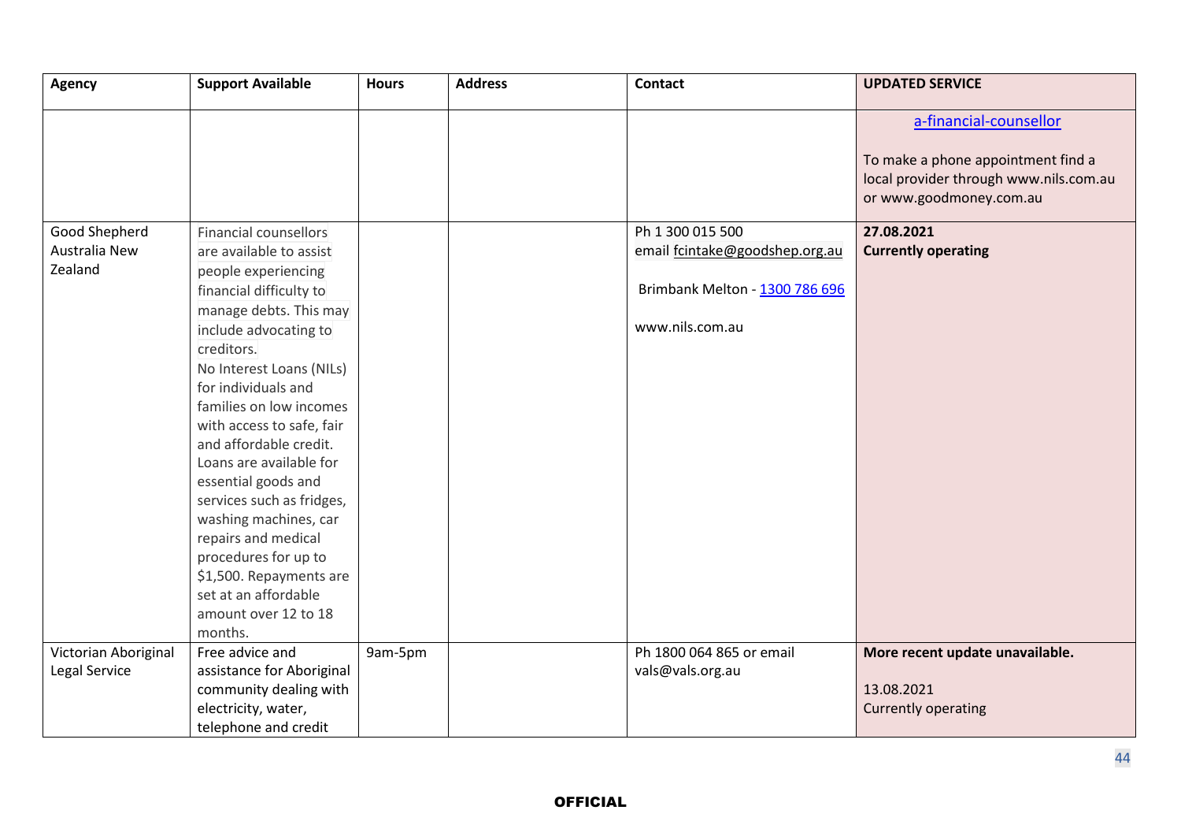| Agency | Support Available | Hours | Address | Contact | UPDATED SERVICE |
|---|---|---|---|---|---|
| | | | | | a-financial-counsellor<br><br>To make a phone appointment find a local provider through www.nils.com.au or www.goodmoney.com.au |
| Good Shepherd Australia New Zealand | Financial counsellors are available to assist people experiencing financial difficulty to manage debts. This may include advocating to creditors.<br>No Interest Loans (NILs) for individuals and families on low incomes with access to safe, fair and affordable credit. Loans are available for essential goods and services such as fridges, washing machines, car repairs and medical procedures for up to $1,500. Repayments are set at an affordable amount over 12 to 18 months. | | | Ph 1 300 015 500<br>email fcintake@goodshep.org.au<br><br>Brimbank Melton - 1300 786 696<br><br>www.nils.com.au | **27.08.2021**<br>**Currently operating** |
| Victorian Aboriginal Legal Service | Free advice and assistance for Aboriginal community dealing with electricity, water, telephone and credit | 9am-5pm | | Ph 1800 064 865 or email vals@vals.org.au | **More recent update unavailable.**<br><br>13.08.2021<br>Currently operating |

**OFFICIAL**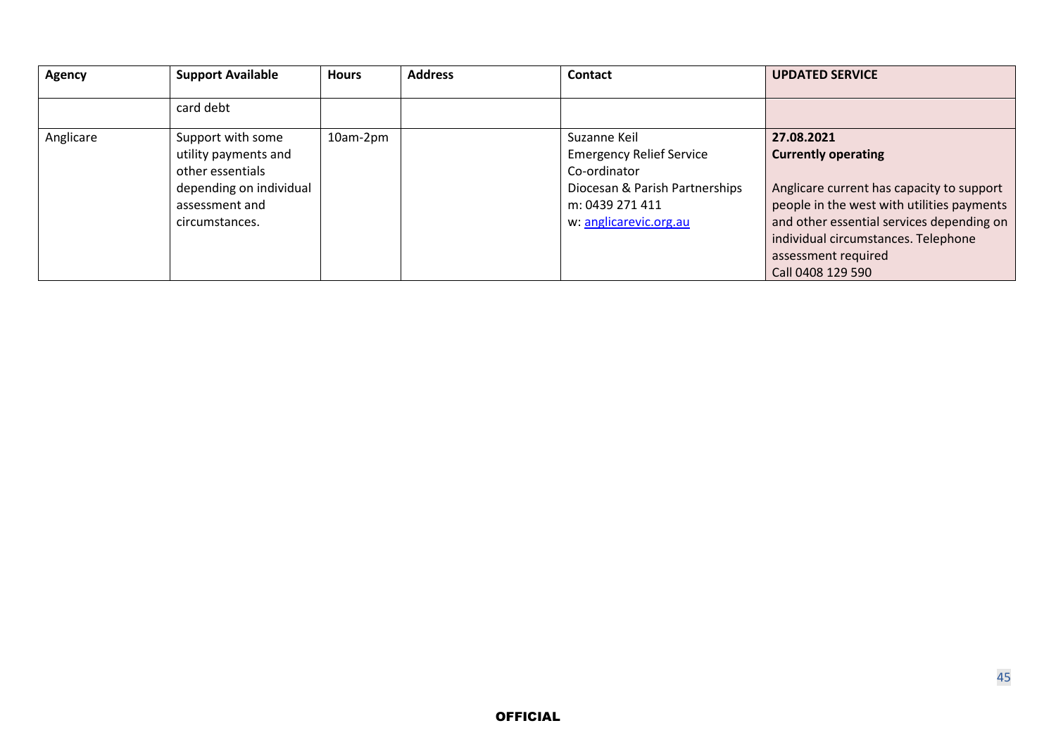| Agency | Support Available | Hours | Address | Contact | UPDATED SERVICE |
|---|---|---|---|---|---|
| | card debt | | | | |
| Anglicare | Support with some utility payments and other essentials depending on individual assessment and circumstances. | 10am-2pm | | Suzanne Keil<br>Emergency Relief Service Co-ordinator<br>Diocesan & Parish Partnerships<br>m: 0439 271 411<br>w: [anglicarevic.org.au](anglicarevic.org.au) | **27.08.2021**<br>**Currently operating**<br><br>Anglicare current has capacity to support people in the west with utilities payments and other essential services depending on individual circumstances. Telephone assessment required<br>Call 0408 129 590 |

**OFFICIAL**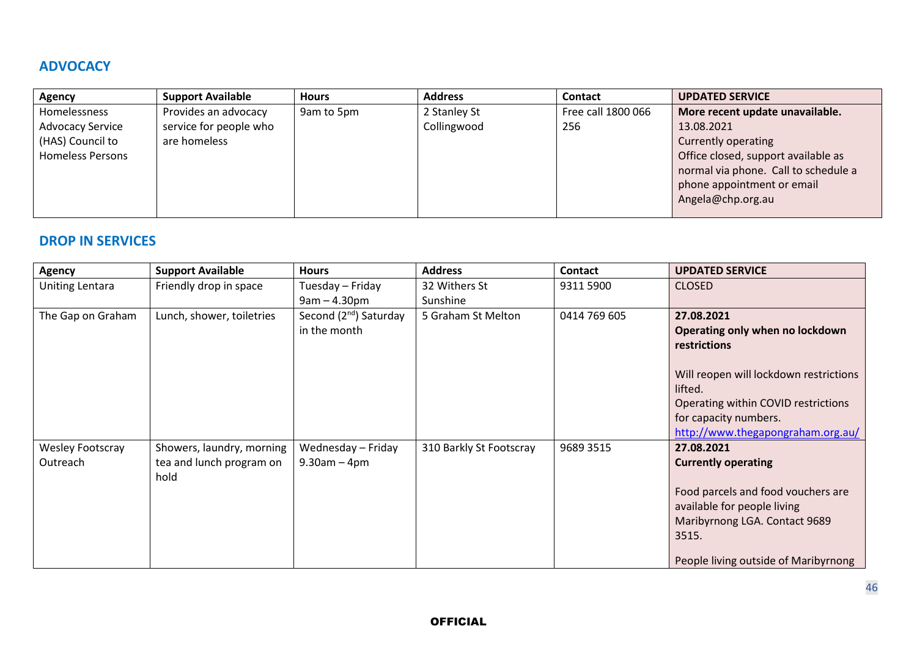## ADVOCACY

| Agency | Support Available | Hours | Address | Contact | UPDATED SERVICE |
|---|---|---|---|---|---|
| Homelessness Advocacy Service (HAS) Council to Homeless Persons | Provides an advocacy service for people who are homeless | 9am to 5pm | 2 Stanley St Collingwood | Free call 1800 066 256 | **More recent update unavailable.** 13.08.2021 Currently operating Office closed, support available as normal via phone. Call to schedule a phone appointment or email Angela@chp.org.au |

## DROP IN SERVICES

| Agency | Support Available | Hours | Address | Contact | UPDATED SERVICE |
|---|---|---|---|---|---|
| Uniting Lentara | Friendly drop in space | Tuesday – Friday 9am – 4.30pm | 32 Withers St Sunshine | 9311 5900 | CLOSED |
| The Gap on Graham | Lunch, shower, toiletries | Second (2nd) Saturday in the month | 5 Graham St Melton | 0414 769 605 | **27.08.2021** **Operating only when no lockdown restrictions** Will reopen will lockdown restrictions lifted. Operating within COVID restrictions for capacity numbers. http://www.thegapongraham.org.au/ |
| Wesley Footscray Outreach | Showers, laundry, morning tea and lunch program on hold | Wednesday – Friday 9.30am – 4pm | 310 Barkly St Footscray | 9689 3515 | **27.08.2021** **Currently operating** Food parcels and food vouchers are available for people living Maribyrnong LGA. Contact 9689 3515. People living outside of Maribyrnong |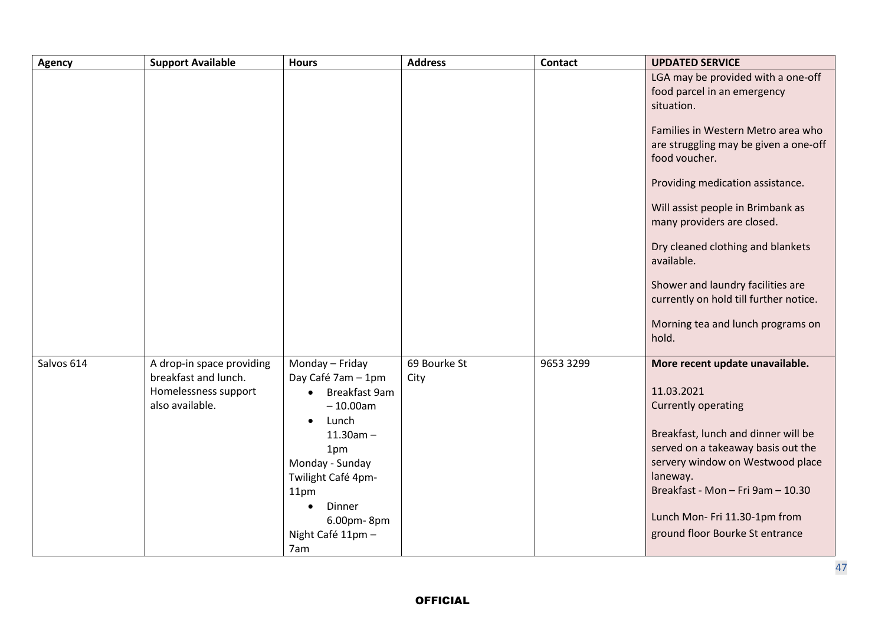| Agency | Support Available | Hours | Address | Contact | UPDATED SERVICE |
|---|---|---|---|---|---|
| | | | | | LGA may be provided with a one-off food parcel in an emergency situation.<br><br>Families in Western Metro area who are struggling may be given a one-off food voucher.<br><br>Providing medication assistance.<br><br>Will assist people in Brimbank as many providers are closed.<br><br>Dry cleaned clothing and blankets available.<br><br>Shower and laundry facilities are currently on hold till further notice.<br><br>Morning tea and lunch programs on hold. |
| Salvos 614 | A drop-in space providing breakfast and lunch. Homelessness support also available. | Monday – Friday<br>Day Café 7am – 1pm<br>• Breakfast 9am – 10.00am<br>• Lunch 11.30am – 1pm<br>Monday - Sunday<br>Twilight Café 4pm-11pm<br>• Dinner 6.00pm- 8pm<br>Night Café 11pm – 7am | 69 Bourke St<br>City | 9653 3299 | **More recent update unavailable.**<br><br>11.03.2021<br>Currently operating<br><br>Breakfast, lunch and dinner will be served on a takeaway basis out the servery window on Westwood place laneway.<br>Breakfast - Mon – Fri 9am – 10.30<br><br>Lunch Mon- Fri 11.30-1pm from ground floor Bourke St entrance |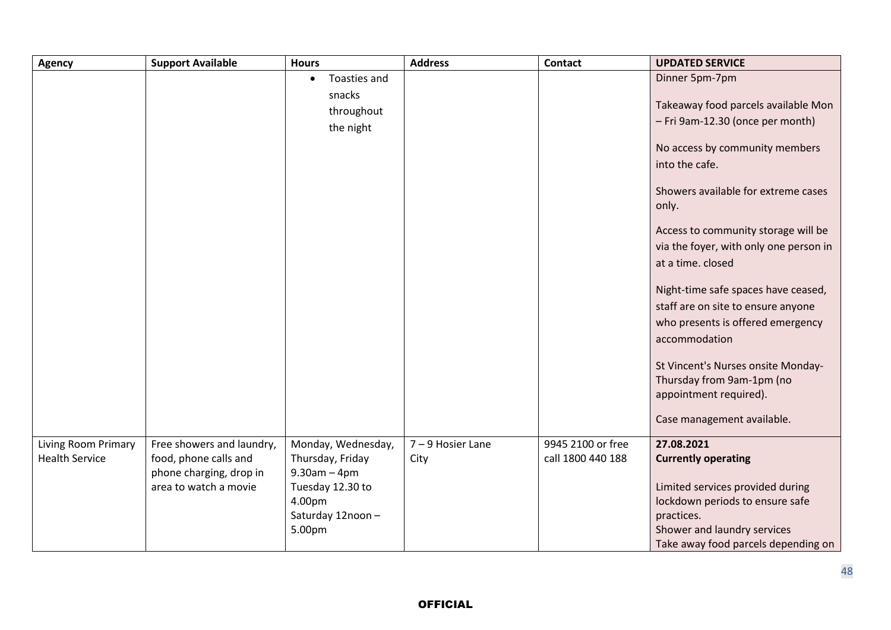| Agency | Support Available | Hours | Address | Contact | UPDATED SERVICE |
|---|---|---|---|---|---|
| | | • Toasties and snacks throughout the night | | | Dinner 5pm-7pm<br><br>Takeaway food parcels available Mon – Fri 9am-12.30 (once per month)<br><br>No access by community members into the cafe.<br><br>Showers available for extreme cases only.<br><br>Access to community storage will be via the foyer, with only one person in at a time. closed<br><br>Night-time safe spaces have ceased, staff are on site to ensure anyone who presents is offered emergency accommodation<br><br>St Vincent's Nurses onsite Monday-Thursday from 9am-1pm (no appointment required).<br><br>Case management available. |
| Living Room Primary Health Service | Free showers and laundry, food, phone calls and phone charging, drop in area to watch a movie | Monday, Wednesday, Thursday, Friday 9.30am – 4pm<br>Tuesday 12.30 to 4.00pm<br>Saturday 12noon – 5.00pm | 7 – 9 Hosier Lane City | 9945 2100 or free call 1800 440 188 | **27.08.2021**<br>**Currently operating**<br><br>Limited services provided during lockdown periods to ensure safe practices.<br>Shower and laundry services<br>Take away food parcels depending on |

OFFICIAL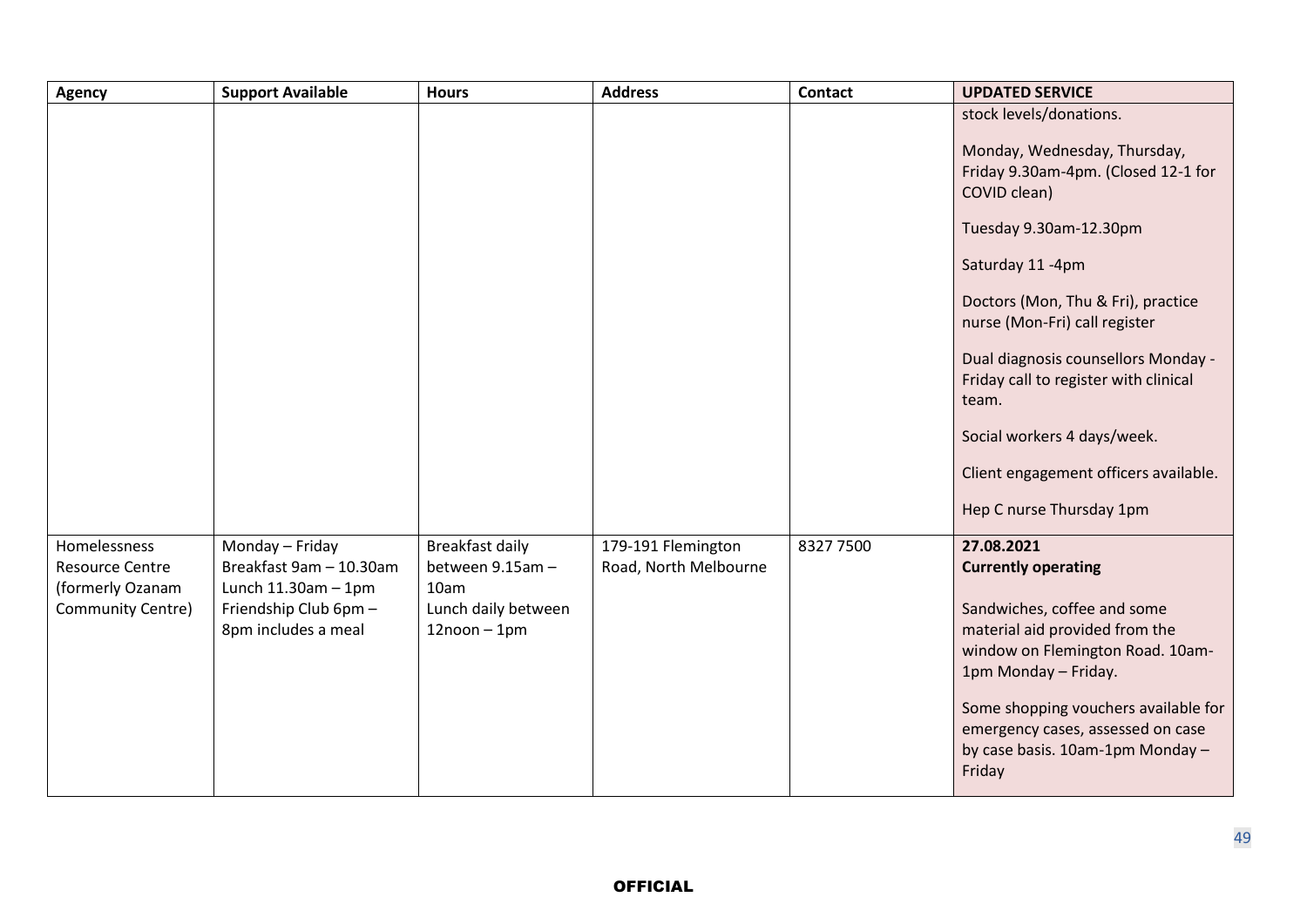| Agency | Support Available | Hours | Address | Contact | UPDATED SERVICE |
|---|---|---|---|---|---|
| | | | | | stock levels/donations.<br><br>Monday, Wednesday, Thursday, Friday 9.30am-4pm. (Closed 12-1 for COVID clean)<br><br>Tuesday 9.30am-12.30pm<br><br>Saturday 11 -4pm<br><br>Doctors (Mon, Thu & Fri), practice nurse (Mon-Fri) call register<br><br>Dual diagnosis counsellors Monday - Friday call to register with clinical team.<br><br>Social workers 4 days/week.<br><br>Client engagement officers available.<br><br>Hep C nurse Thursday 1pm |
| Homelessness Resource Centre (formerly Ozanam Community Centre) | Monday – Friday<br>Breakfast 9am – 10.30am<br>Lunch 11.30am – 1pm<br>Friendship Club 6pm – 8pm includes a meal | Breakfast daily between 9.15am – 10am<br>Lunch daily between 12noon – 1pm | 179-191 Flemington Road, North Melbourne | 8327 7500 | **27.08.2021**<br>**Currently operating**<br><br>Sandwiches, coffee and some material aid provided from the window on Flemington Road. 10am-1pm Monday – Friday.<br><br>Some shopping vouchers available for emergency cases, assessed on case by case basis. 10am-1pm Monday – Friday |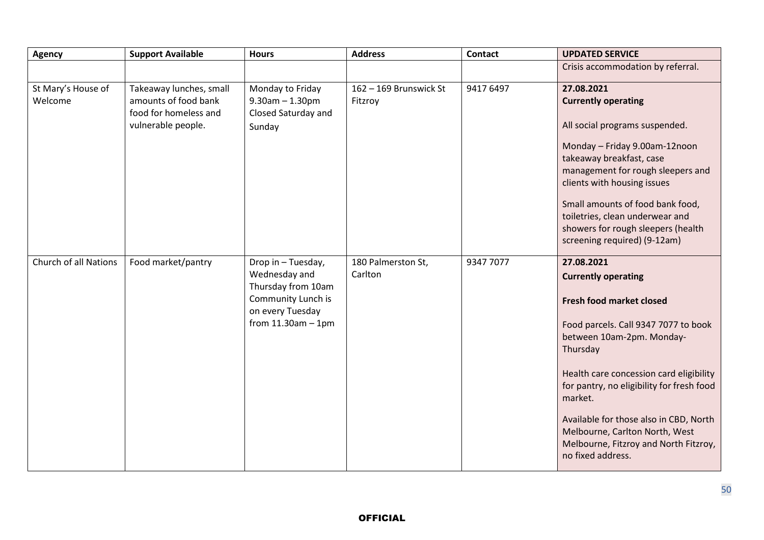| Agency | Support Available | Hours | Address | Contact | UPDATED SERVICE |
|---|---|---|---|---|---|
| | | | | | Crisis accommodation by referral. |
| St Mary's House of Welcome | Takeaway lunches, small amounts of food bank food for homeless and vulnerable people. | Monday to Friday 9.30am – 1.30pm Closed Saturday and Sunday | 162 – 169 Brunswick St Fitzroy | 9417 6497 | **27.08.2021** **Currently operating** All social programs suspended. Monday – Friday 9.00am-12noon takeaway breakfast, case management for rough sleepers and clients with housing issues Small amounts of food bank food, toiletries, clean underwear and showers for rough sleepers (health screening required) (9-12am) |
| Church of all Nations | Food market/pantry | Drop in – Tuesday, Wednesday and Thursday from 10am Community Lunch is on every Tuesday from 11.30am – 1pm | 180 Palmerston St, Carlton | 9347 7077 | **27.08.2021** **Currently operating** **Fresh food market closed** Food parcels. Call 9347 7077 to book between 10am-2pm. Monday-Thursday Health care concession card eligibility for pantry, no eligibility for fresh food market. Available for those also in CBD, North Melbourne, Carlton North, West Melbourne, Fitzroy and North Fitzroy, no fixed address. |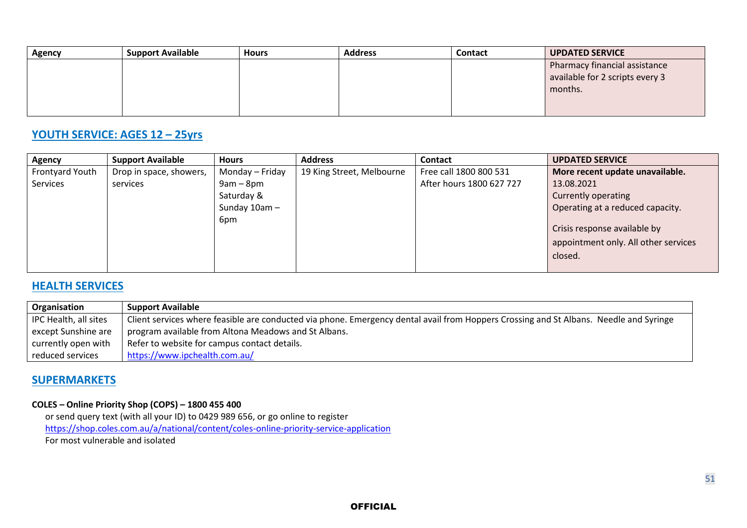| Agency | Support Available | Hours | Address | Contact | UPDATED SERVICE |
|---|---|---|---|---|---|
| | | | | | Pharmacy financial assistance available for 2 scripts every 3 months. |

## YOUTH SERVICE: AGES 12 – 25yrs

| Agency | Support Available | Hours | Address | Contact | UPDATED SERVICE |
|---|---|---|---|---|---|
| Frontyard Youth Services | Drop in space, showers, services | Monday – Friday 9am – 8pm Saturday & Sunday 10am – 6pm | 19 King Street, Melbourne | Free call 1800 800 531 After hours 1800 627 727 | **More recent update unavailable.** 13.08.2021 Currently operating Operating at a reduced capacity. Crisis response available by appointment only. All other services closed. |

## HEALTH SERVICES

| Organisation | Support Available |
|---|---|
| IPC Health, all sites except Sunshine are currently open with reduced services | Client services where feasible are conducted via phone. Emergency dental avail from Hoppers Crossing and St Albans. Needle and Syringe program available from Altona Meadows and St Albans. Refer to website for campus contact details. https://www.ipchealth.com.au/ |

## SUPERMARKETS

**COLES – Online Priority Shop (COPS) – 1800 455 400**

or send query text (with all your ID) to 0429 989 656, or go online to register
https://shop.coles.com.au/a/national/content/coles-online-priority-service-application
For most vulnerable and isolated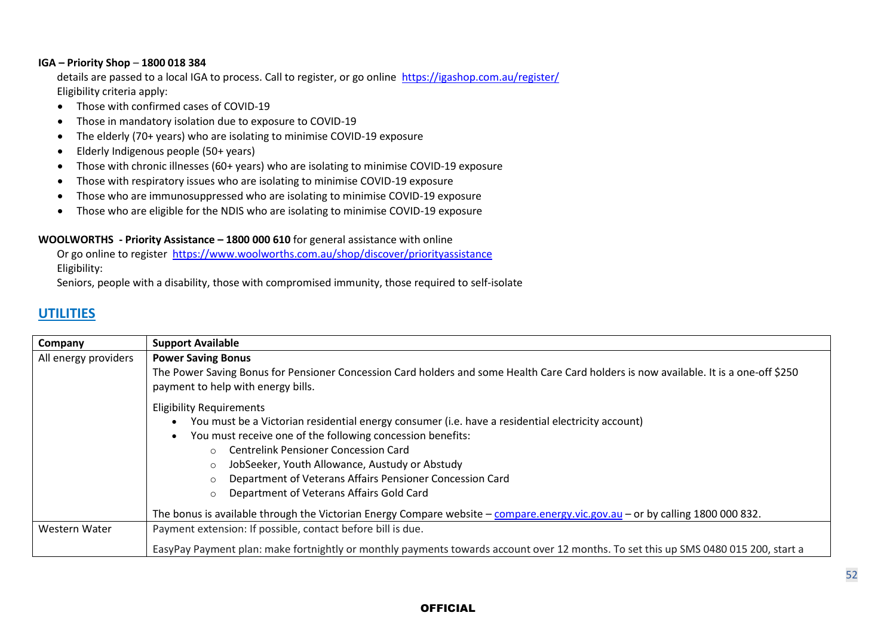**IGA – Priority Shop – 1800 018 384**

details are passed to a local IGA to process. Call to register, or go online https://igashop.com.au/register/

Eligibility criteria apply:

- Those with confirmed cases of COVID-19
- Those in mandatory isolation due to exposure to COVID-19
- The elderly (70+ years) who are isolating to minimise COVID-19 exposure
- Elderly Indigenous people (50+ years)
- Those with chronic illnesses (60+ years) who are isolating to minimise COVID-19 exposure
- Those with respiratory issues who are isolating to minimise COVID-19 exposure
- Those who are immunosuppressed who are isolating to minimise COVID-19 exposure
- Those who are eligible for the NDIS who are isolating to minimise COVID-19 exposure

**WOOLWORTHS - Priority Assistance – 1800 000 610** for general assistance with online

Or go online to register https://www.woolworths.com.au/shop/discover/priorityassistance

Eligibility:

Seniors, people with a disability, those with compromised immunity, those required to self-isolate

## UTILITIES

| Company | Support Available |
|---|---|
| All energy providers | **Power Saving Bonus**<br>The Power Saving Bonus for Pensioner Concession Card holders and some Health Care Card holders is now available. It is a one-off $250 payment to help with energy bills.<br><br>Eligibility Requirements<br>• You must be a Victorian residential energy consumer (i.e. have a residential electricity account)<br>• You must receive one of the following concession benefits:<br>  ○ Centrelink Pensioner Concession Card<br>  ○ JobSeeker, Youth Allowance, Austudy or Abstudy<br>  ○ Department of Veterans Affairs Pensioner Concession Card<br>  ○ Department of Veterans Affairs Gold Card<br><br>The bonus is available through the Victorian Energy Compare website – compare.energy.vic.gov.au – or by calling 1800 000 832. |
| Western Water | Payment extension: If possible, contact before bill is due.<br><br>EasyPay Payment plan: make fortnightly or monthly payments towards account over 12 months. To set this up SMS 0480 015 200, start a |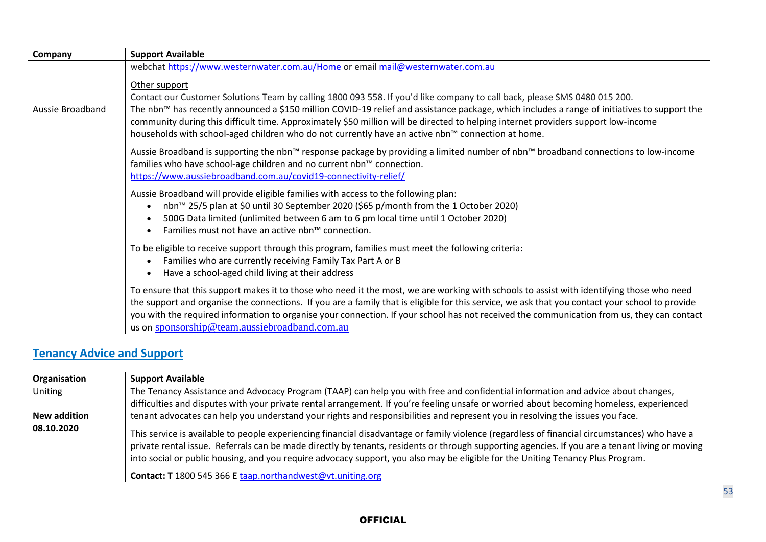| Company | Support Available |
|---|---|
| | webchat https://www.westernwater.com.au/Home or email mail@westernwater.com.au<br><br>Other support<br>Contact our Customer Solutions Team by calling 1800 093 558. If you'd like company to call back, please SMS 0480 015 200. |
| Aussie Broadband | The nbn™ has recently announced a $150 million COVID-19 relief and assistance package, which includes a range of initiatives to support the community during this difficult time. Approximately $50 million will be directed to helping internet providers support low-income households with school-aged children who do not currently have an active nbn™ connection at home.<br><br>Aussie Broadband is supporting the nbn™ response package by providing a limited number of nbn™ broadband connections to low-income families who have school-age children and no current nbn™ connection.<br>https://www.aussiebroadband.com.au/covid19-connectivity-relief/<br><br>Aussie Broadband will provide eligible families with access to the following plan:<br>• nbn™ 25/5 plan at $0 until 30 September 2020 ($65 p/month from the 1 October 2020)<br>• 500G Data limited (unlimited between 6 am to 6 pm local time until 1 October 2020)<br>• Families must not have an active nbn™ connection.<br><br>To be eligible to receive support through this program, families must meet the following criteria:<br>• Families who are currently receiving Family Tax Part A or B<br>• Have a school-aged child living at their address<br><br>To ensure that this support makes it to those who need it the most, we are working with schools to assist with identifying those who need the support and organise the connections. If you are a family that is eligible for this service, we ask that you contact your school to provide you with the required information to organise your connection. If your school has not received the communication from us, they can contact us on sponsorship@team.aussiebroadband.com.au |

## Tenancy Advice and Support

| Organisation | Support Available |
|---|---|
| Uniting<br><br>**New addition 08.10.2020** | The Tenancy Assistance and Advocacy Program (TAAP) can help you with free and confidential information and advice about changes, difficulties and disputes with your private rental arrangement. If you're feeling unsafe or worried about becoming homeless, experienced tenant advocates can help you understand your rights and responsibilities and represent you in resolving the issues you face.<br><br>This service is available to people experiencing financial disadvantage or family violence (regardless of financial circumstances) who have a private rental issue. Referrals can be made directly by tenants, residents or through supporting agencies. If you are a tenant living or moving into social or public housing, and you require advocacy support, you also may be eligible for the Uniting Tenancy Plus Program.<br><br>**Contact: T** 1800 545 366 **E** taap.northandwest@vt.uniting.org |

OFFICIAL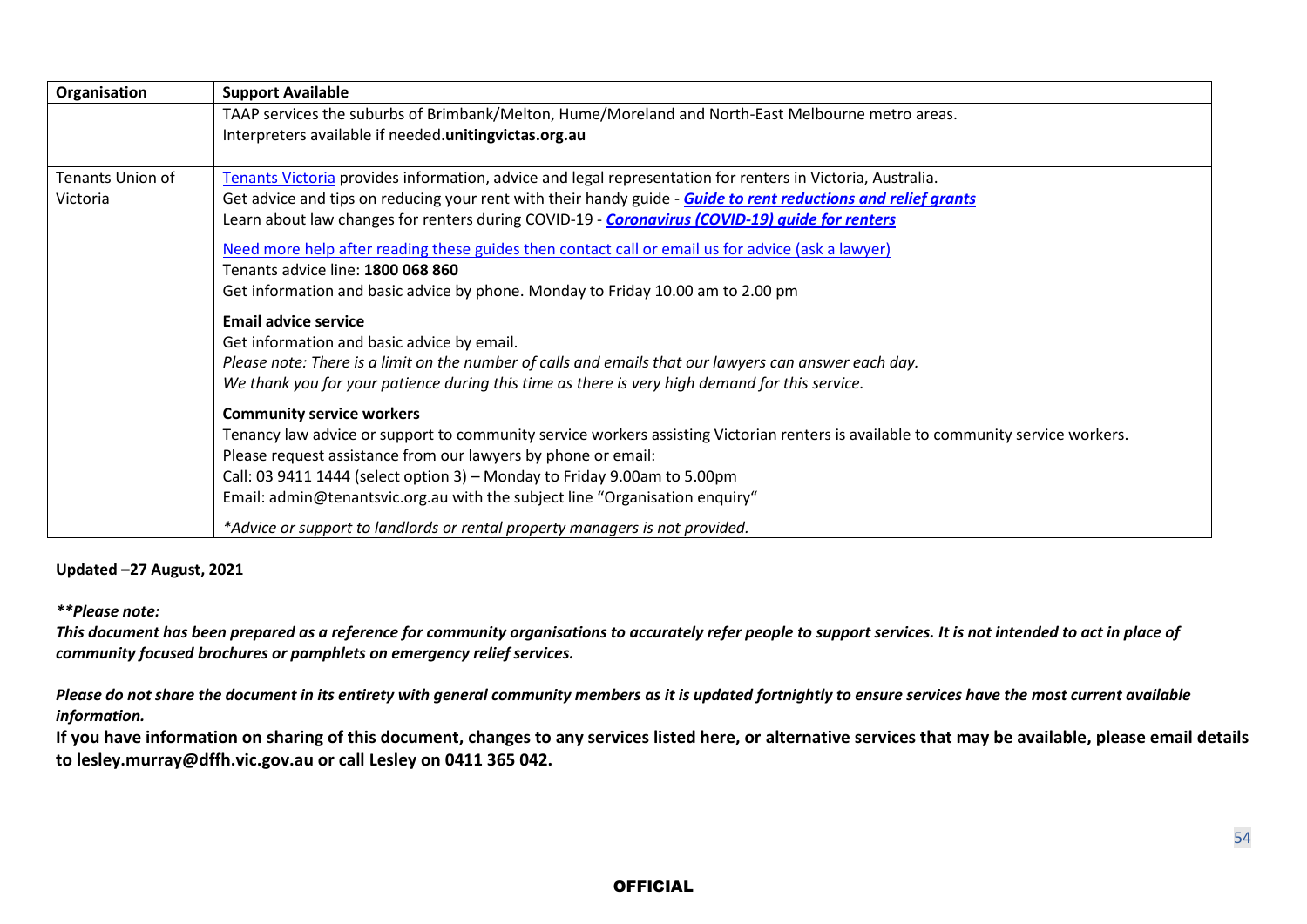| Organisation | Support Available |
|---|---|
| | TAAP services the suburbs of Brimbank/Melton, Hume/Moreland and North-East Melbourne metro areas.<br>Interpreters available if needed.**unitingvictas.org.au** |
| Tenants Union of Victoria | Tenants Victoria provides information, advice and legal representation for renters in Victoria, Australia.<br>Get advice and tips on reducing your rent with their handy guide - ***Guide to rent reductions and relief grants***<br>Learn about law changes for renters during COVID-19 - ***Coronavirus (COVID-19) guide for renters***<br><br>Need more help after reading these guides then contact call or email us for advice (ask a lawyer)<br>Tenants advice line: **1800 068 860**<br>Get information and basic advice by phone. Monday to Friday 10.00 am to 2.00 pm<br><br>**Email advice service**<br>Get information and basic advice by email.<br>*Please note: There is a limit on the number of calls and emails that our lawyers can answer each day.*<br>*We thank you for your patience during this time as there is very high demand for this service.*<br><br>**Community service workers**<br>Tenancy law advice or support to community service workers assisting Victorian renters is available to community service workers.<br>Please request assistance from our lawyers by phone or email:<br>Call: 03 9411 1444 (select option 3) – Monday to Friday 9.00am to 5.00pm<br>Email: admin@tenantsvic.org.au with the subject line "Organisation enquiry"<br><br>*\*Advice or support to landlords or rental property managers is not provided.* |

**Updated –27 August, 2021**

***\*\*Please note:***

***This document has been prepared as a reference for community organisations to accurately refer people to support services. It is not intended to act in place of community focused brochures or pamphlets on emergency relief services.***

***Please do not share the document in its entirety with general community members as it is updated fortnightly to ensure services have the most current available information.***

**If you have information on sharing of this document, changes to any services listed here, or alternative services that may be available, please email details to lesley.murray@dffh.vic.gov.au or call Lesley on 0411 365 042.**

OFFICIAL